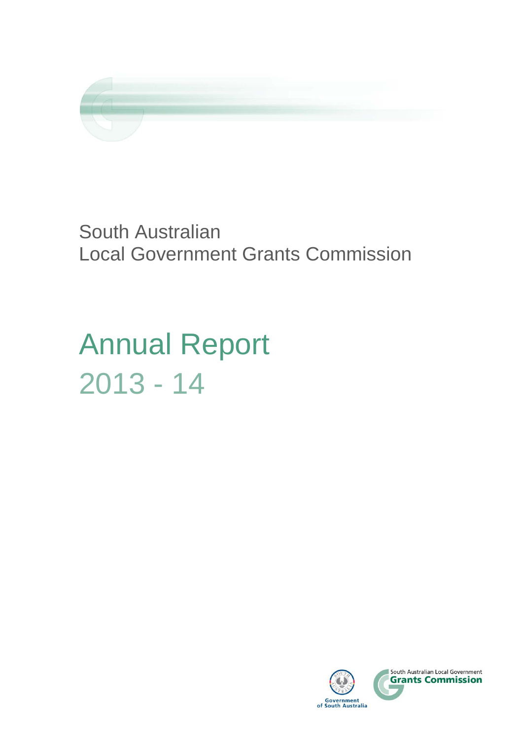South Australian
Local Government Grants Commission

# Annual Report
2013 - 14

Government of South Australia

South Australian Local Government
**Grants Commission**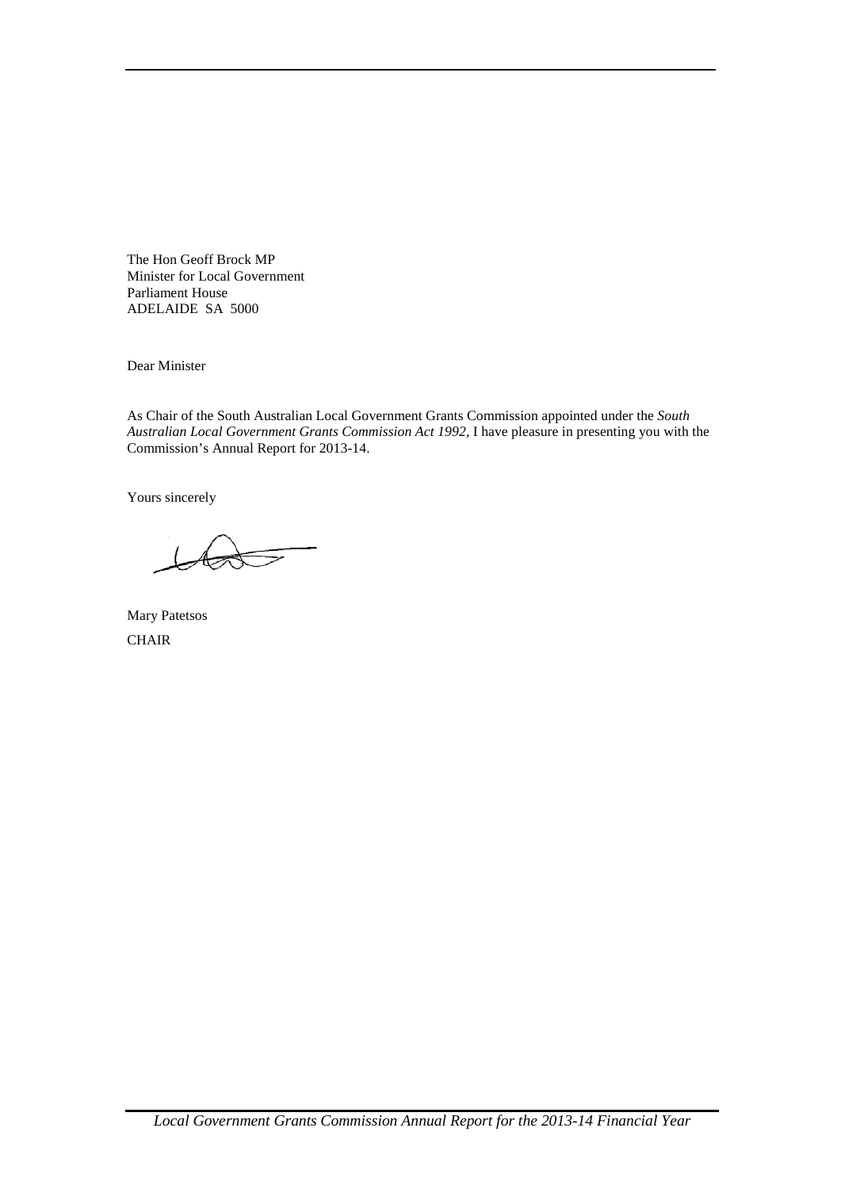The Hon Geoff Brock MP
Minister for Local Government
Parliament House
ADELAIDE SA 5000

Dear Minister

As Chair of the South Australian Local Government Grants Commission appointed under the *South Australian Local Government Grants Commission Act 1992*, I have pleasure in presenting you with the Commission's Annual Report for 2013-14.

Yours sincerely

Mary Patetsos
CHAIR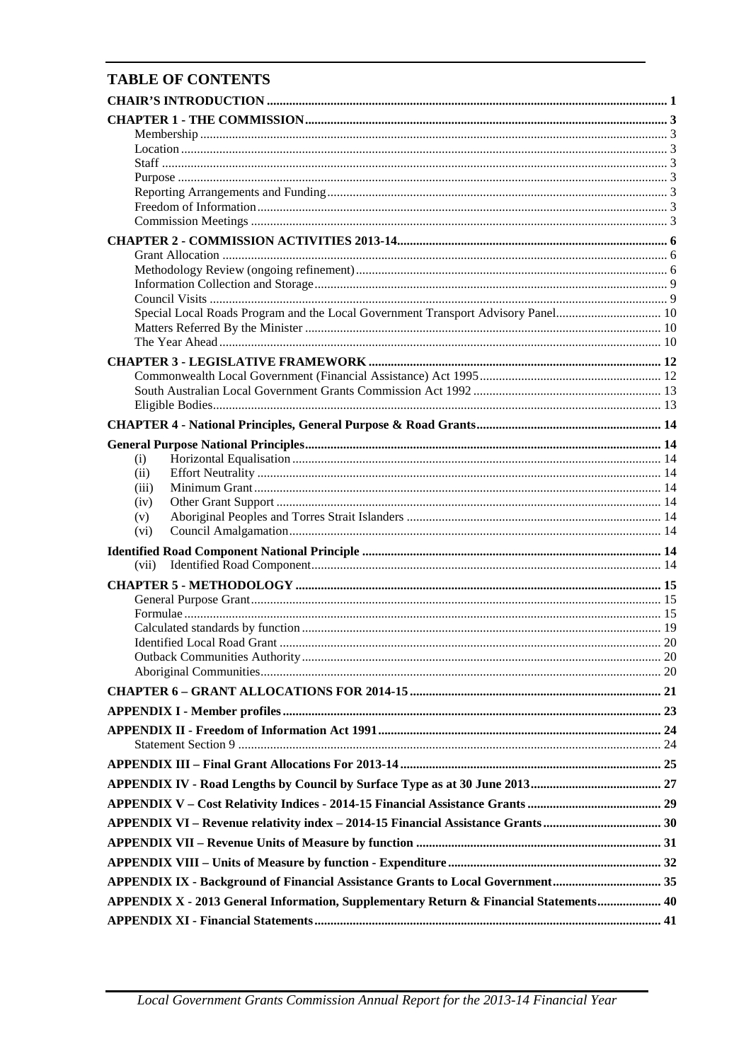# TABLE OF CONTENTS

| | |
|---|---|
| **CHAIR'S INTRODUCTION** | **1** |
| **CHAPTER 1 - THE COMMISSION** | **3** |
| Membership | 3 |
| Location | 3 |
| Staff | 3 |
| Purpose | 3 |
| Reporting Arrangements and Funding | 3 |
| Freedom of Information | 3 |
| Commission Meetings | 3 |
| **CHAPTER 2 - COMMISSION ACTIVITIES 2013-14** | **6** |
| Grant Allocation | 6 |
| Methodology Review (ongoing refinement) | 6 |
| Information Collection and Storage | 9 |
| Council Visits | 9 |
| Special Local Roads Program and the Local Government Transport Advisory Panel | 10 |
| Matters Referred By the Minister | 10 |
| The Year Ahead | 10 |
| **CHAPTER 3 - LEGISLATIVE FRAMEWORK** | **12** |
| Commonwealth Local Government (Financial Assistance) Act 1995 | 12 |
| South Australian Local Government Grants Commission Act 1992 | 13 |
| Eligible Bodies | 13 |
| **CHAPTER 4 - National Principles, General Purpose & Road Grants** | **14** |
| **General Purpose National Principles** | **14** |
| (i) Horizontal Equalisation | 14 |
| (ii) Effort Neutrality | 14 |
| (iii) Minimum Grant | 14 |
| (iv) Other Grant Support | 14 |
| (v) Aboriginal Peoples and Torres Strait Islanders | 14 |
| (vi) Council Amalgamation | 14 |
| **Identified Road Component National Principle** | **14** |
| (vii) Identified Road Component | 14 |
| **CHAPTER 5 - METHODOLOGY** | **15** |
| General Purpose Grant | 15 |
| Formulae | 15 |
| Calculated standards by function | 19 |
| Identified Local Road Grant | 20 |
| Outback Communities Authority | 20 |
| Aboriginal Communities | 20 |
| **CHAPTER 6 – GRANT ALLOCATIONS FOR 2014-15** | **21** |
| **APPENDIX I - Member profiles** | **23** |
| **APPENDIX II - Freedom of Information Act 1991** | **24** |
| Statement Section 9 | 24 |
| **APPENDIX III – Final Grant Allocations For 2013-14** | **25** |
| **APPENDIX IV - Road Lengths by Council by Surface Type as at 30 June 2013** | **27** |
| **APPENDIX V – Cost Relativity Indices - 2014-15 Financial Assistance Grants** | **29** |
| **APPENDIX VI – Revenue relativity index – 2014-15 Financial Assistance Grants** | **30** |
| **APPENDIX VII – Revenue Units of Measure by function** | **31** |
| **APPENDIX VIII – Units of Measure by function - Expenditure** | **32** |
| **APPENDIX IX - Background of Financial Assistance Grants to Local Government** | **35** |
| **APPENDIX X - 2013 General Information, Supplementary Return & Financial Statements** | **40** |
| **APPENDIX XI - Financial Statements** | **41** |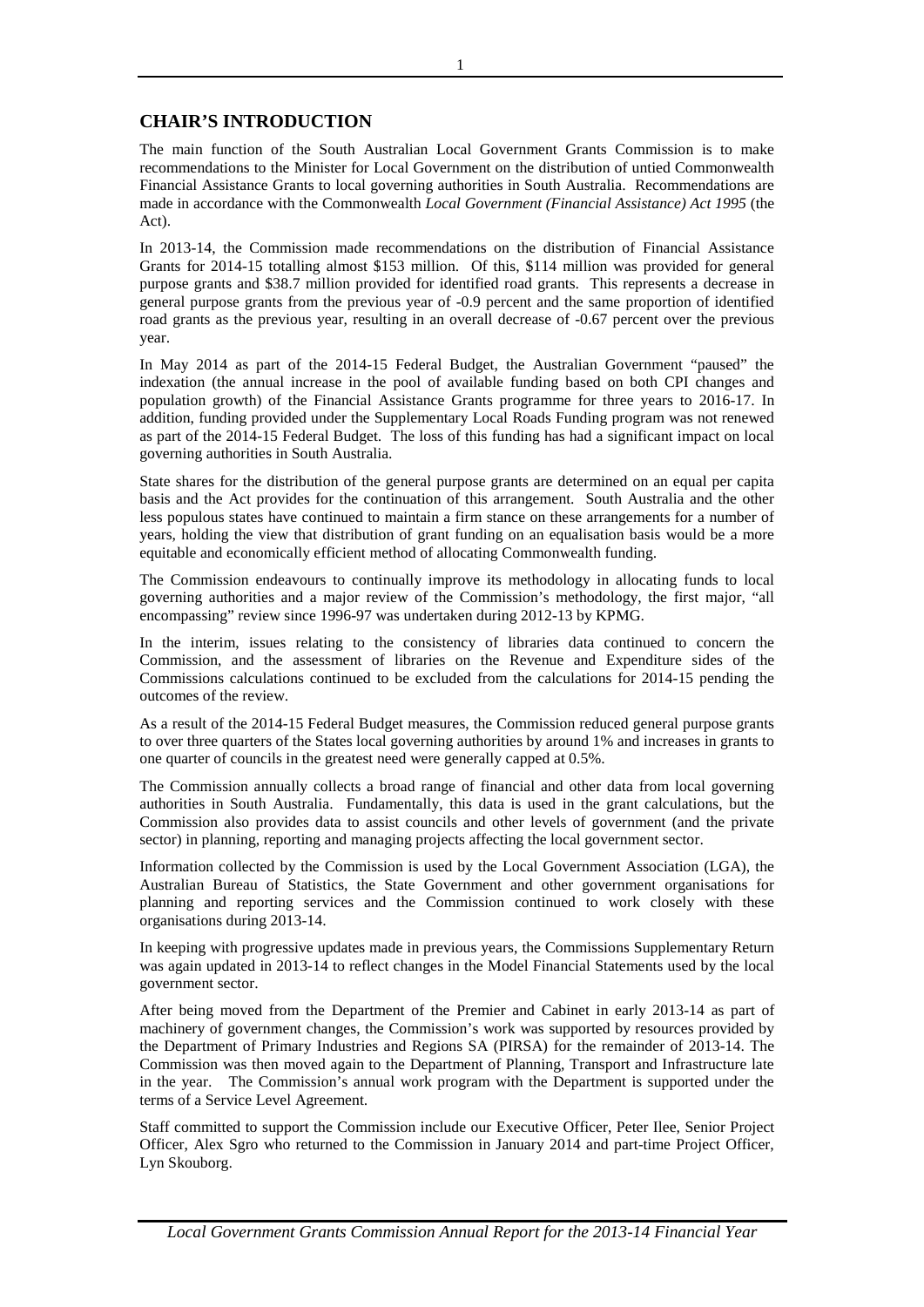## CHAIR'S INTRODUCTION

The main function of the South Australian Local Government Grants Commission is to make recommendations to the Minister for Local Government on the distribution of untied Commonwealth Financial Assistance Grants to local governing authorities in South Australia. Recommendations are made in accordance with the Commonwealth *Local Government (Financial Assistance) Act 1995* (the Act).

In 2013-14, the Commission made recommendations on the distribution of Financial Assistance Grants for 2014-15 totalling almost $153 million. Of this, $114 million was provided for general purpose grants and $38.7 million provided for identified road grants. This represents a decrease in general purpose grants from the previous year of -0.9 percent and the same proportion of identified road grants as the previous year, resulting in an overall decrease of -0.67 percent over the previous year.

In May 2014 as part of the 2014-15 Federal Budget, the Australian Government "paused" the indexation (the annual increase in the pool of available funding based on both CPI changes and population growth) of the Financial Assistance Grants programme for three years to 2016-17. In addition, funding provided under the Supplementary Local Roads Funding program was not renewed as part of the 2014-15 Federal Budget. The loss of this funding has had a significant impact on local governing authorities in South Australia.

State shares for the distribution of the general purpose grants are determined on an equal per capita basis and the Act provides for the continuation of this arrangement. South Australia and the other less populous states have continued to maintain a firm stance on these arrangements for a number of years, holding the view that distribution of grant funding on an equalisation basis would be a more equitable and economically efficient method of allocating Commonwealth funding.

The Commission endeavours to continually improve its methodology in allocating funds to local governing authorities and a major review of the Commission's methodology, the first major, "all encompassing" review since 1996-97 was undertaken during 2012-13 by KPMG.

In the interim, issues relating to the consistency of libraries data continued to concern the Commission, and the assessment of libraries on the Revenue and Expenditure sides of the Commissions calculations continued to be excluded from the calculations for 2014-15 pending the outcomes of the review.

As a result of the 2014-15 Federal Budget measures, the Commission reduced general purpose grants to over three quarters of the States local governing authorities by around 1% and increases in grants to one quarter of councils in the greatest need were generally capped at 0.5%.

The Commission annually collects a broad range of financial and other data from local governing authorities in South Australia. Fundamentally, this data is used in the grant calculations, but the Commission also provides data to assist councils and other levels of government (and the private sector) in planning, reporting and managing projects affecting the local government sector.

Information collected by the Commission is used by the Local Government Association (LGA), the Australian Bureau of Statistics, the State Government and other government organisations for planning and reporting services and the Commission continued to work closely with these organisations during 2013-14.

In keeping with progressive updates made in previous years, the Commissions Supplementary Return was again updated in 2013-14 to reflect changes in the Model Financial Statements used by the local government sector.

After being moved from the Department of the Premier and Cabinet in early 2013-14 as part of machinery of government changes, the Commission's work was supported by resources provided by the Department of Primary Industries and Regions SA (PIRSA) for the remainder of 2013-14. The Commission was then moved again to the Department of Planning, Transport and Infrastructure late in the year. The Commission's annual work program with the Department is supported under the terms of a Service Level Agreement.

Staff committed to support the Commission include our Executive Officer, Peter Ilee, Senior Project Officer, Alex Sgro who returned to the Commission in January 2014 and part-time Project Officer, Lyn Skouborg.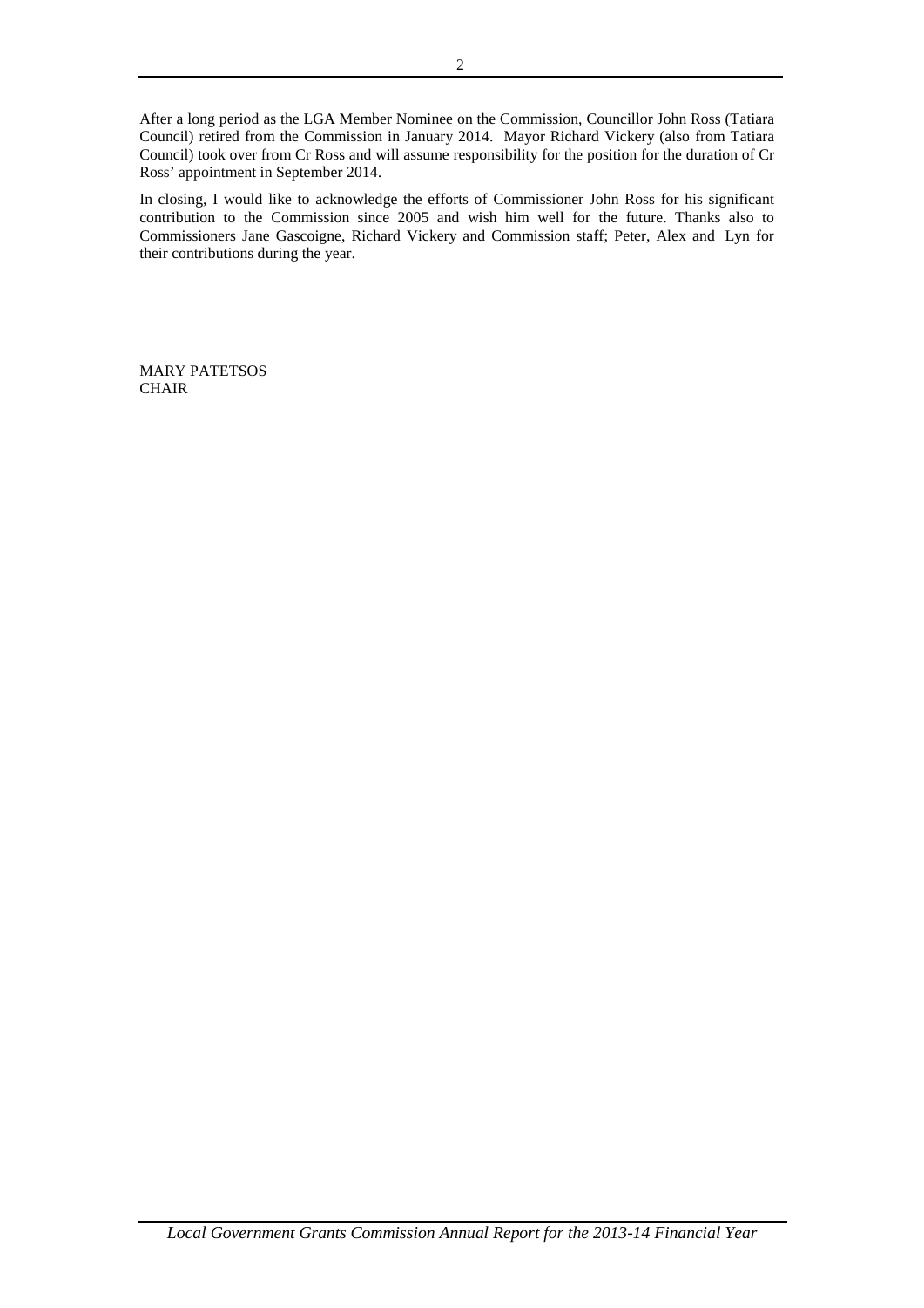After a long period as the LGA Member Nominee on the Commission, Councillor John Ross (Tatiara Council) retired from the Commission in January 2014. Mayor Richard Vickery (also from Tatiara Council) took over from Cr Ross and will assume responsibility for the position for the duration of Cr Ross' appointment in September 2014.

In closing, I would like to acknowledge the efforts of Commissioner John Ross for his significant contribution to the Commission since 2005 and wish him well for the future. Thanks also to Commissioners Jane Gascoigne, Richard Vickery and Commission staff; Peter, Alex and Lyn for their contributions during the year.

MARY PATETSOS
CHAIR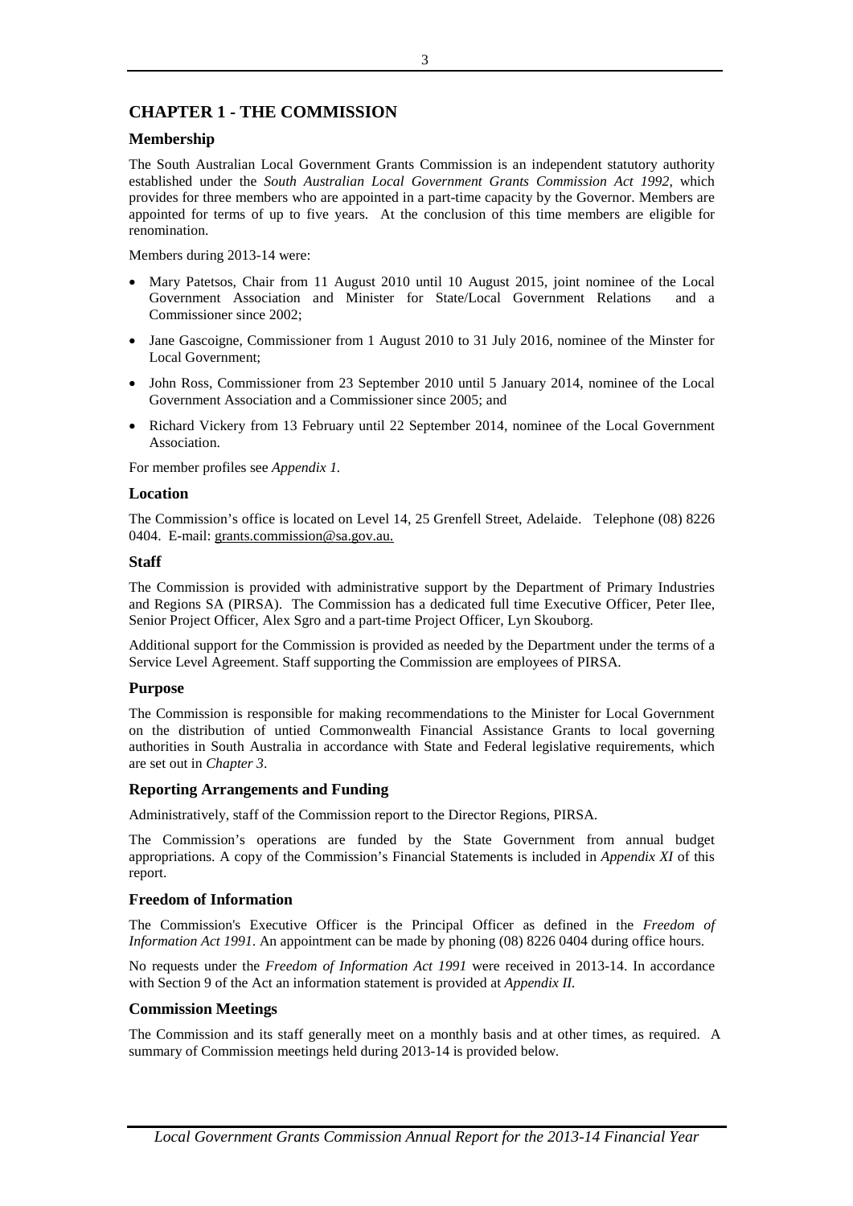# CHAPTER 1 - THE COMMISSION

## Membership

The South Australian Local Government Grants Commission is an independent statutory authority established under the *South Australian Local Government Grants Commission Act 1992*, which provides for three members who are appointed in a part-time capacity by the Governor. Members are appointed for terms of up to five years. At the conclusion of this time members are eligible for renomination.

Members during 2013-14 were:

- Mary Patetsos, Chair from 11 August 2010 until 10 August 2015, joint nominee of the Local Government Association and Minister for State/Local Government Relations and a Commissioner since 2002;
- Jane Gascoigne, Commissioner from 1 August 2010 to 31 July 2016, nominee of the Minster for Local Government;
- John Ross, Commissioner from 23 September 2010 until 5 January 2014, nominee of the Local Government Association and a Commissioner since 2005; and
- Richard Vickery from 13 February until 22 September 2014, nominee of the Local Government Association.

For member profiles see *Appendix 1.*

## Location

The Commission's office is located on Level 14, 25 Grenfell Street, Adelaide. Telephone (08) 8226 0404. E-mail: grants.commission@sa.gov.au.

## Staff

The Commission is provided with administrative support by the Department of Primary Industries and Regions SA (PIRSA). The Commission has a dedicated full time Executive Officer, Peter Ilee, Senior Project Officer, Alex Sgro and a part-time Project Officer, Lyn Skouborg.

Additional support for the Commission is provided as needed by the Department under the terms of a Service Level Agreement. Staff supporting the Commission are employees of PIRSA.

## Purpose

The Commission is responsible for making recommendations to the Minister for Local Government on the distribution of untied Commonwealth Financial Assistance Grants to local governing authorities in South Australia in accordance with State and Federal legislative requirements, which are set out in *Chapter 3*.

## Reporting Arrangements and Funding

Administratively, staff of the Commission report to the Director Regions, PIRSA.

The Commission's operations are funded by the State Government from annual budget appropriations. A copy of the Commission's Financial Statements is included in *Appendix XI* of this report.

## Freedom of Information

The Commission's Executive Officer is the Principal Officer as defined in the *Freedom of Information Act 1991*. An appointment can be made by phoning (08) 8226 0404 during office hours.

No requests under the *Freedom of Information Act 1991* were received in 2013-14. In accordance with Section 9 of the Act an information statement is provided at *Appendix II.*

## Commission Meetings

The Commission and its staff generally meet on a monthly basis and at other times, as required. A summary of Commission meetings held during 2013-14 is provided below.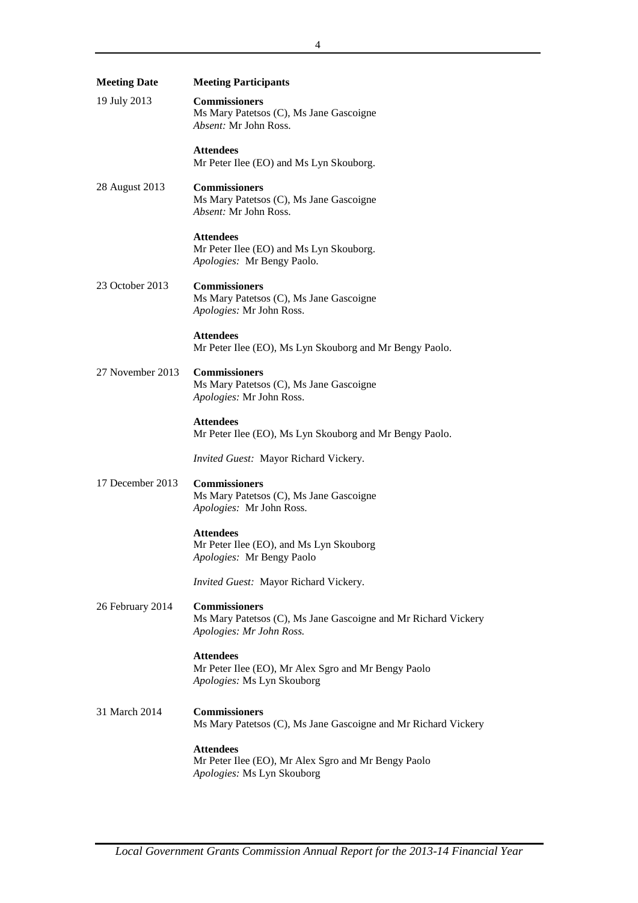| Meeting Date | Meeting Participants |
| --- | --- |
| 19 July 2013 | **Commissioners**<br>Ms Mary Patetsos (C), Ms Jane Gascoigne<br>*Absent:* Mr John Ross.<br><br>**Attendees**<br>Mr Peter Ilee (EO) and Ms Lyn Skouborg. |
| 28 August 2013 | **Commissioners**<br>Ms Mary Patetsos (C), Ms Jane Gascoigne<br>*Absent:* Mr John Ross.<br><br>**Attendees**<br>Mr Peter Ilee (EO) and Ms Lyn Skouborg.<br>*Apologies:* Mr Bengy Paolo. |
| 23 October 2013 | **Commissioners**<br>Ms Mary Patetsos (C), Ms Jane Gascoigne<br>*Apologies:* Mr John Ross.<br><br>**Attendees**<br>Mr Peter Ilee (EO), Ms Lyn Skouborg and Mr Bengy Paolo. |
| 27 November 2013 | **Commissioners**<br>Ms Mary Patetsos (C), Ms Jane Gascoigne<br>*Apologies:* Mr John Ross.<br><br>**Attendees**<br>Mr Peter Ilee (EO), Ms Lyn Skouborg and Mr Bengy Paolo.<br><br>*Invited Guest:* Mayor Richard Vickery. |
| 17 December 2013 | **Commissioners**<br>Ms Mary Patetsos (C), Ms Jane Gascoigne<br>*Apologies:* Mr John Ross.<br><br>**Attendees**<br>Mr Peter Ilee (EO), and Ms Lyn Skouborg<br>*Apologies:* Mr Bengy Paolo<br><br>*Invited Guest:* Mayor Richard Vickery. |
| 26 February 2014 | **Commissioners**<br>Ms Mary Patetsos (C), Ms Jane Gascoigne and Mr Richard Vickery<br>*Apologies: Mr John Ross.*<br><br>**Attendees**<br>Mr Peter Ilee (EO), Mr Alex Sgro and Mr Bengy Paolo<br>*Apologies:* Ms Lyn Skouborg |
| 31 March 2014 | **Commissioners**<br>Ms Mary Patetsos (C), Ms Jane Gascoigne and Mr Richard Vickery<br><br>**Attendees**<br>Mr Peter Ilee (EO), Mr Alex Sgro and Mr Bengy Paolo<br>*Apologies:* Ms Lyn Skouborg |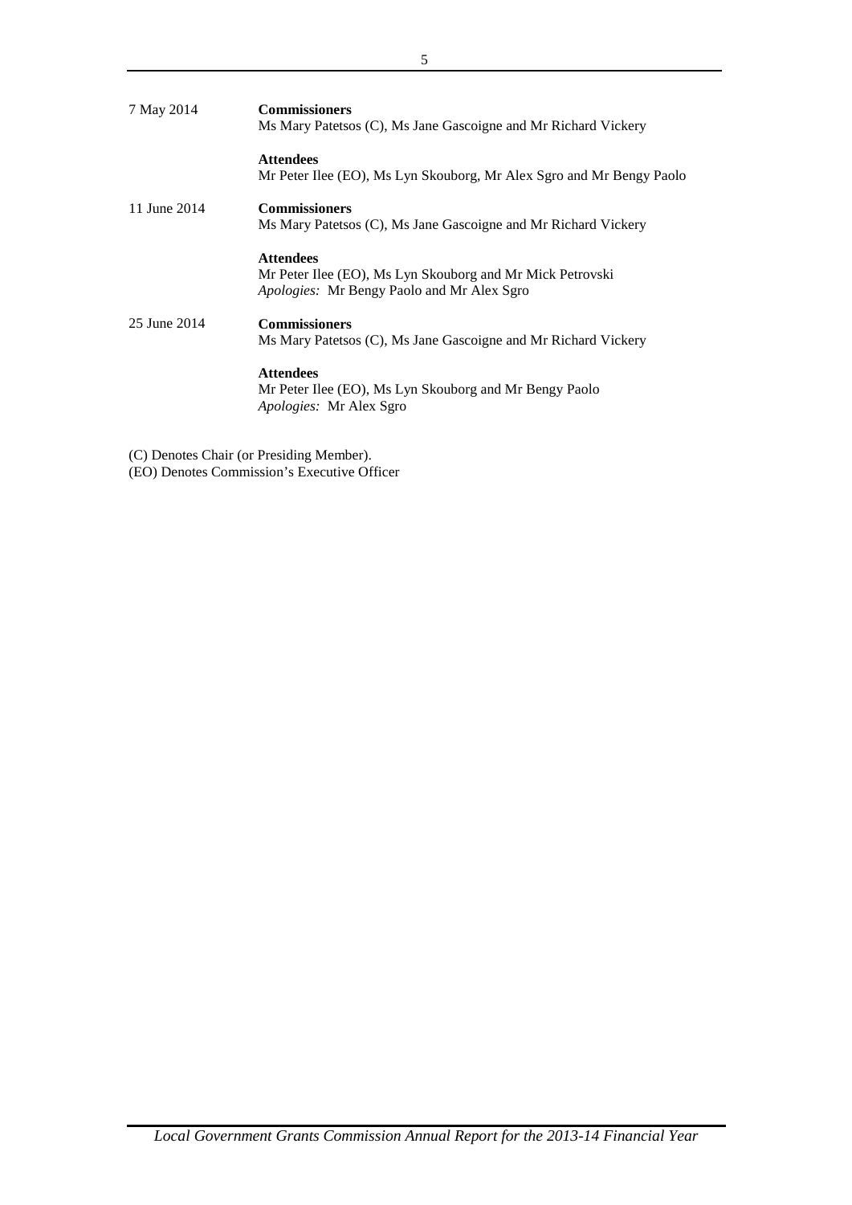| | |
|---|---|
| 7 May 2014 | **Commissioners**<br>Ms Mary Patetsos (C), Ms Jane Gascoigne and Mr Richard Vickery |
| | **Attendees**<br>Mr Peter Ilee (EO), Ms Lyn Skouborg, Mr Alex Sgro and Mr Bengy Paolo |
| 11 June 2014 | **Commissioners**<br>Ms Mary Patetsos (C), Ms Jane Gascoigne and Mr Richard Vickery |
| | **Attendees**<br>Mr Peter Ilee (EO), Ms Lyn Skouborg and Mr Mick Petrovski<br>*Apologies:* Mr Bengy Paolo and Mr Alex Sgro |
| 25 June 2014 | **Commissioners**<br>Ms Mary Patetsos (C), Ms Jane Gascoigne and Mr Richard Vickery |
| | **Attendees**<br>Mr Peter Ilee (EO), Ms Lyn Skouborg and Mr Bengy Paolo<br>*Apologies:* Mr Alex Sgro |

(C) Denotes Chair (or Presiding Member).
(EO) Denotes Commission's Executive Officer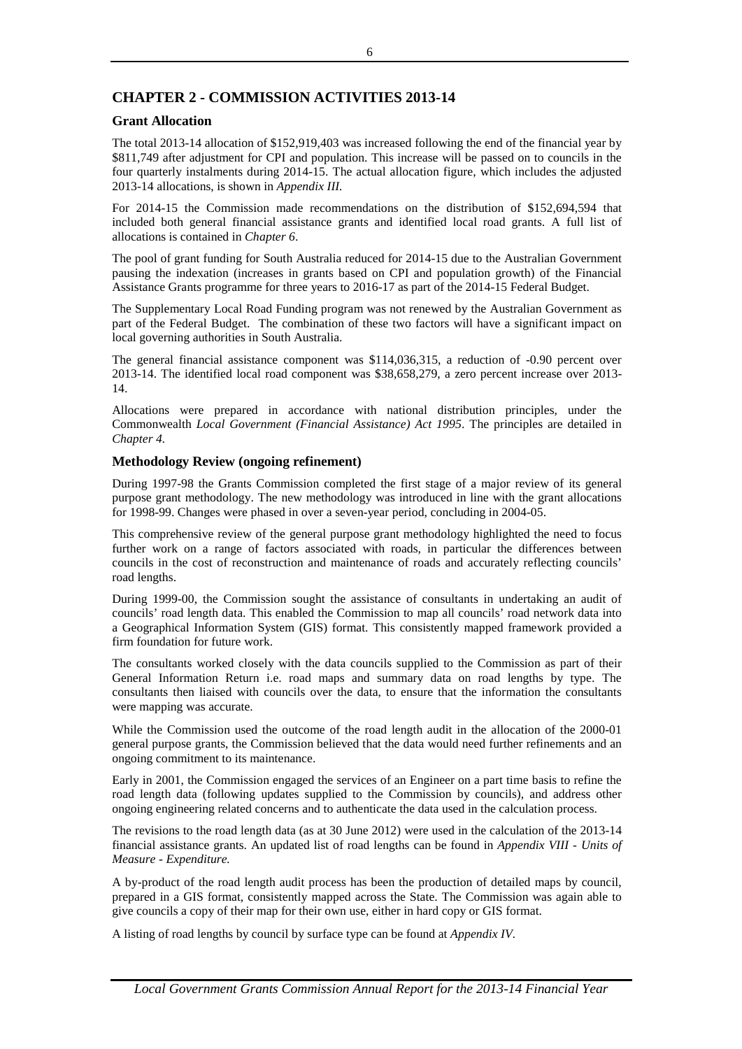## CHAPTER 2 - COMMISSION ACTIVITIES 2013-14

### Grant Allocation

The total 2013-14 allocation of $152,919,403 was increased following the end of the financial year by $811,749 after adjustment for CPI and population. This increase will be passed on to councils in the four quarterly instalments during 2014-15. The actual allocation figure, which includes the adjusted 2013-14 allocations, is shown in *Appendix III.*

For 2014-15 the Commission made recommendations on the distribution of $152,694,594 that included both general financial assistance grants and identified local road grants. A full list of allocations is contained in *Chapter 6*.

The pool of grant funding for South Australia reduced for 2014-15 due to the Australian Government pausing the indexation (increases in grants based on CPI and population growth) of the Financial Assistance Grants programme for three years to 2016-17 as part of the 2014-15 Federal Budget.

The Supplementary Local Road Funding program was not renewed by the Australian Government as part of the Federal Budget. The combination of these two factors will have a significant impact on local governing authorities in South Australia.

The general financial assistance component was $114,036,315, a reduction of -0.90 percent over 2013-14. The identified local road component was $38,658,279, a zero percent increase over 2013-14.

Allocations were prepared in accordance with national distribution principles, under the Commonwealth *Local Government (Financial Assistance) Act 1995*. The principles are detailed in *Chapter 4.*

### Methodology Review (ongoing refinement)

During 1997-98 the Grants Commission completed the first stage of a major review of its general purpose grant methodology. The new methodology was introduced in line with the grant allocations for 1998-99. Changes were phased in over a seven-year period, concluding in 2004-05.

This comprehensive review of the general purpose grant methodology highlighted the need to focus further work on a range of factors associated with roads, in particular the differences between councils in the cost of reconstruction and maintenance of roads and accurately reflecting councils' road lengths.

During 1999-00, the Commission sought the assistance of consultants in undertaking an audit of councils' road length data. This enabled the Commission to map all councils' road network data into a Geographical Information System (GIS) format. This consistently mapped framework provided a firm foundation for future work.

The consultants worked closely with the data councils supplied to the Commission as part of their General Information Return i.e. road maps and summary data on road lengths by type. The consultants then liaised with councils over the data, to ensure that the information the consultants were mapping was accurate.

While the Commission used the outcome of the road length audit in the allocation of the 2000-01 general purpose grants, the Commission believed that the data would need further refinements and an ongoing commitment to its maintenance.

Early in 2001, the Commission engaged the services of an Engineer on a part time basis to refine the road length data (following updates supplied to the Commission by councils), and address other ongoing engineering related concerns and to authenticate the data used in the calculation process.

The revisions to the road length data (as at 30 June 2012) were used in the calculation of the 2013-14 financial assistance grants. An updated list of road lengths can be found in *Appendix VIII - Units of Measure - Expenditure.*

A by-product of the road length audit process has been the production of detailed maps by council, prepared in a GIS format, consistently mapped across the State. The Commission was again able to give councils a copy of their map for their own use, either in hard copy or GIS format.

A listing of road lengths by council by surface type can be found at *Appendix IV.*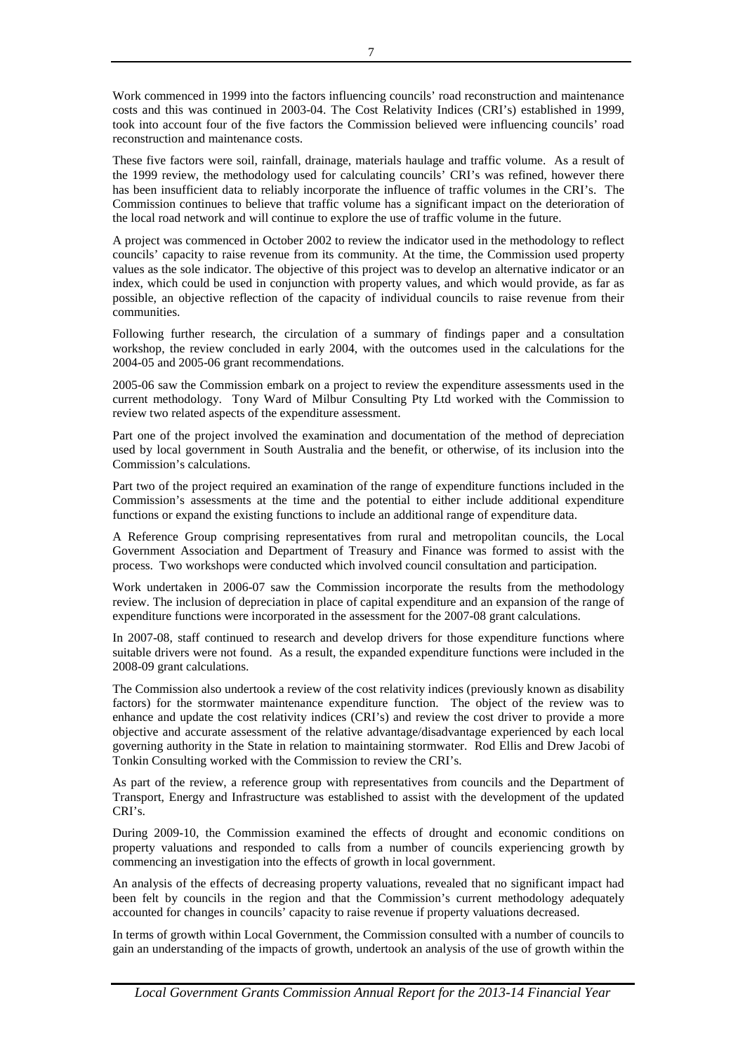Work commenced in 1999 into the factors influencing councils' road reconstruction and maintenance costs and this was continued in 2003-04. The Cost Relativity Indices (CRI's) established in 1999, took into account four of the five factors the Commission believed were influencing councils' road reconstruction and maintenance costs.

These five factors were soil, rainfall, drainage, materials haulage and traffic volume. As a result of the 1999 review, the methodology used for calculating councils' CRI's was refined, however there has been insufficient data to reliably incorporate the influence of traffic volumes in the CRI's. The Commission continues to believe that traffic volume has a significant impact on the deterioration of the local road network and will continue to explore the use of traffic volume in the future.

A project was commenced in October 2002 to review the indicator used in the methodology to reflect councils' capacity to raise revenue from its community. At the time, the Commission used property values as the sole indicator. The objective of this project was to develop an alternative indicator or an index, which could be used in conjunction with property values, and which would provide, as far as possible, an objective reflection of the capacity of individual councils to raise revenue from their communities.

Following further research, the circulation of a summary of findings paper and a consultation workshop, the review concluded in early 2004, with the outcomes used in the calculations for the 2004-05 and 2005-06 grant recommendations.

2005-06 saw the Commission embark on a project to review the expenditure assessments used in the current methodology. Tony Ward of Milbur Consulting Pty Ltd worked with the Commission to review two related aspects of the expenditure assessment.

Part one of the project involved the examination and documentation of the method of depreciation used by local government in South Australia and the benefit, or otherwise, of its inclusion into the Commission's calculations.

Part two of the project required an examination of the range of expenditure functions included in the Commission's assessments at the time and the potential to either include additional expenditure functions or expand the existing functions to include an additional range of expenditure data.

A Reference Group comprising representatives from rural and metropolitan councils, the Local Government Association and Department of Treasury and Finance was formed to assist with the process. Two workshops were conducted which involved council consultation and participation.

Work undertaken in 2006-07 saw the Commission incorporate the results from the methodology review. The inclusion of depreciation in place of capital expenditure and an expansion of the range of expenditure functions were incorporated in the assessment for the 2007-08 grant calculations.

In 2007-08, staff continued to research and develop drivers for those expenditure functions where suitable drivers were not found. As a result, the expanded expenditure functions were included in the 2008-09 grant calculations.

The Commission also undertook a review of the cost relativity indices (previously known as disability factors) for the stormwater maintenance expenditure function. The object of the review was to enhance and update the cost relativity indices (CRI's) and review the cost driver to provide a more objective and accurate assessment of the relative advantage/disadvantage experienced by each local governing authority in the State in relation to maintaining stormwater. Rod Ellis and Drew Jacobi of Tonkin Consulting worked with the Commission to review the CRI's.

As part of the review, a reference group with representatives from councils and the Department of Transport, Energy and Infrastructure was established to assist with the development of the updated CRI's.

During 2009-10, the Commission examined the effects of drought and economic conditions on property valuations and responded to calls from a number of councils experiencing growth by commencing an investigation into the effects of growth in local government.

An analysis of the effects of decreasing property valuations, revealed that no significant impact had been felt by councils in the region and that the Commission's current methodology adequately accounted for changes in councils' capacity to raise revenue if property valuations decreased.

In terms of growth within Local Government, the Commission consulted with a number of councils to gain an understanding of the impacts of growth, undertook an analysis of the use of growth within the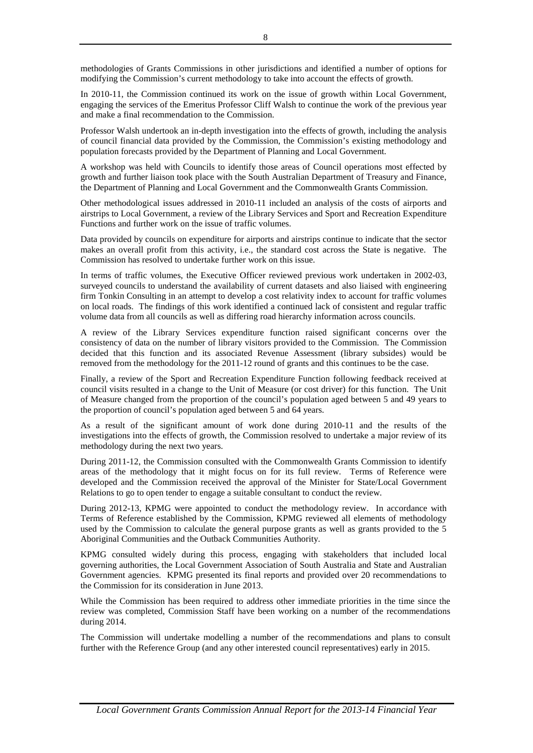methodologies of Grants Commissions in other jurisdictions and identified a number of options for modifying the Commission's current methodology to take into account the effects of growth.

In 2010-11, the Commission continued its work on the issue of growth within Local Government, engaging the services of the Emeritus Professor Cliff Walsh to continue the work of the previous year and make a final recommendation to the Commission.

Professor Walsh undertook an in-depth investigation into the effects of growth, including the analysis of council financial data provided by the Commission, the Commission's existing methodology and population forecasts provided by the Department of Planning and Local Government.

A workshop was held with Councils to identify those areas of Council operations most effected by growth and further liaison took place with the South Australian Department of Treasury and Finance, the Department of Planning and Local Government and the Commonwealth Grants Commission.

Other methodological issues addressed in 2010-11 included an analysis of the costs of airports and airstrips to Local Government, a review of the Library Services and Sport and Recreation Expenditure Functions and further work on the issue of traffic volumes.

Data provided by councils on expenditure for airports and airstrips continue to indicate that the sector makes an overall profit from this activity, i.e., the standard cost across the State is negative. The Commission has resolved to undertake further work on this issue.

In terms of traffic volumes, the Executive Officer reviewed previous work undertaken in 2002-03, surveyed councils to understand the availability of current datasets and also liaised with engineering firm Tonkin Consulting in an attempt to develop a cost relativity index to account for traffic volumes on local roads. The findings of this work identified a continued lack of consistent and regular traffic volume data from all councils as well as differing road hierarchy information across councils.

A review of the Library Services expenditure function raised significant concerns over the consistency of data on the number of library visitors provided to the Commission. The Commission decided that this function and its associated Revenue Assessment (library subsides) would be removed from the methodology for the 2011-12 round of grants and this continues to be the case.

Finally, a review of the Sport and Recreation Expenditure Function following feedback received at council visits resulted in a change to the Unit of Measure (or cost driver) for this function. The Unit of Measure changed from the proportion of the council's population aged between 5 and 49 years to the proportion of council's population aged between 5 and 64 years.

As a result of the significant amount of work done during 2010-11 and the results of the investigations into the effects of growth, the Commission resolved to undertake a major review of its methodology during the next two years.

During 2011-12, the Commission consulted with the Commonwealth Grants Commission to identify areas of the methodology that it might focus on for its full review. Terms of Reference were developed and the Commission received the approval of the Minister for State/Local Government Relations to go to open tender to engage a suitable consultant to conduct the review.

During 2012-13, KPMG were appointed to conduct the methodology review. In accordance with Terms of Reference established by the Commission, KPMG reviewed all elements of methodology used by the Commission to calculate the general purpose grants as well as grants provided to the 5 Aboriginal Communities and the Outback Communities Authority.

KPMG consulted widely during this process, engaging with stakeholders that included local governing authorities, the Local Government Association of South Australia and State and Australian Government agencies. KPMG presented its final reports and provided over 20 recommendations to the Commission for its consideration in June 2013.

While the Commission has been required to address other immediate priorities in the time since the review was completed, Commission Staff have been working on a number of the recommendations during 2014.

The Commission will undertake modelling a number of the recommendations and plans to consult further with the Reference Group (and any other interested council representatives) early in 2015.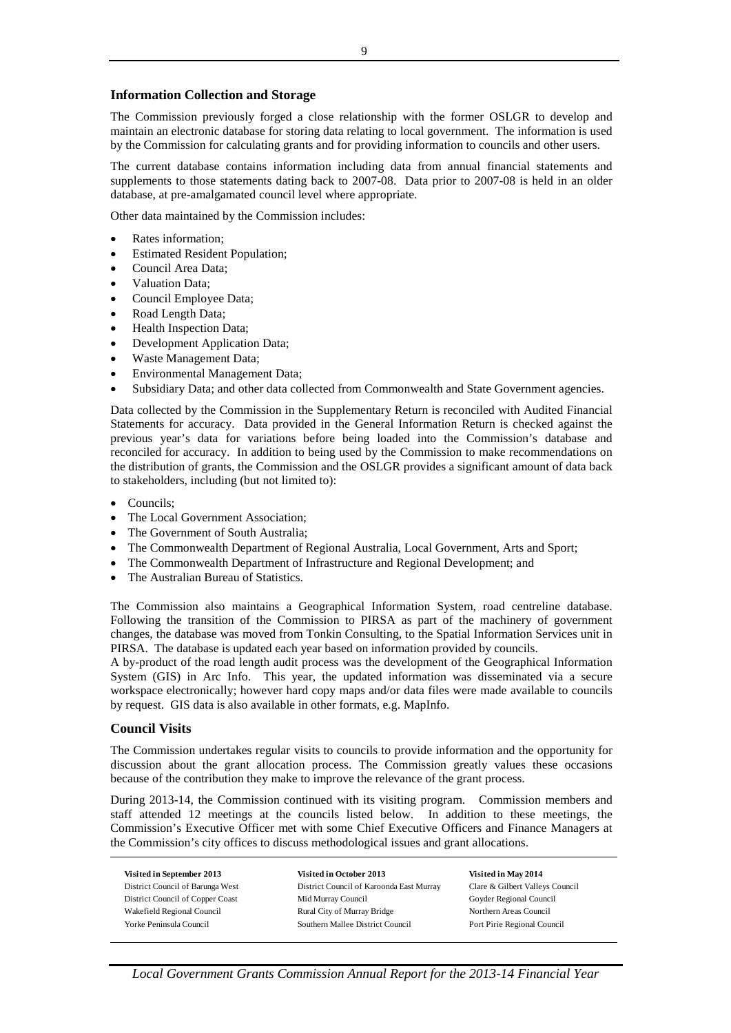## Information Collection and Storage

The Commission previously forged a close relationship with the former OSLGR to develop and maintain an electronic database for storing data relating to local government. The information is used by the Commission for calculating grants and for providing information to councils and other users.

The current database contains information including data from annual financial statements and supplements to those statements dating back to 2007-08. Data prior to 2007-08 is held in an older database, at pre-amalgamated council level where appropriate.

Other data maintained by the Commission includes:

- Rates information;
- Estimated Resident Population;
- Council Area Data;
- Valuation Data;
- Council Employee Data;
- Road Length Data;
- Health Inspection Data;
- Development Application Data;
- Waste Management Data;
- Environmental Management Data;
- Subsidiary Data; and other data collected from Commonwealth and State Government agencies.

Data collected by the Commission in the Supplementary Return is reconciled with Audited Financial Statements for accuracy. Data provided in the General Information Return is checked against the previous year's data for variations before being loaded into the Commission's database and reconciled for accuracy. In addition to being used by the Commission to make recommendations on the distribution of grants, the Commission and the OSLGR provides a significant amount of data back to stakeholders, including (but not limited to):

- Councils;
- The Local Government Association;
- The Government of South Australia;
- The Commonwealth Department of Regional Australia, Local Government, Arts and Sport;
- The Commonwealth Department of Infrastructure and Regional Development; and
- The Australian Bureau of Statistics.

The Commission also maintains a Geographical Information System, road centreline database. Following the transition of the Commission to PIRSA as part of the machinery of government changes, the database was moved from Tonkin Consulting, to the Spatial Information Services unit in PIRSA. The database is updated each year based on information provided by councils.

A by-product of the road length audit process was the development of the Geographical Information System (GIS) in Arc Info. This year, the updated information was disseminated via a secure workspace electronically; however hard copy maps and/or data files were made available to councils by request. GIS data is also available in other formats, e.g. MapInfo.

## Council Visits

The Commission undertakes regular visits to councils to provide information and the opportunity for discussion about the grant allocation process. The Commission greatly values these occasions because of the contribution they make to improve the relevance of the grant process.

During 2013-14, the Commission continued with its visiting program. Commission members and staff attended 12 meetings at the councils listed below. In addition to these meetings, the Commission's Executive Officer met with some Chief Executive Officers and Finance Managers at the Commission's city offices to discuss methodological issues and grant allocations.

| Visited in September 2013 | Visited in October 2013 | Visited in May 2014 |
|---|---|---|
| District Council of Barunga West | District Council of Karoonda East Murray | Clare & Gilbert Valleys Council |
| District Council of Copper Coast | Mid Murray Council | Goyder Regional Council |
| Wakefield Regional Council | Rural City of Murray Bridge | Northern Areas Council |
| Yorke Peninsula Council | Southern Mallee District Council | Port Pirie Regional Council |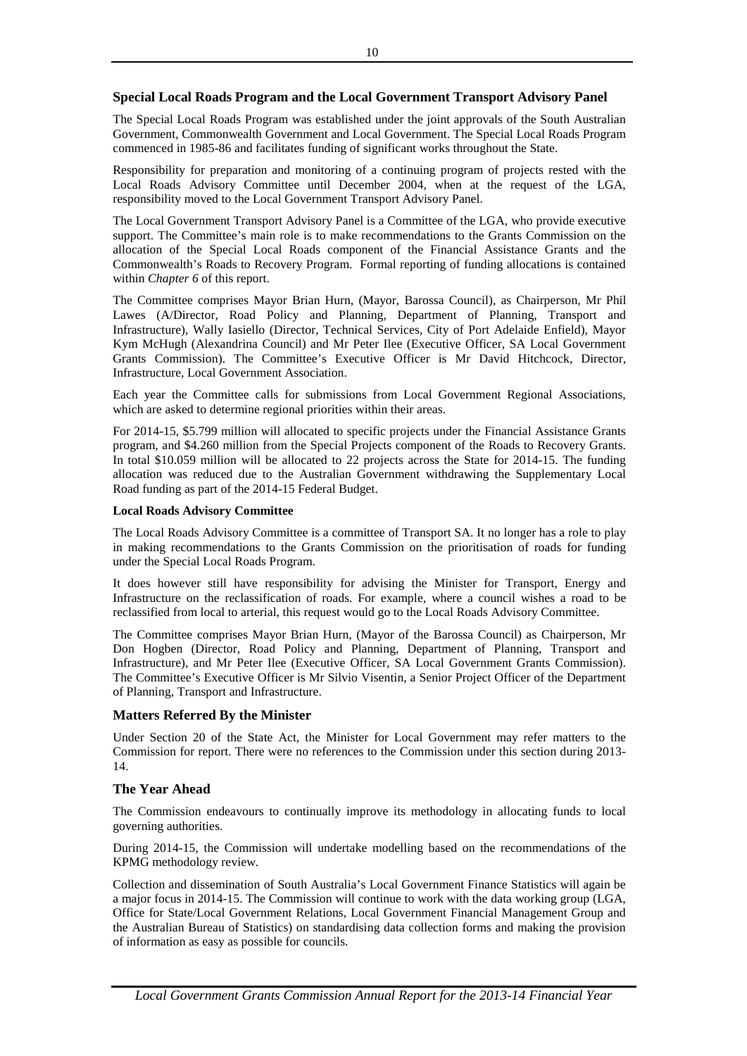## Special Local Roads Program and the Local Government Transport Advisory Panel

The Special Local Roads Program was established under the joint approvals of the South Australian Government, Commonwealth Government and Local Government. The Special Local Roads Program commenced in 1985-86 and facilitates funding of significant works throughout the State.

Responsibility for preparation and monitoring of a continuing program of projects rested with the Local Roads Advisory Committee until December 2004, when at the request of the LGA, responsibility moved to the Local Government Transport Advisory Panel.

The Local Government Transport Advisory Panel is a Committee of the LGA, who provide executive support. The Committee's main role is to make recommendations to the Grants Commission on the allocation of the Special Local Roads component of the Financial Assistance Grants and the Commonwealth's Roads to Recovery Program. Formal reporting of funding allocations is contained within *Chapter 6* of this report.

The Committee comprises Mayor Brian Hurn, (Mayor, Barossa Council), as Chairperson, Mr Phil Lawes (A/Director, Road Policy and Planning, Department of Planning, Transport and Infrastructure), Wally Iasiello (Director, Technical Services, City of Port Adelaide Enfield), Mayor Kym McHugh (Alexandrina Council) and Mr Peter Ilee (Executive Officer, SA Local Government Grants Commission). The Committee's Executive Officer is Mr David Hitchcock, Director, Infrastructure, Local Government Association.

Each year the Committee calls for submissions from Local Government Regional Associations, which are asked to determine regional priorities within their areas.

For 2014-15, \$5.799 million will allocated to specific projects under the Financial Assistance Grants program, and \$4.260 million from the Special Projects component of the Roads to Recovery Grants. In total \$10.059 million will be allocated to 22 projects across the State for 2014-15. The funding allocation was reduced due to the Australian Government withdrawing the Supplementary Local Road funding as part of the 2014-15 Federal Budget.

#### Local Roads Advisory Committee

The Local Roads Advisory Committee is a committee of Transport SA. It no longer has a role to play in making recommendations to the Grants Commission on the prioritisation of roads for funding under the Special Local Roads Program.

It does however still have responsibility for advising the Minister for Transport, Energy and Infrastructure on the reclassification of roads. For example, where a council wishes a road to be reclassified from local to arterial, this request would go to the Local Roads Advisory Committee.

The Committee comprises Mayor Brian Hurn, (Mayor of the Barossa Council) as Chairperson, Mr Don Hogben (Director, Road Policy and Planning, Department of Planning, Transport and Infrastructure), and Mr Peter Ilee (Executive Officer, SA Local Government Grants Commission). The Committee's Executive Officer is Mr Silvio Visentin, a Senior Project Officer of the Department of Planning, Transport and Infrastructure.

## Matters Referred By the Minister

Under Section 20 of the State Act, the Minister for Local Government may refer matters to the Commission for report. There were no references to the Commission under this section during 2013-14.

## The Year Ahead

The Commission endeavours to continually improve its methodology in allocating funds to local governing authorities.

During 2014-15, the Commission will undertake modelling based on the recommendations of the KPMG methodology review.

Collection and dissemination of South Australia's Local Government Finance Statistics will again be a major focus in 2014-15. The Commission will continue to work with the data working group (LGA, Office for State/Local Government Relations, Local Government Financial Management Group and the Australian Bureau of Statistics) on standardising data collection forms and making the provision of information as easy as possible for councils.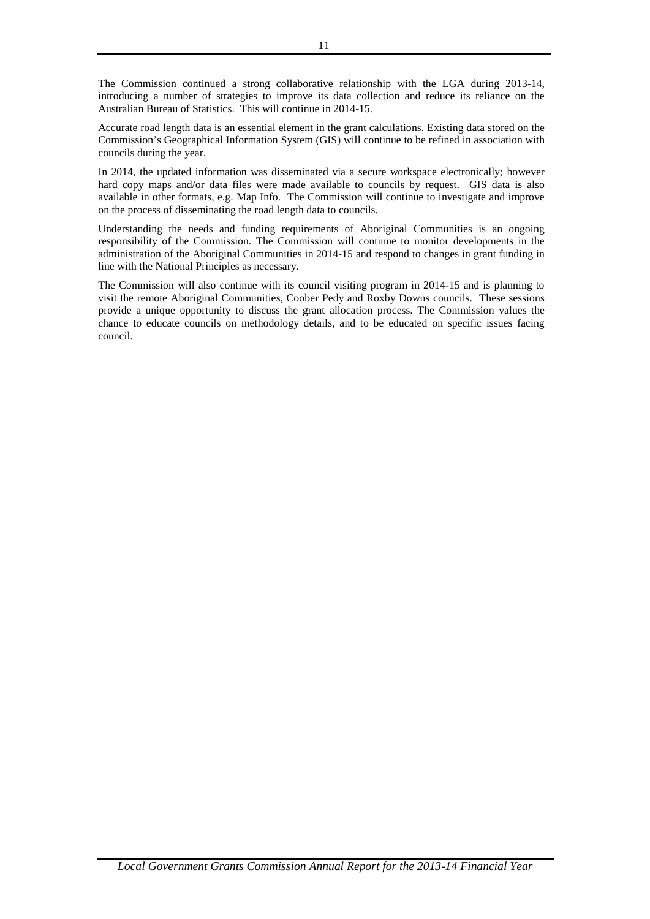The Commission continued a strong collaborative relationship with the LGA during 2013-14, introducing a number of strategies to improve its data collection and reduce its reliance on the Australian Bureau of Statistics. This will continue in 2014-15.

Accurate road length data is an essential element in the grant calculations. Existing data stored on the Commission's Geographical Information System (GIS) will continue to be refined in association with councils during the year.

In 2014, the updated information was disseminated via a secure workspace electronically; however hard copy maps and/or data files were made available to councils by request. GIS data is also available in other formats, e.g. Map Info. The Commission will continue to investigate and improve on the process of disseminating the road length data to councils.

Understanding the needs and funding requirements of Aboriginal Communities is an ongoing responsibility of the Commission. The Commission will continue to monitor developments in the administration of the Aboriginal Communities in 2014-15 and respond to changes in grant funding in line with the National Principles as necessary.

The Commission will also continue with its council visiting program in 2014-15 and is planning to visit the remote Aboriginal Communities, Coober Pedy and Roxby Downs councils. These sessions provide a unique opportunity to discuss the grant allocation process. The Commission values the chance to educate councils on methodology details, and to be educated on specific issues facing council.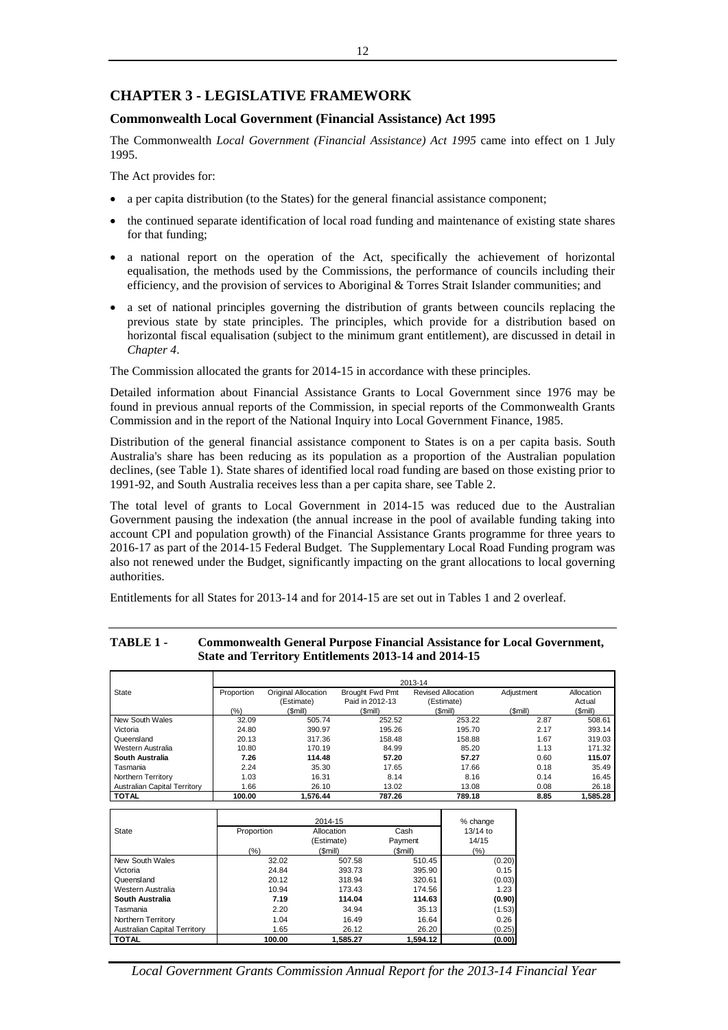# CHAPTER 3 - LEGISLATIVE FRAMEWORK

## Commonwealth Local Government (Financial Assistance) Act 1995

The Commonwealth *Local Government (Financial Assistance) Act 1995* came into effect on 1 July 1995.

The Act provides for:

- a per capita distribution (to the States) for the general financial assistance component;
- the continued separate identification of local road funding and maintenance of existing state shares for that funding;
- a national report on the operation of the Act, specifically the achievement of horizontal equalisation, the methods used by the Commissions, the performance of councils including their efficiency, and the provision of services to Aboriginal & Torres Strait Islander communities; and
- a set of national principles governing the distribution of grants between councils replacing the previous state by state principles. The principles, which provide for a distribution based on horizontal fiscal equalisation (subject to the minimum grant entitlement), are discussed in detail in *Chapter 4*.

The Commission allocated the grants for 2014-15 in accordance with these principles.

Detailed information about Financial Assistance Grants to Local Government since 1976 may be found in previous annual reports of the Commission, in special reports of the Commonwealth Grants Commission and in the report of the National Inquiry into Local Government Finance, 1985.

Distribution of the general financial assistance component to States is on a per capita basis. South Australia's share has been reducing as its population as a proportion of the Australian population declines, (see Table 1). State shares of identified local road funding are based on those existing prior to 1991-92, and South Australia receives less than a per capita share, see Table 2.

The total level of grants to Local Government in 2014-15 was reduced due to the Australian Government pausing the indexation (the annual increase in the pool of available funding taking into account CPI and population growth) of the Financial Assistance Grants programme for three years to 2016-17 as part of the 2014-15 Federal Budget. The Supplementary Local Road Funding program was also not renewed under the Budget, significantly impacting on the grant allocations to local governing authorities.

Entitlements for all States for 2013-14 and for 2014-15 are set out in Tables 1 and 2 overleaf.

**TABLE 1 - Commonwealth General Purpose Financial Assistance for Local Government, State and Territory Entitlements 2013-14 and 2014-15**

| State | 2013-14 | | | | | |
|---|---|---|---|---|---|---|
| | Proportion | Original Allocation (Estimate) | Brought Fwd Pmt Paid in 2012-13 | Revised Allocation (Estimate) | Adjustment | Allocation Actual |
| | (%) | ($mill) | ($mill) | ($mill) | ($mill) | ($mill) |
| New South Wales | 32.09 | 505.74 | 252.52 | 253.22 | 2.87 | 508.61 |
| Victoria | 24.80 | 390.97 | 195.26 | 195.70 | 2.17 | 393.14 |
| Queensland | 20.13 | 317.36 | 158.48 | 158.88 | 1.67 | 319.03 |
| Western Australia | 10.80 | 170.19 | 84.99 | 85.20 | 1.13 | 171.32 |
| **South Australia** | **7.26** | **114.48** | **57.20** | **57.27** | 0.60 | **115.07** |
| Tasmania | 2.24 | 35.30 | 17.65 | 17.66 | 0.18 | 35.49 |
| Northern Territory | 1.03 | 16.31 | 8.14 | 8.16 | 0.14 | 16.45 |
| Australian Capital Territory | 1.66 | 26.10 | 13.02 | 13.08 | 0.08 | 26.18 |
| **TOTAL** | **100.00** | **1,576.44** | **787.26** | **789.18** | **8.85** | **1,585.28** |

| State | 2014-15 | | | % change |
|---|---|---|---|---|
| | Proportion | Allocation (Estimate) | Cash Payment | 13/14 to 14/15 |
| | (%) | ($mill) | ($mill) | (%) |
| New South Wales | 32.02 | 507.58 | 510.45 | (0.20) |
| Victoria | 24.84 | 393.73 | 395.90 | 0.15 |
| Queensland | 20.12 | 318.94 | 320.61 | (0.03) |
| Western Australia | 10.94 | 173.43 | 174.56 | 1.23 |
| **South Australia** | **7.19** | **114.04** | **114.63** | **(0.90)** |
| Tasmania | 2.20 | 34.94 | 35.13 | (1.53) |
| Northern Territory | 1.04 | 16.49 | 16.64 | 0.26 |
| Australian Capital Territory | 1.65 | 26.12 | 26.20 | (0.25) |
| **TOTAL** | **100.00** | **1,585.27** | **1,594.12** | **(0.00)** |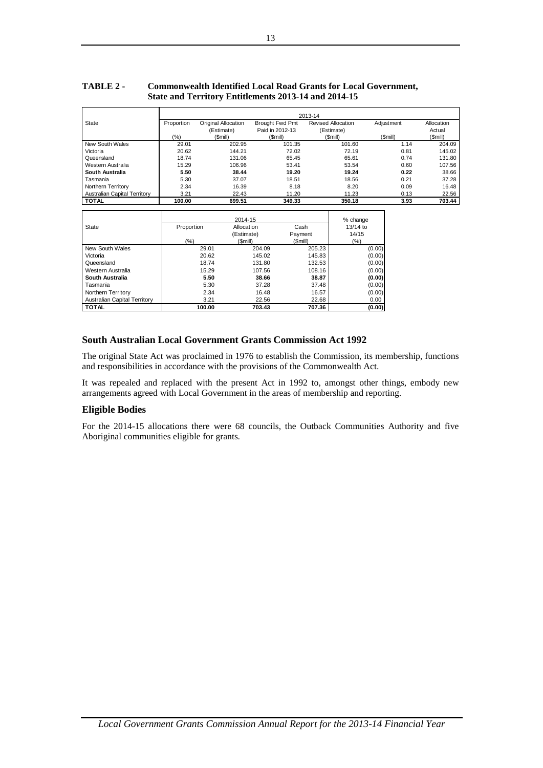**TABLE 2 - Commonwealth Identified Local Road Grants for Local Government, State and Territory Entitlements 2013-14 and 2014-15**

| State | 2013-14 | | | | | |
|---|---|---|---|---|---|---|
| | Proportion | Original Allocation (Estimate) | Brought Fwd Pmt Paid in 2012-13 | Revised Allocation (Estimate) | Adjustment | Allocation Actual |
| | (%) | ($mill) | ($mill) | ($mill) | ($mill) | ($mill) |
| New South Wales | 29.01 | 202.95 | 101.35 | 101.60 | 1.14 | 204.09 |
| Victoria | 20.62 | 144.21 | 72.02 | 72.19 | 0.81 | 145.02 |
| Queensland | 18.74 | 131.06 | 65.45 | 65.61 | 0.74 | 131.80 |
| Western Australia | 15.29 | 106.96 | 53.41 | 53.54 | 0.60 | 107.56 |
| **South Australia** | **5.50** | **38.44** | **19.20** | **19.24** | **0.22** | 38.66 |
| Tasmania | 5.30 | 37.07 | 18.51 | 18.56 | 0.21 | 37.28 |
| Northern Territory | 2.34 | 16.39 | 8.18 | 8.20 | 0.09 | 16.48 |
| Australian Capital Territory | 3.21 | 22.43 | 11.20 | 11.23 | 0.13 | 22.56 |
| **TOTAL** | **100.00** | **699.51** | **349.33** | **350.18** | **3.93** | **703.44** |

| State | 2014-15 | | | % change |
|---|---|---|---|---|
| | Proportion | Allocation (Estimate) | Cash Payment | 13/14 to 14/15 |
| | (%) | ($mill) | ($mill) | (%) |
| New South Wales | 29.01 | 204.09 | 205.23 | (0.00) |
| Victoria | 20.62 | 145.02 | 145.83 | (0.00) |
| Queensland | 18.74 | 131.80 | 132.53 | (0.00) |
| Western Australia | 15.29 | 107.56 | 108.16 | (0.00) |
| **South Australia** | **5.50** | **38.66** | **38.87** | **(0.00)** |
| Tasmania | 5.30 | 37.28 | 37.48 | (0.00) |
| Northern Territory | 2.34 | 16.48 | 16.57 | (0.00) |
| Australian Capital Territory | 3.21 | 22.56 | 22.68 | 0.00 |
| **TOTAL** | **100.00** | **703.43** | **707.36** | **(0.00)** |

## South Australian Local Government Grants Commission Act 1992

The original State Act was proclaimed in 1976 to establish the Commission, its membership, functions and responsibilities in accordance with the provisions of the Commonwealth Act.

It was repealed and replaced with the present Act in 1992 to, amongst other things, embody new arrangements agreed with Local Government in the areas of membership and reporting.

## Eligible Bodies

For the 2014-15 allocations there were 68 councils, the Outback Communities Authority and five Aboriginal communities eligible for grants.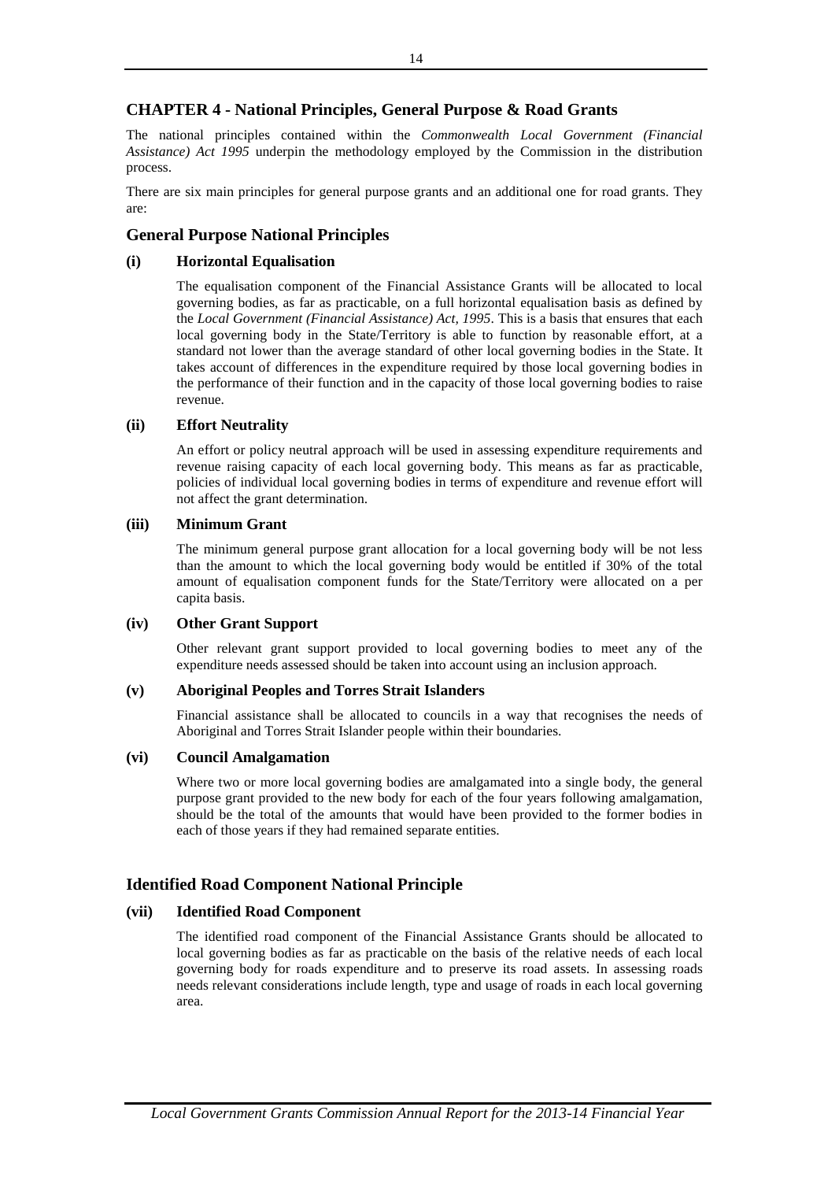## CHAPTER 4 - National Principles, General Purpose & Road Grants

The national principles contained within the *Commonwealth Local Government (Financial Assistance) Act 1995* underpin the methodology employed by the Commission in the distribution process.

There are six main principles for general purpose grants and an additional one for road grants. They are:

### General Purpose National Principles

#### (i) Horizontal Equalisation

The equalisation component of the Financial Assistance Grants will be allocated to local governing bodies, as far as practicable, on a full horizontal equalisation basis as defined by the *Local Government (Financial Assistance) Act, 1995*. This is a basis that ensures that each local governing body in the State/Territory is able to function by reasonable effort, at a standard not lower than the average standard of other local governing bodies in the State. It takes account of differences in the expenditure required by those local governing bodies in the performance of their function and in the capacity of those local governing bodies to raise revenue.

#### (ii) Effort Neutrality

An effort or policy neutral approach will be used in assessing expenditure requirements and revenue raising capacity of each local governing body. This means as far as practicable, policies of individual local governing bodies in terms of expenditure and revenue effort will not affect the grant determination.

#### (iii) Minimum Grant

The minimum general purpose grant allocation for a local governing body will be not less than the amount to which the local governing body would be entitled if 30% of the total amount of equalisation component funds for the State/Territory were allocated on a per capita basis.

#### (iv) Other Grant Support

Other relevant grant support provided to local governing bodies to meet any of the expenditure needs assessed should be taken into account using an inclusion approach.

#### (v) Aboriginal Peoples and Torres Strait Islanders

Financial assistance shall be allocated to councils in a way that recognises the needs of Aboriginal and Torres Strait Islander people within their boundaries.

#### (vi) Council Amalgamation

Where two or more local governing bodies are amalgamated into a single body, the general purpose grant provided to the new body for each of the four years following amalgamation, should be the total of the amounts that would have been provided to the former bodies in each of those years if they had remained separate entities.

### Identified Road Component National Principle

#### (vii) Identified Road Component

The identified road component of the Financial Assistance Grants should be allocated to local governing bodies as far as practicable on the basis of the relative needs of each local governing body for roads expenditure and to preserve its road assets. In assessing roads needs relevant considerations include length, type and usage of roads in each local governing area.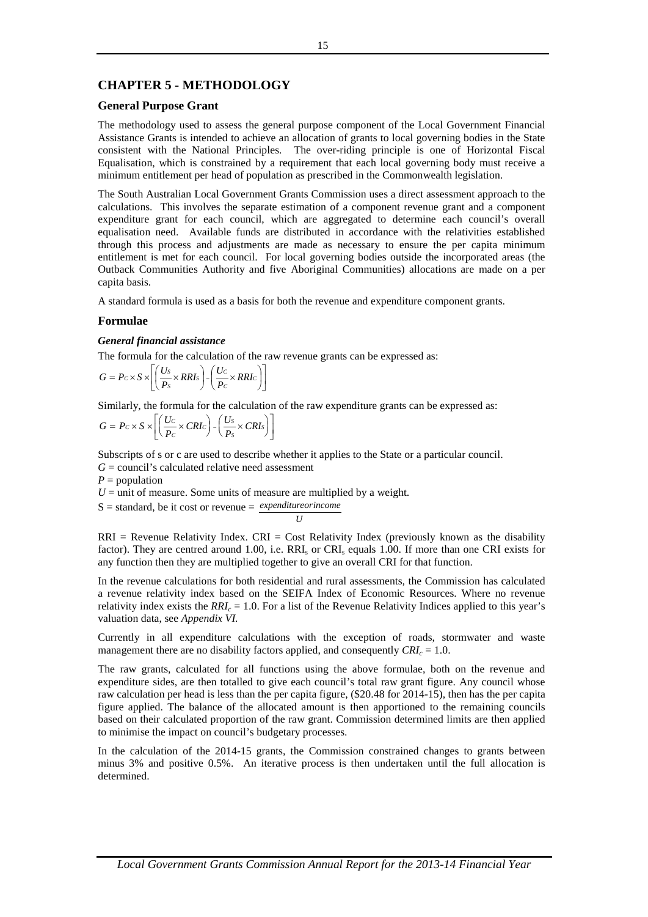# CHAPTER 5 - METHODOLOGY

## General Purpose Grant

The methodology used to assess the general purpose component of the Local Government Financial Assistance Grants is intended to achieve an allocation of grants to local governing bodies in the State consistent with the National Principles. The over-riding principle is one of Horizontal Fiscal Equalisation, which is constrained by a requirement that each local governing body must receive a minimum entitlement per head of population as prescribed in the Commonwealth legislation.

The South Australian Local Government Grants Commission uses a direct assessment approach to the calculations. This involves the separate estimation of a component revenue grant and a component expenditure grant for each council, which are aggregated to determine each council's overall equalisation need. Available funds are distributed in accordance with the relativities established through this process and adjustments are made as necessary to ensure the per capita minimum entitlement is met for each council. For local governing bodies outside the incorporated areas (the Outback Communities Authority and five Aboriginal Communities) allocations are made on a per capita basis.

A standard formula is used as a basis for both the revenue and expenditure component grants.

## Formulae

### *General financial assistance*

The formula for the calculation of the raw revenue grants can be expressed as:

$$G = P_C \times S \times \left[ \left( \frac{U_S}{P_S} \times RRI_S \right) - \left( \frac{U_C}{P_C} \times RRI_C \right) \right]$$

Similarly, the formula for the calculation of the raw expenditure grants can be expressed as:

$$G = P_C \times S \times \left[ \left( \frac{U_C}{P_C} \times CRI_C \right) - \left( \frac{U_S}{P_S} \times CRI_S \right) \right]$$

Subscripts of s or c are used to describe whether it applies to the State or a particular council.

$G$ = council's calculated relative need assessment

$P$ = population

$U$ = unit of measure. Some units of measure are multiplied by a weight.

S = standard, be it cost or revenue = $\frac{expenditure or income}{U}$

RRI = Revenue Relativity Index. CRI = Cost Relativity Index (previously known as the disability factor). They are centred around 1.00, i.e. $RRI_s$ or $CRI_s$ equals 1.00. If more than one CRI exists for any function then they are multiplied together to give an overall CRI for that function.

In the revenue calculations for both residential and rural assessments, the Commission has calculated a revenue relativity index based on the SEIFA Index of Economic Resources. Where no revenue relativity index exists the $RRI_c = 1.0$. For a list of the Revenue Relativity Indices applied to this year's valuation data, see *Appendix VI.*

Currently in all expenditure calculations with the exception of roads, stormwater and waste management there are no disability factors applied, and consequently $CRI_c = 1.0$.

The raw grants, calculated for all functions using the above formulae, both on the revenue and expenditure sides, are then totalled to give each council's total raw grant figure. Any council whose raw calculation per head is less than the per capita figure, ($20.48 for 2014-15), then has the per capita figure applied. The balance of the allocated amount is then apportioned to the remaining councils based on their calculated proportion of the raw grant. Commission determined limits are then applied to minimise the impact on council's budgetary processes.

In the calculation of the 2014-15 grants, the Commission constrained changes to grants between minus 3% and positive 0.5%. An iterative process is then undertaken until the full allocation is determined.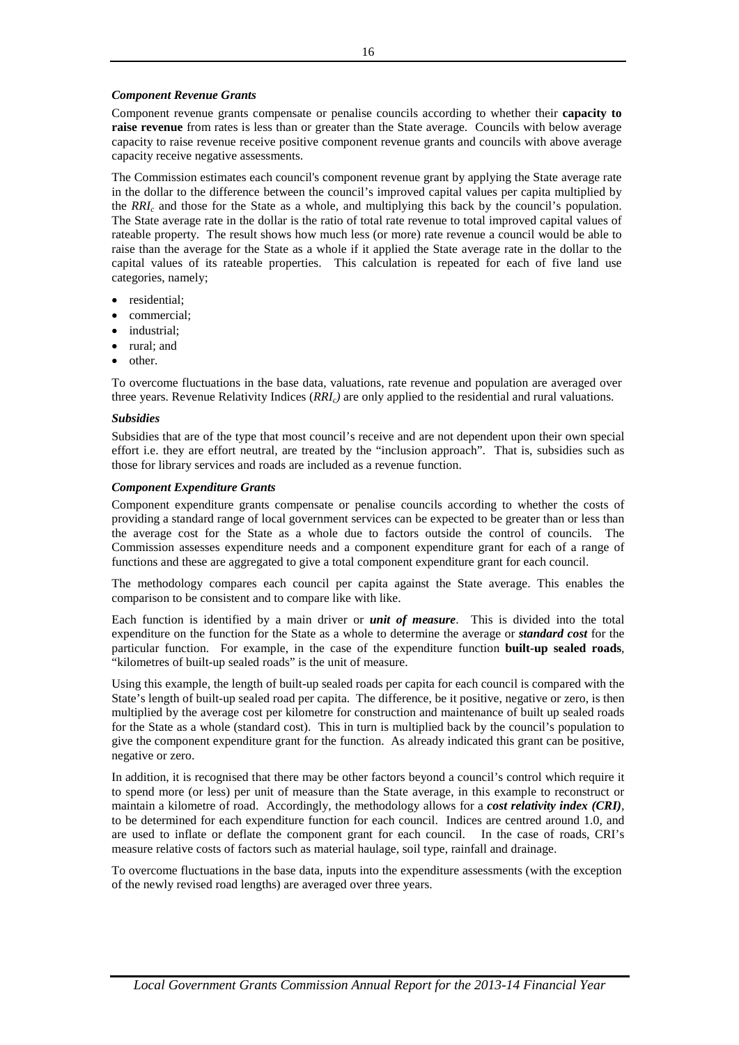### *Component Revenue Grants*

Component revenue grants compensate or penalise councils according to whether their **capacity to raise revenue** from rates is less than or greater than the State average. Councils with below average capacity to raise revenue receive positive component revenue grants and councils with above average capacity receive negative assessments.

The Commission estimates each council's component revenue grant by applying the State average rate in the dollar to the difference between the council's improved capital values per capita multiplied by the $RRI_c$ and those for the State as a whole, and multiplying this back by the council's population. The State average rate in the dollar is the ratio of total rate revenue to total improved capital values of rateable property. The result shows how much less (or more) rate revenue a council would be able to raise than the average for the State as a whole if it applied the State average rate in the dollar to the capital values of its rateable properties. This calculation is repeated for each of five land use categories, namely;

- residential;
- commercial;
- industrial;
- rural; and
- other.

To overcome fluctuations in the base data, valuations, rate revenue and population are averaged over three years. Revenue Relativity Indices ($RRI_c$) are only applied to the residential and rural valuations.

### *Subsidies*

Subsidies that are of the type that most council's receive and are not dependent upon their own special effort i.e. they are effort neutral, are treated by the "inclusion approach". That is, subsidies such as those for library services and roads are included as a revenue function.

### *Component Expenditure Grants*

Component expenditure grants compensate or penalise councils according to whether the costs of providing a standard range of local government services can be expected to be greater than or less than the average cost for the State as a whole due to factors outside the control of councils. The Commission assesses expenditure needs and a component expenditure grant for each of a range of functions and these are aggregated to give a total component expenditure grant for each council.

The methodology compares each council per capita against the State average. This enables the comparison to be consistent and to compare like with like.

Each function is identified by a main driver or ***unit of measure***. This is divided into the total expenditure on the function for the State as a whole to determine the average or ***standard cost*** for the particular function. For example, in the case of the expenditure function **built-up sealed roads**, "kilometres of built-up sealed roads" is the unit of measure.

Using this example, the length of built-up sealed roads per capita for each council is compared with the State's length of built-up sealed road per capita. The difference, be it positive, negative or zero, is then multiplied by the average cost per kilometre for construction and maintenance of built up sealed roads for the State as a whole (standard cost). This in turn is multiplied back by the council's population to give the component expenditure grant for the function. As already indicated this grant can be positive, negative or zero.

In addition, it is recognised that there may be other factors beyond a council's control which require it to spend more (or less) per unit of measure than the State average, in this example to reconstruct or maintain a kilometre of road. Accordingly, the methodology allows for a ***cost relativity index (CRI)***, to be determined for each expenditure function for each council. Indices are centred around 1.0, and are used to inflate or deflate the component grant for each council. In the case of roads, CRI's measure relative costs of factors such as material haulage, soil type, rainfall and drainage.

To overcome fluctuations in the base data, inputs into the expenditure assessments (with the exception of the newly revised road lengths) are averaged over three years.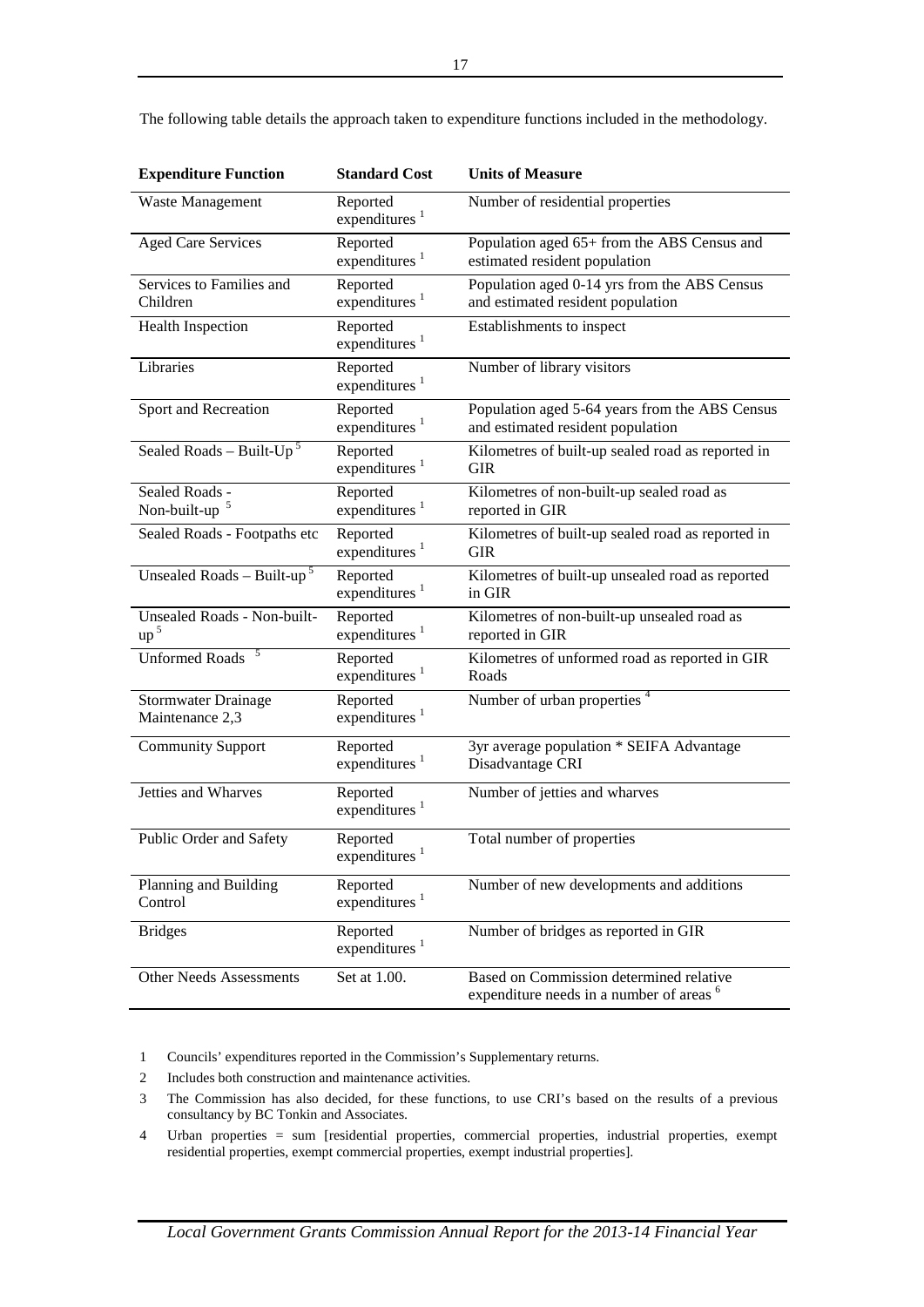The following table details the approach taken to expenditure functions included in the methodology.

| Expenditure Function | Standard Cost | Units of Measure |
|---|---|---|
| Waste Management | Reported expenditures [1] | Number of residential properties |
| Aged Care Services | Reported expenditures [1] | Population aged 65+ from the ABS Census and estimated resident population |
| Services to Families and Children | Reported expenditures [1] | Population aged 0-14 yrs from the ABS Census and estimated resident population |
| Health Inspection | Reported expenditures [1] | Establishments to inspect |
| Libraries | Reported expenditures [1] | Number of library visitors |
| Sport and Recreation | Reported expenditures [1] | Population aged 5-64 years from the ABS Census and estimated resident population |
| Sealed Roads – Built-Up [5] | Reported expenditures [1] | Kilometres of built-up sealed road as reported in GIR |
| Sealed Roads - Non-built-up [5] | Reported expenditures [1] | Kilometres of non-built-up sealed road as reported in GIR |
| Sealed Roads - Footpaths etc | Reported expenditures [1] | Kilometres of built-up sealed road as reported in GIR |
| Unsealed Roads – Built-up [5] | Reported expenditures [1] | Kilometres of built-up unsealed road as reported in GIR |
| Unsealed Roads - Non-built-up [5] | Reported expenditures [1] | Kilometres of non-built-up unsealed road as reported in GIR |
| Unformed Roads [5] | Reported expenditures [1] | Kilometres of unformed road as reported in GIR Roads |
| Stormwater Drainage Maintenance 2,3 | Reported expenditures [1] | Number of urban properties [4] |
| Community Support | Reported expenditures [1] | 3yr average population * SEIFA Advantage Disadvantage CRI |
| Jetties and Wharves | Reported expenditures [1] | Number of jetties and wharves |
| Public Order and Safety | Reported expenditures [1] | Total number of properties |
| Planning and Building Control | Reported expenditures [1] | Number of new developments and additions |
| Bridges | Reported expenditures [1] | Number of bridges as reported in GIR |
| Other Needs Assessments | Set at 1.00. | Based on Commission determined relative expenditure needs in a number of areas [6] |

1 Councils' expenditures reported in the Commission's Supplementary returns.

2 Includes both construction and maintenance activities.

3 The Commission has also decided, for these functions, to use CRI's based on the results of a previous consultancy by BC Tonkin and Associates.

4 Urban properties = sum [residential properties, commercial properties, industrial properties, exempt residential properties, exempt commercial properties, exempt industrial properties].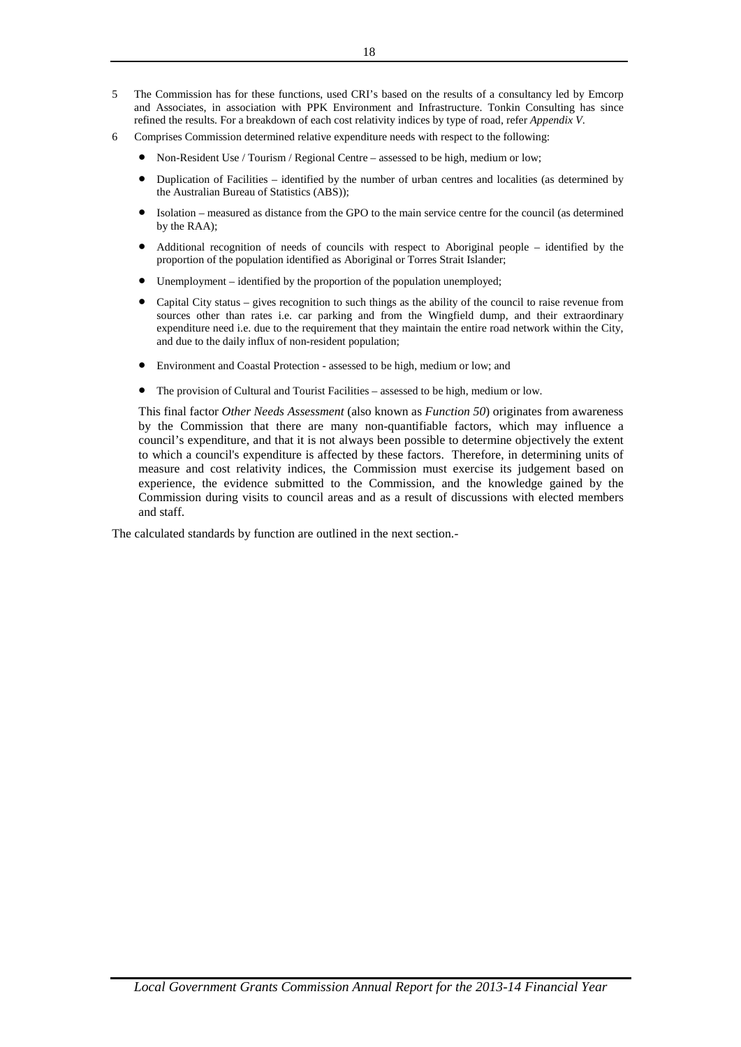5 The Commission has for these functions, used CRI's based on the results of a consultancy led by Emcorp and Associates, in association with PPK Environment and Infrastructure. Tonkin Consulting has since refined the results. For a breakdown of each cost relativity indices by type of road, refer *Appendix V*.

6 Comprises Commission determined relative expenditure needs with respect to the following:

- Non-Resident Use / Tourism / Regional Centre – assessed to be high, medium or low;
- Duplication of Facilities – identified by the number of urban centres and localities (as determined by the Australian Bureau of Statistics (ABS));
- Isolation – measured as distance from the GPO to the main service centre for the council (as determined by the RAA);
- Additional recognition of needs of councils with respect to Aboriginal people – identified by the proportion of the population identified as Aboriginal or Torres Strait Islander;
- Unemployment – identified by the proportion of the population unemployed;
- Capital City status – gives recognition to such things as the ability of the council to raise revenue from sources other than rates i.e. car parking and from the Wingfield dump, and their extraordinary expenditure need i.e. due to the requirement that they maintain the entire road network within the City, and due to the daily influx of non-resident population;
- Environment and Coastal Protection - assessed to be high, medium or low; and
- The provision of Cultural and Tourist Facilities – assessed to be high, medium or low.

This final factor *Other Needs Assessment* (also known as *Function 50*) originates from awareness by the Commission that there are many non-quantifiable factors, which may influence a council's expenditure, and that it is not always been possible to determine objectively the extent to which a council's expenditure is affected by these factors. Therefore, in determining units of measure and cost relativity indices, the Commission must exercise its judgement based on experience, the evidence submitted to the Commission, and the knowledge gained by the Commission during visits to council areas and as a result of discussions with elected members and staff.

The calculated standards by function are outlined in the next section.-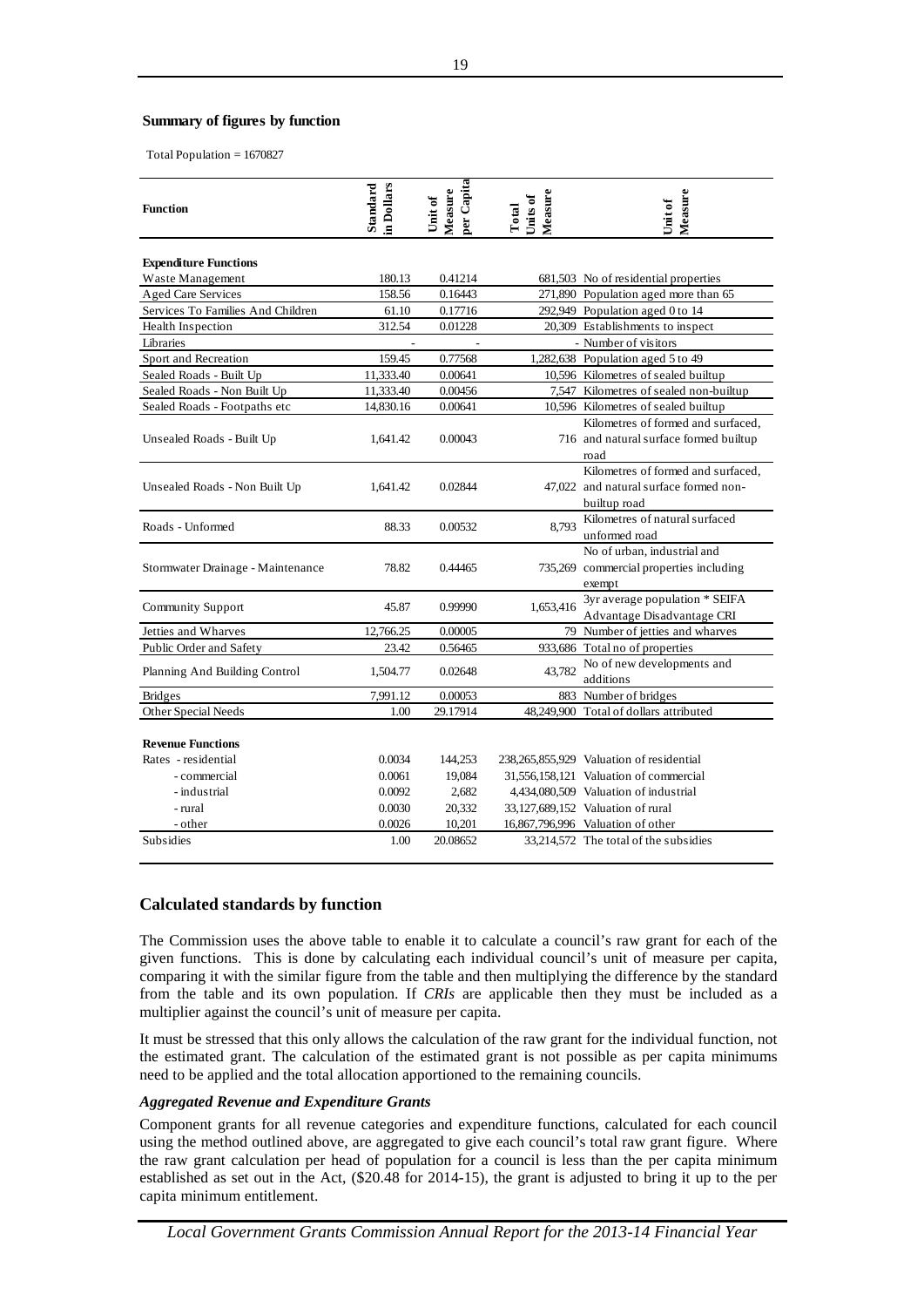**Summary of figures by function**

Total Population = 1670827

| Function | Standard in Dollars | Unit of Measure per Capita | Total Units of Measure | Unit of Measure |
|---|---|---|---|---|
| **Expenditure Functions** | | | | |
| Waste Management | 180.13 | 0.41214 | 681,503 | No of residential properties |
| Aged Care Services | 158.56 | 0.16443 | 271,890 | Population aged more than 65 |
| Services To Families And Children | 61.10 | 0.17716 | 292,949 | Population aged 0 to 14 |
| Health Inspection | 312.54 | 0.01228 | 20,309 | Establishments to inspect |
| Libraries | - | - | - | Number of visitors |
| Sport and Recreation | 159.45 | 0.77568 | 1,282,638 | Population aged 5 to 49 |
| Sealed Roads - Built Up | 11,333.40 | 0.00641 | 10,596 | Kilometres of sealed builtup |
| Sealed Roads - Non Built Up | 11,333.40 | 0.00456 | 7,547 | Kilometres of sealed non-builtup |
| Sealed Roads - Footpaths etc | 14,830.16 | 0.00641 | 10,596 | Kilometres of sealed builtup |
| Unsealed Roads - Built Up | 1,641.42 | 0.00043 | 716 | Kilometres of formed and surfaced, and natural surface formed builtup road |
| Unsealed Roads - Non Built Up | 1,641.42 | 0.02844 | 47,022 | Kilometres of formed and surfaced, and natural surface formed non-builtup road |
| Roads - Unformed | 88.33 | 0.00532 | 8,793 | Kilometres of natural surfaced unformed road |
| Stormwater Drainage - Maintenance | 78.82 | 0.44465 | 735,269 | No of urban, industrial and commercial properties including exempt |
| Community Support | 45.87 | 0.99990 | 1,653,416 | 3yr average population * SEIFA Advantage Disadvantage CRI |
| Jetties and Wharves | 12,766.25 | 0.00005 | 79 | Number of jetties and wharves |
| Public Order and Safety | 23.42 | 0.56465 | 933,686 | Total no of properties |
| Planning And Building Control | 1,504.77 | 0.02648 | 43,782 | No of new developments and additions |
| Bridges | 7,991.12 | 0.00053 | 883 | Number of bridges |
| Other Special Needs | 1.00 | 29.17914 | 48,249,900 | Total of dollars attributed |
| **Revenue Functions** | | | | |
| Rates - residential | 0.0034 | 144,253 | 238,265,855,929 | Valuation of residential |
| - commercial | 0.0061 | 19,084 | 31,556,158,121 | Valuation of commercial |
| - industrial | 0.0092 | 2,682 | 4,434,080,509 | Valuation of industrial |
| - rural | 0.0030 | 20,332 | 33,127,689,152 | Valuation of rural |
| - other | 0.0026 | 10,201 | 16,867,796,996 | Valuation of other |
| Subsidies | 1.00 | 20.08652 | 33,214,572 | The total of the subsidies |

## Calculated standards by function

The Commission uses the above table to enable it to calculate a council's raw grant for each of the given functions. This is done by calculating each individual council's unit of measure per capita, comparing it with the similar figure from the table and then multiplying the difference by the standard from the table and its own population. If *CRIs* are applicable then they must be included as a multiplier against the council's unit of measure per capita.

It must be stressed that this only allows the calculation of the raw grant for the individual function, not the estimated grant. The calculation of the estimated grant is not possible as per capita minimums need to be applied and the total allocation apportioned to the remaining councils.

### *Aggregated Revenue and Expenditure Grants*

Component grants for all revenue categories and expenditure functions, calculated for each council using the method outlined above, are aggregated to give each council's total raw grant figure. Where the raw grant calculation per head of population for a council is less than the per capita minimum established as set out in the Act, ($20.48 for 2014-15), the grant is adjusted to bring it up to the per capita minimum entitlement.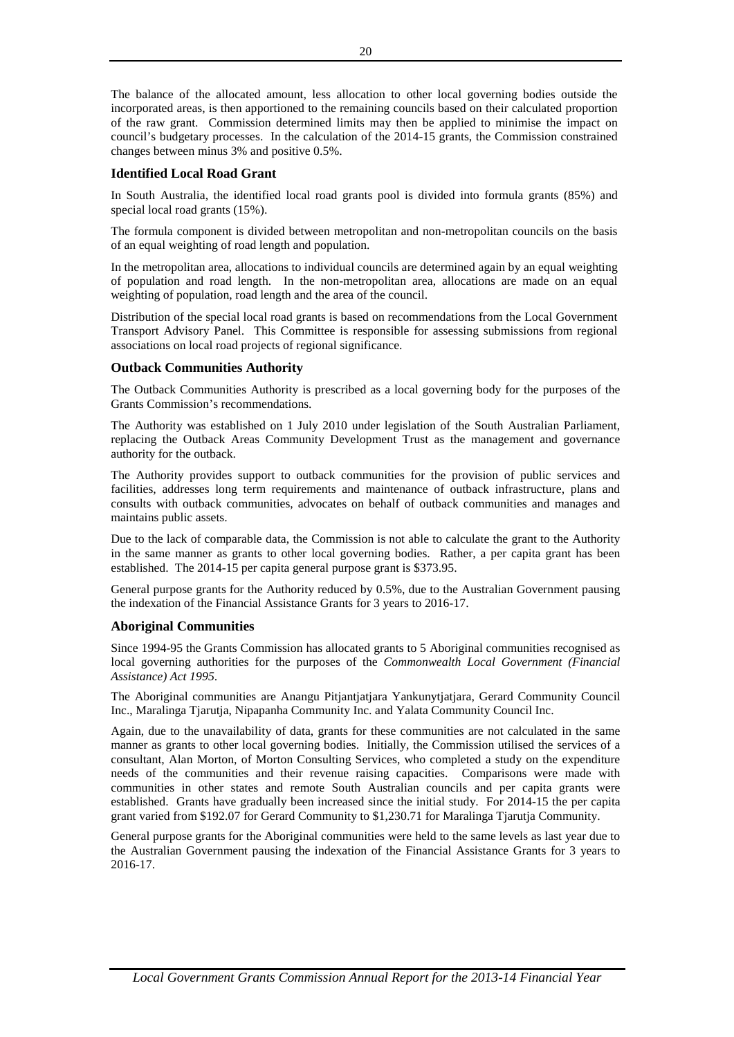The balance of the allocated amount, less allocation to other local governing bodies outside the incorporated areas, is then apportioned to the remaining councils based on their calculated proportion of the raw grant. Commission determined limits may then be applied to minimise the impact on council's budgetary processes. In the calculation of the 2014-15 grants, the Commission constrained changes between minus 3% and positive 0.5%.

### Identified Local Road Grant

In South Australia, the identified local road grants pool is divided into formula grants (85%) and special local road grants (15%).

The formula component is divided between metropolitan and non-metropolitan councils on the basis of an equal weighting of road length and population.

In the metropolitan area, allocations to individual councils are determined again by an equal weighting of population and road length. In the non-metropolitan area, allocations are made on an equal weighting of population, road length and the area of the council.

Distribution of the special local road grants is based on recommendations from the Local Government Transport Advisory Panel. This Committee is responsible for assessing submissions from regional associations on local road projects of regional significance.

### Outback Communities Authority

The Outback Communities Authority is prescribed as a local governing body for the purposes of the Grants Commission's recommendations.

The Authority was established on 1 July 2010 under legislation of the South Australian Parliament, replacing the Outback Areas Community Development Trust as the management and governance authority for the outback.

The Authority provides support to outback communities for the provision of public services and facilities, addresses long term requirements and maintenance of outback infrastructure, plans and consults with outback communities, advocates on behalf of outback communities and manages and maintains public assets.

Due to the lack of comparable data, the Commission is not able to calculate the grant to the Authority in the same manner as grants to other local governing bodies. Rather, a per capita grant has been established. The 2014-15 per capita general purpose grant is $373.95.

General purpose grants for the Authority reduced by 0.5%, due to the Australian Government pausing the indexation of the Financial Assistance Grants for 3 years to 2016-17.

### Aboriginal Communities

Since 1994-95 the Grants Commission has allocated grants to 5 Aboriginal communities recognised as local governing authorities for the purposes of the *Commonwealth Local Government (Financial Assistance) Act 1995*.

The Aboriginal communities are Anangu Pitjantjatjara Yankunytjatjara, Gerard Community Council Inc., Maralinga Tjarutja, Nipapanha Community Inc. and Yalata Community Council Inc.

Again, due to the unavailability of data, grants for these communities are not calculated in the same manner as grants to other local governing bodies. Initially, the Commission utilised the services of a consultant, Alan Morton, of Morton Consulting Services, who completed a study on the expenditure needs of the communities and their revenue raising capacities. Comparisons were made with communities in other states and remote South Australian councils and per capita grants were established. Grants have gradually been increased since the initial study. For 2014-15 the per capita grant varied from $192.07 for Gerard Community to $1,230.71 for Maralinga Tjarutja Community.

General purpose grants for the Aboriginal communities were held to the same levels as last year due to the Australian Government pausing the indexation of the Financial Assistance Grants for 3 years to 2016-17.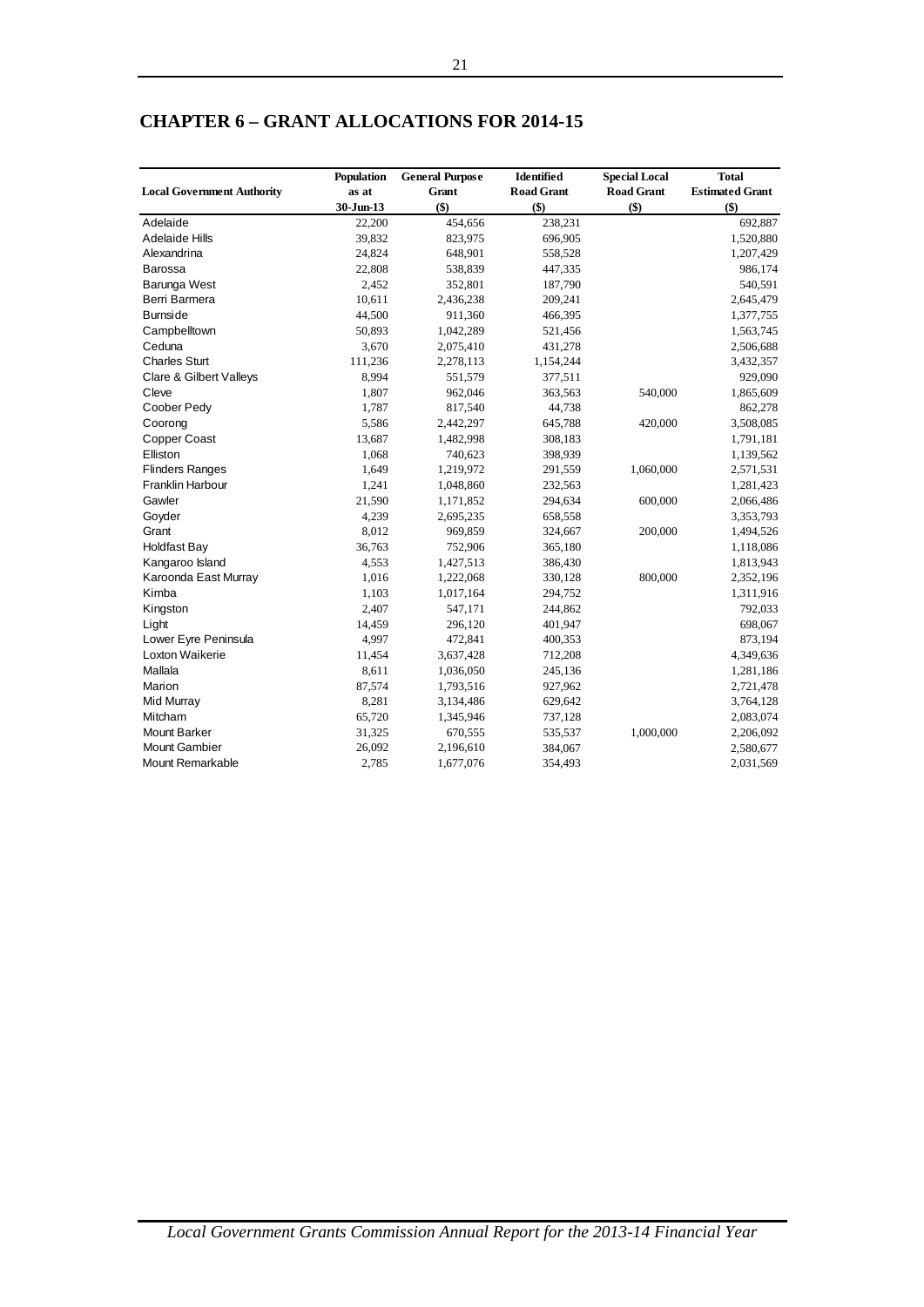# CHAPTER 6 – GRANT ALLOCATIONS FOR 2014-15

| Local Government Authority | Population as at 30-Jun-13 | General Purpose Grant ($) | Identified Road Grant ($) | Special Local Road Grant ($) | Total Estimated Grant ($) |
|---|---|---|---|---|---|
| Adelaide | 22,200 | 454,656 | 238,231 | | 692,887 |
| Adelaide Hills | 39,832 | 823,975 | 696,905 | | 1,520,880 |
| Alexandrina | 24,824 | 648,901 | 558,528 | | 1,207,429 |
| Barossa | 22,808 | 538,839 | 447,335 | | 986,174 |
| Barunga West | 2,452 | 352,801 | 187,790 | | 540,591 |
| Berri Barmera | 10,611 | 2,436,238 | 209,241 | | 2,645,479 |
| Burnside | 44,500 | 911,360 | 466,395 | | 1,377,755 |
| Campbelltown | 50,893 | 1,042,289 | 521,456 | | 1,563,745 |
| Ceduna | 3,670 | 2,075,410 | 431,278 | | 2,506,688 |
| Charles Sturt | 111,236 | 2,278,113 | 1,154,244 | | 3,432,357 |
| Clare & Gilbert Valleys | 8,994 | 551,579 | 377,511 | | 929,090 |
| Cleve | 1,807 | 962,046 | 363,563 | 540,000 | 1,865,609 |
| Coober Pedy | 1,787 | 817,540 | 44,738 | | 862,278 |
| Coorong | 5,586 | 2,442,297 | 645,788 | 420,000 | 3,508,085 |
| Copper Coast | 13,687 | 1,482,998 | 308,183 | | 1,791,181 |
| Elliston | 1,068 | 740,623 | 398,939 | | 1,139,562 |
| Flinders Ranges | 1,649 | 1,219,972 | 291,559 | 1,060,000 | 2,571,531 |
| Franklin Harbour | 1,241 | 1,048,860 | 232,563 | | 1,281,423 |
| Gawler | 21,590 | 1,171,852 | 294,634 | 600,000 | 2,066,486 |
| Goyder | 4,239 | 2,695,235 | 658,558 | | 3,353,793 |
| Grant | 8,012 | 969,859 | 324,667 | 200,000 | 1,494,526 |
| Holdfast Bay | 36,763 | 752,906 | 365,180 | | 1,118,086 |
| Kangaroo Island | 4,553 | 1,427,513 | 386,430 | | 1,813,943 |
| Karoonda East Murray | 1,016 | 1,222,068 | 330,128 | 800,000 | 2,352,196 |
| Kimba | 1,103 | 1,017,164 | 294,752 | | 1,311,916 |
| Kingston | 2,407 | 547,171 | 244,862 | | 792,033 |
| Light | 14,459 | 296,120 | 401,947 | | 698,067 |
| Lower Eyre Peninsula | 4,997 | 472,841 | 400,353 | | 873,194 |
| Loxton Waikerie | 11,454 | 3,637,428 | 712,208 | | 4,349,636 |
| Mallala | 8,611 | 1,036,050 | 245,136 | | 1,281,186 |
| Marion | 87,574 | 1,793,516 | 927,962 | | 2,721,478 |
| Mid Murray | 8,281 | 3,134,486 | 629,642 | | 3,764,128 |
| Mitcham | 65,720 | 1,345,946 | 737,128 | | 2,083,074 |
| Mount Barker | 31,325 | 670,555 | 535,537 | 1,000,000 | 2,206,092 |
| Mount Gambier | 26,092 | 2,196,610 | 384,067 | | 2,580,677 |
| Mount Remarkable | 2,785 | 1,677,076 | 354,493 | | 2,031,569 |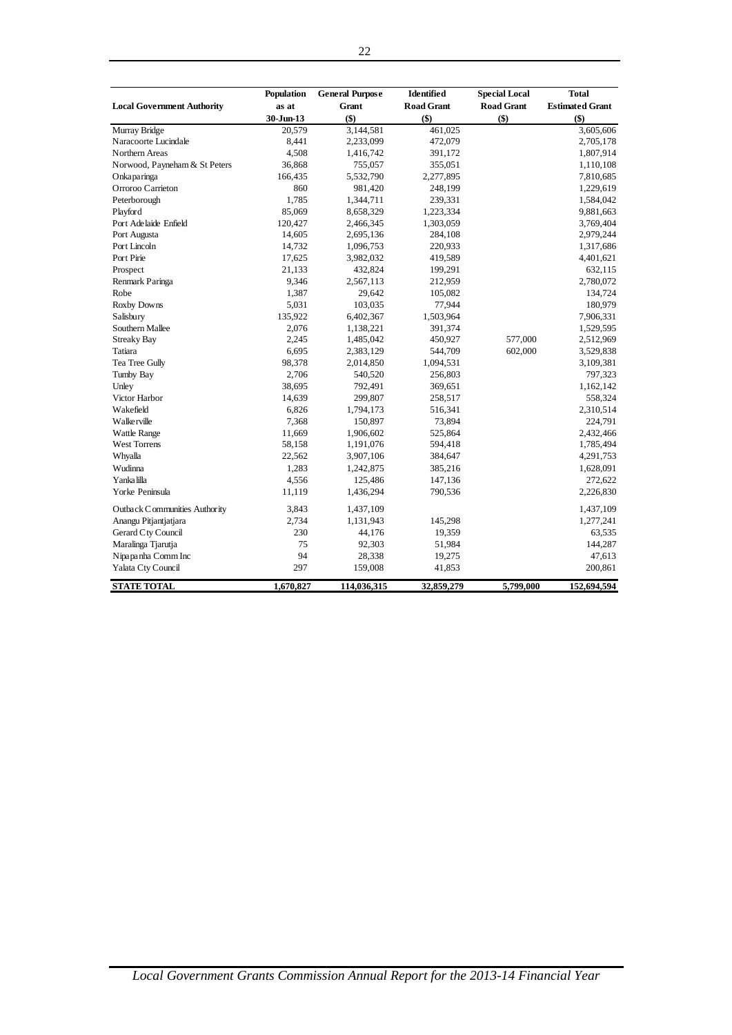| Local Government Authority | Population as at 30-Jun-13 | General Purpose Grant ($) | Identified Road Grant ($) | Special Local Road Grant ($) | Total Estimated Grant ($) |
|---|---|---|---|---|---|
| Murray Bridge | 20,579 | 3,144,581 | 461,025 | | 3,605,606 |
| Naracoorte Lucindale | 8,441 | 2,233,099 | 472,079 | | 2,705,178 |
| Northern Areas | 4,508 | 1,416,742 | 391,172 | | 1,807,914 |
| Norwood, Payneham & St Peters | 36,868 | 755,057 | 355,051 | | 1,110,108 |
| Onkaparinga | 166,435 | 5,532,790 | 2,277,895 | | 7,810,685 |
| Orroroo Carrieton | 860 | 981,420 | 248,199 | | 1,229,619 |
| Peterborough | 1,785 | 1,344,711 | 239,331 | | 1,584,042 |
| Playford | 85,069 | 8,658,329 | 1,223,334 | | 9,881,663 |
| Port Adelaide Enfield | 120,427 | 2,466,345 | 1,303,059 | | 3,769,404 |
| Port Augusta | 14,605 | 2,695,136 | 284,108 | | 2,979,244 |
| Port Lincoln | 14,732 | 1,096,753 | 220,933 | | 1,317,686 |
| Port Pirie | 17,625 | 3,982,032 | 419,589 | | 4,401,621 |
| Prospect | 21,133 | 432,824 | 199,291 | | 632,115 |
| Renmark Paringa | 9,346 | 2,567,113 | 212,959 | | 2,780,072 |
| Robe | 1,387 | 29,642 | 105,082 | | 134,724 |
| Roxby Downs | 5,031 | 103,035 | 77,944 | | 180,979 |
| Salisbury | 135,922 | 6,402,367 | 1,503,964 | | 7,906,331 |
| Southern Mallee | 2,076 | 1,138,221 | 391,374 | | 1,529,595 |
| Streaky Bay | 2,245 | 1,485,042 | 450,927 | 577,000 | 2,512,969 |
| Tatiara | 6,695 | 2,383,129 | 544,709 | 602,000 | 3,529,838 |
| Tea Tree Gully | 98,378 | 2,014,850 | 1,094,531 | | 3,109,381 |
| Tumby Bay | 2,706 | 540,520 | 256,803 | | 797,323 |
| Unley | 38,695 | 792,491 | 369,651 | | 1,162,142 |
| Victor Harbor | 14,639 | 299,807 | 258,517 | | 558,324 |
| Wakefield | 6,826 | 1,794,173 | 516,341 | | 2,310,514 |
| Walkerville | 7,368 | 150,897 | 73,894 | | 224,791 |
| Wattle Range | 11,669 | 1,906,602 | 525,864 | | 2,432,466 |
| West Torrens | 58,158 | 1,191,076 | 594,418 | | 1,785,494 |
| Whyalla | 22,562 | 3,907,106 | 384,647 | | 4,291,753 |
| Wudinna | 1,283 | 1,242,875 | 385,216 | | 1,628,091 |
| Yankalilla | 4,556 | 125,486 | 147,136 | | 272,622 |
| Yorke Peninsula | 11,119 | 1,436,294 | 790,536 | | 2,226,830 |
| Outback Communities Authority | 3,843 | 1,437,109 | | | 1,437,109 |
| Anangu Pitjantjatjara | 2,734 | 1,131,943 | 145,298 | | 1,277,241 |
| Gerard Cty Council | 230 | 44,176 | 19,359 | | 63,535 |
| Maralinga Tjarutja | 75 | 92,303 | 51,984 | | 144,287 |
| Nipapanha Comm Inc | 94 | 28,338 | 19,275 | | 47,613 |
| Yalata Cty Council | 297 | 159,008 | 41,853 | | 200,861 |
| **STATE TOTAL** | **1,670,827** | **114,036,315** | **32,859,279** | **5,799,000** | **152,694,594** |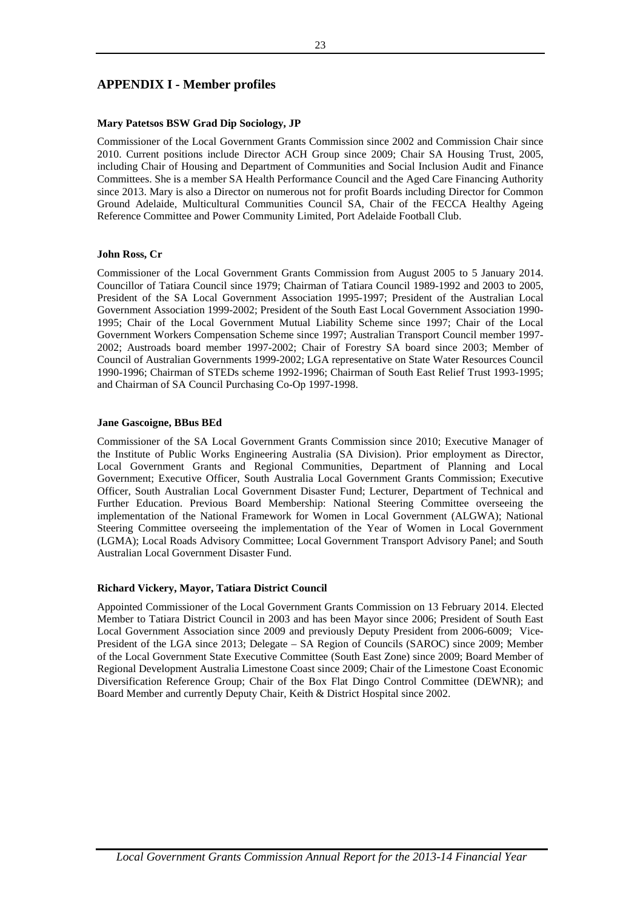## APPENDIX I - Member profiles

**Mary Patetsos BSW Grad Dip Sociology, JP**

Commissioner of the Local Government Grants Commission since 2002 and Commission Chair since 2010. Current positions include Director ACH Group since 2009; Chair SA Housing Trust, 2005, including Chair of Housing and Department of Communities and Social Inclusion Audit and Finance Committees. She is a member SA Health Performance Council and the Aged Care Financing Authority since 2013. Mary is also a Director on numerous not for profit Boards including Director for Common Ground Adelaide, Multicultural Communities Council SA, Chair of the FECCA Healthy Ageing Reference Committee and Power Community Limited, Port Adelaide Football Club.

**John Ross, Cr**

Commissioner of the Local Government Grants Commission from August 2005 to 5 January 2014. Councillor of Tatiara Council since 1979; Chairman of Tatiara Council 1989-1992 and 2003 to 2005, President of the SA Local Government Association 1995-1997; President of the Australian Local Government Association 1999-2002; President of the South East Local Government Association 1990-1995; Chair of the Local Government Mutual Liability Scheme since 1997; Chair of the Local Government Workers Compensation Scheme since 1997; Australian Transport Council member 1997-2002; Austroads board member 1997-2002; Chair of Forestry SA board since 2003; Member of Council of Australian Governments 1999-2002; LGA representative on State Water Resources Council 1990-1996; Chairman of STEDs scheme 1992-1996; Chairman of South East Relief Trust 1993-1995; and Chairman of SA Council Purchasing Co-Op 1997-1998.

**Jane Gascoigne, BBus BEd**

Commissioner of the SA Local Government Grants Commission since 2010; Executive Manager of the Institute of Public Works Engineering Australia (SA Division). Prior employment as Director, Local Government Grants and Regional Communities, Department of Planning and Local Government; Executive Officer, South Australia Local Government Grants Commission; Executive Officer, South Australian Local Government Disaster Fund; Lecturer, Department of Technical and Further Education. Previous Board Membership: National Steering Committee overseeing the implementation of the National Framework for Women in Local Government (ALGWA); National Steering Committee overseeing the implementation of the Year of Women in Local Government (LGMA); Local Roads Advisory Committee; Local Government Transport Advisory Panel; and South Australian Local Government Disaster Fund.

**Richard Vickery, Mayor, Tatiara District Council**

Appointed Commissioner of the Local Government Grants Commission on 13 February 2014. Elected Member to Tatiara District Council in 2003 and has been Mayor since 2006; President of South East Local Government Association since 2009 and previously Deputy President from 2006-6009; Vice-President of the LGA since 2013; Delegate – SA Region of Councils (SAROC) since 2009; Member of the Local Government State Executive Committee (South East Zone) since 2009; Board Member of Regional Development Australia Limestone Coast since 2009; Chair of the Limestone Coast Economic Diversification Reference Group; Chair of the Box Flat Dingo Control Committee (DEWNR); and Board Member and currently Deputy Chair, Keith & District Hospital since 2002.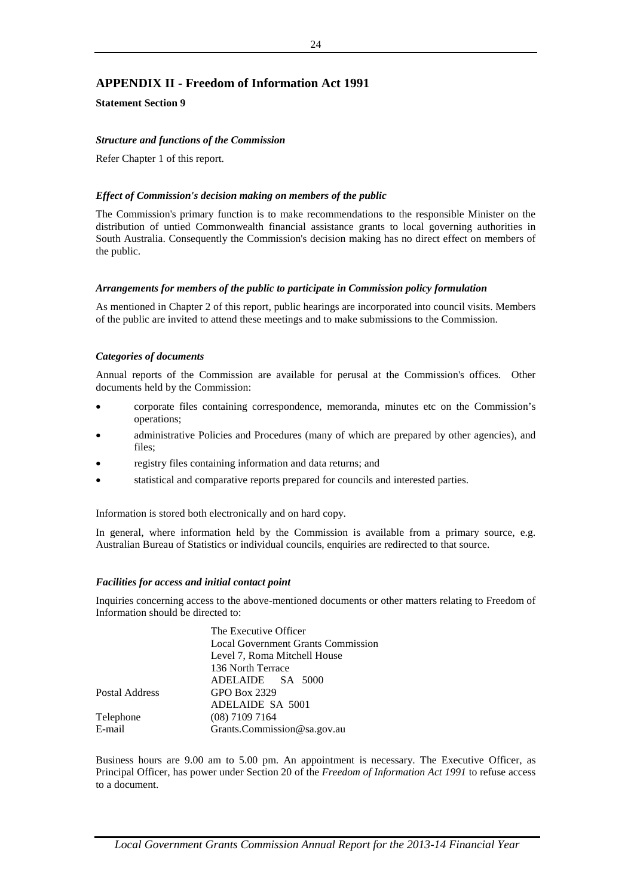## APPENDIX II - Freedom of Information Act 1991

**Statement Section 9**

***Structure and functions of the Commission***

Refer Chapter 1 of this report.

***Effect of Commission's decision making on members of the public***

The Commission's primary function is to make recommendations to the responsible Minister on the distribution of untied Commonwealth financial assistance grants to local governing authorities in South Australia. Consequently the Commission's decision making has no direct effect on members of the public.

***Arrangements for members of the public to participate in Commission policy formulation***

As mentioned in Chapter 2 of this report, public hearings are incorporated into council visits. Members of the public are invited to attend these meetings and to make submissions to the Commission.

***Categories of documents***

Annual reports of the Commission are available for perusal at the Commission's offices. Other documents held by the Commission:

- corporate files containing correspondence, memoranda, minutes etc on the Commission's operations;
- administrative Policies and Procedures (many of which are prepared by other agencies), and files;
- registry files containing information and data returns; and
- statistical and comparative reports prepared for councils and interested parties.

Information is stored both electronically and on hard copy.

In general, where information held by the Commission is available from a primary source, e.g. Australian Bureau of Statistics or individual councils, enquiries are redirected to that source.

***Facilities for access and initial contact point***

Inquiries concerning access to the above-mentioned documents or other matters relating to Freedom of Information should be directed to:

| | |
|---|---|
| | The Executive Officer<br>Local Government Grants Commission<br>Level 7, Roma Mitchell House<br>136 North Terrace<br>ADELAIDE SA 5000 |
| Postal Address | GPO Box 2329<br>ADELAIDE SA 5001 |
| Telephone | (08) 7109 7164 |
| E-mail | Grants.Commission@sa.gov.au |

Business hours are 9.00 am to 5.00 pm. An appointment is necessary. The Executive Officer, as Principal Officer, has power under Section 20 of the *Freedom of Information Act 1991* to refuse access to a document.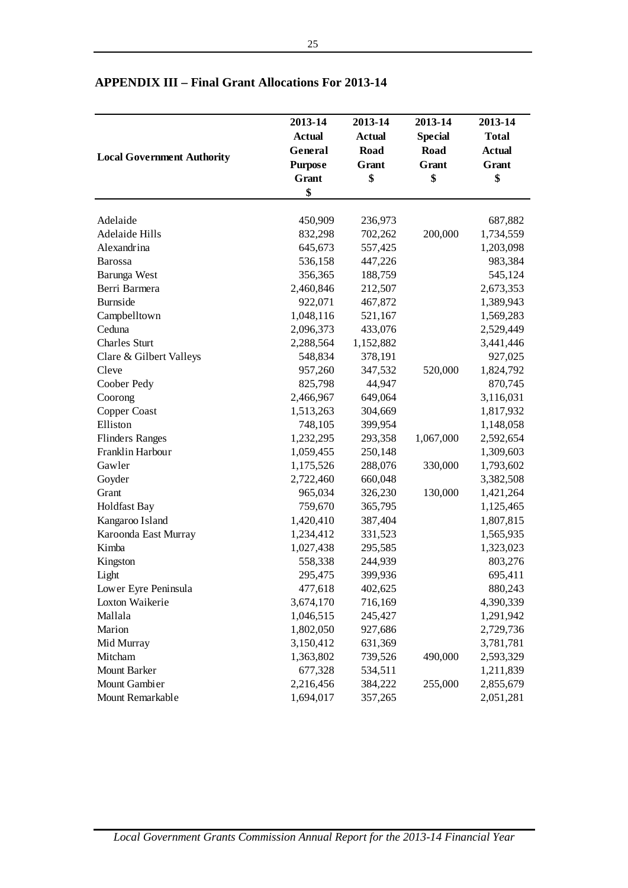## APPENDIX III – Final Grant Allocations For 2013-14

| Local Government Authority | 2013-14 Actual General Purpose Grant $ | 2013-14 Actual Road Grant $ | 2013-14 Special Road Grant $ | 2013-14 Total Actual Grant $ |
|---|---|---|---|---|
| Adelaide | 450,909 | 236,973 | | 687,882 |
| Adelaide Hills | 832,298 | 702,262 | 200,000 | 1,734,559 |
| Alexandrina | 645,673 | 557,425 | | 1,203,098 |
| Barossa | 536,158 | 447,226 | | 983,384 |
| Barunga West | 356,365 | 188,759 | | 545,124 |
| Berri Barmera | 2,460,846 | 212,507 | | 2,673,353 |
| Burnside | 922,071 | 467,872 | | 1,389,943 |
| Campbelltown | 1,048,116 | 521,167 | | 1,569,283 |
| Ceduna | 2,096,373 | 433,076 | | 2,529,449 |
| Charles Sturt | 2,288,564 | 1,152,882 | | 3,441,446 |
| Clare & Gilbert Valleys | 548,834 | 378,191 | | 927,025 |
| Cleve | 957,260 | 347,532 | 520,000 | 1,824,792 |
| Coober Pedy | 825,798 | 44,947 | | 870,745 |
| Coorong | 2,466,967 | 649,064 | | 3,116,031 |
| Copper Coast | 1,513,263 | 304,669 | | 1,817,932 |
| Elliston | 748,105 | 399,954 | | 1,148,058 |
| Flinders Ranges | 1,232,295 | 293,358 | 1,067,000 | 2,592,654 |
| Franklin Harbour | 1,059,455 | 250,148 | | 1,309,603 |
| Gawler | 1,175,526 | 288,076 | 330,000 | 1,793,602 |
| Goyder | 2,722,460 | 660,048 | | 3,382,508 |
| Grant | 965,034 | 326,230 | 130,000 | 1,421,264 |
| Holdfast Bay | 759,670 | 365,795 | | 1,125,465 |
| Kangaroo Island | 1,420,410 | 387,404 | | 1,807,815 |
| Karoonda East Murray | 1,234,412 | 331,523 | | 1,565,935 |
| Kimba | 1,027,438 | 295,585 | | 1,323,023 |
| Kingston | 558,338 | 244,939 | | 803,276 |
| Light | 295,475 | 399,936 | | 695,411 |
| Lower Eyre Peninsula | 477,618 | 402,625 | | 880,243 |
| Loxton Waikerie | 3,674,170 | 716,169 | | 4,390,339 |
| Mallala | 1,046,515 | 245,427 | | 1,291,942 |
| Marion | 1,802,050 | 927,686 | | 2,729,736 |
| Mid Murray | 3,150,412 | 631,369 | | 3,781,781 |
| Mitcham | 1,363,802 | 739,526 | 490,000 | 2,593,329 |
| Mount Barker | 677,328 | 534,511 | | 1,211,839 |
| Mount Gambier | 2,216,456 | 384,222 | 255,000 | 2,855,679 |
| Mount Remarkable | 1,694,017 | 357,265 | | 2,051,281 |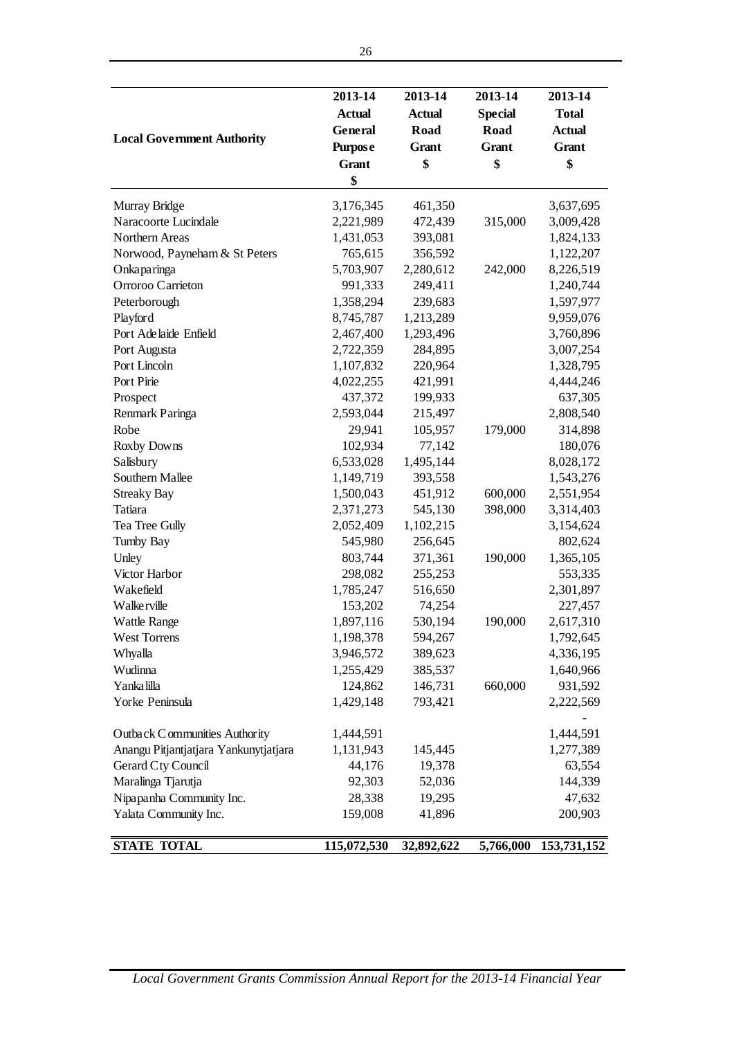| Local Government Authority | 2013-14 Actual General Purpose Grant $ | 2013-14 Actual Road Grant $ | 2013-14 Special Road Grant $ | 2013-14 Total Actual Grant $ |
|---|---|---|---|---|
| Murray Bridge | 3,176,345 | 461,350 | | 3,637,695 |
| Naracoorte Lucindale | 2,221,989 | 472,439 | 315,000 | 3,009,428 |
| Northern Areas | 1,431,053 | 393,081 | | 1,824,133 |
| Norwood, Payneham & St Peters | 765,615 | 356,592 | | 1,122,207 |
| Onkaparinga | 5,703,907 | 2,280,612 | 242,000 | 8,226,519 |
| Orroroo Carrieton | 991,333 | 249,411 | | 1,240,744 |
| Peterborough | 1,358,294 | 239,683 | | 1,597,977 |
| Playford | 8,745,787 | 1,213,289 | | 9,959,076 |
| Port Adelaide Enfield | 2,467,400 | 1,293,496 | | 3,760,896 |
| Port Augusta | 2,722,359 | 284,895 | | 3,007,254 |
| Port Lincoln | 1,107,832 | 220,964 | | 1,328,795 |
| Port Pirie | 4,022,255 | 421,991 | | 4,444,246 |
| Prospect | 437,372 | 199,933 | | 637,305 |
| Renmark Paringa | 2,593,044 | 215,497 | | 2,808,540 |
| Robe | 29,941 | 105,957 | 179,000 | 314,898 |
| Roxby Downs | 102,934 | 77,142 | | 180,076 |
| Salisbury | 6,533,028 | 1,495,144 | | 8,028,172 |
| Southern Mallee | 1,149,719 | 393,558 | | 1,543,276 |
| Streaky Bay | 1,500,043 | 451,912 | 600,000 | 2,551,954 |
| Tatiara | 2,371,273 | 545,130 | 398,000 | 3,314,403 |
| Tea Tree Gully | 2,052,409 | 1,102,215 | | 3,154,624 |
| Tumby Bay | 545,980 | 256,645 | | 802,624 |
| Unley | 803,744 | 371,361 | 190,000 | 1,365,105 |
| Victor Harbor | 298,082 | 255,253 | | 553,335 |
| Wakefield | 1,785,247 | 516,650 | | 2,301,897 |
| Walkerville | 153,202 | 74,254 | | 227,457 |
| Wattle Range | 1,897,116 | 530,194 | 190,000 | 2,617,310 |
| West Torrens | 1,198,378 | 594,267 | | 1,792,645 |
| Whyalla | 3,946,572 | 389,623 | | 4,336,195 |
| Wudinna | 1,255,429 | 385,537 | | 1,640,966 |
| Yankalilla | 124,862 | 146,731 | 660,000 | 931,592 |
| Yorke Peninsula | 1,429,148 | 793,421 | | 2,222,569 |
| | | | | - |
| Outback Communities Authority | 1,444,591 | | | 1,444,591 |
| Anangu Pitjantjatjara Yankunytjatjara | 1,131,943 | 145,445 | | 1,277,389 |
| Gerard Cty Council | 44,176 | 19,378 | | 63,554 |
| Maralinga Tjarutja | 92,303 | 52,036 | | 144,339 |
| Nipapanha Community Inc. | 28,338 | 19,295 | | 47,632 |
| Yalata Community Inc. | 159,008 | 41,896 | | 200,903 |
| **STATE TOTAL** | **115,072,530** | **32,892,622** | **5,766,000** | **153,731,152** |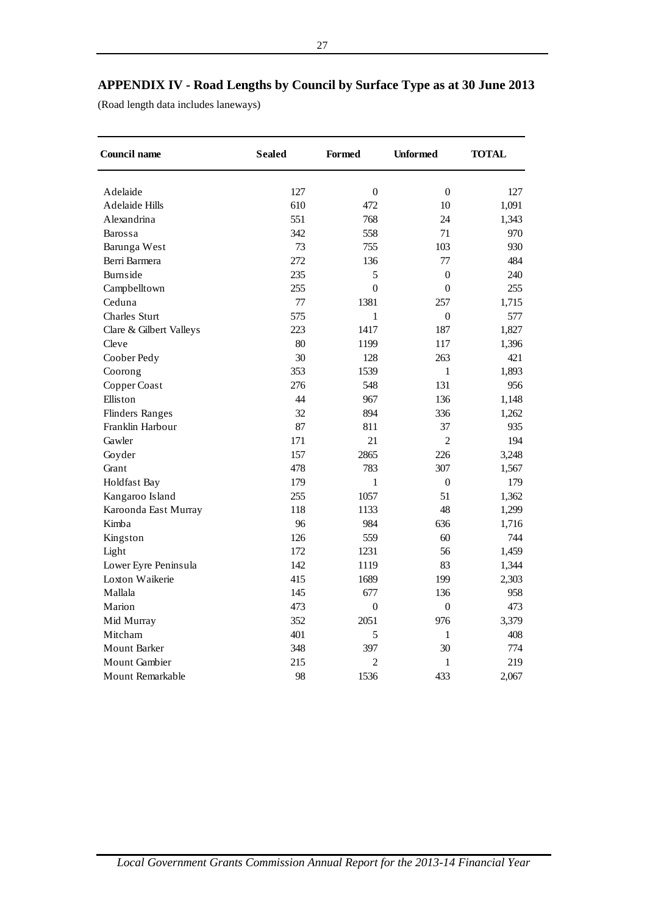## APPENDIX IV - Road Lengths by Council by Surface Type as at 30 June 2013

(Road length data includes laneways)

| Council name | Sealed | Formed | Unformed | TOTAL |
|---|---|---|---|---|
| Adelaide | 127 | 0 | 0 | 127 |
| Adelaide Hills | 610 | 472 | 10 | 1,091 |
| Alexandrina | 551 | 768 | 24 | 1,343 |
| Barossa | 342 | 558 | 71 | 970 |
| Barunga West | 73 | 755 | 103 | 930 |
| Berri Barmera | 272 | 136 | 77 | 484 |
| Burnside | 235 | 5 | 0 | 240 |
| Campbelltown | 255 | 0 | 0 | 255 |
| Ceduna | 77 | 1381 | 257 | 1,715 |
| Charles Sturt | 575 | 1 | 0 | 577 |
| Clare & Gilbert Valleys | 223 | 1417 | 187 | 1,827 |
| Cleve | 80 | 1199 | 117 | 1,396 |
| Coober Pedy | 30 | 128 | 263 | 421 |
| Coorong | 353 | 1539 | 1 | 1,893 |
| Copper Coast | 276 | 548 | 131 | 956 |
| Elliston | 44 | 967 | 136 | 1,148 |
| Flinders Ranges | 32 | 894 | 336 | 1,262 |
| Franklin Harbour | 87 | 811 | 37 | 935 |
| Gawler | 171 | 21 | 2 | 194 |
| Goyder | 157 | 2865 | 226 | 3,248 |
| Grant | 478 | 783 | 307 | 1,567 |
| Holdfast Bay | 179 | 1 | 0 | 179 |
| Kangaroo Island | 255 | 1057 | 51 | 1,362 |
| Karoonda East Murray | 118 | 1133 | 48 | 1,299 |
| Kimba | 96 | 984 | 636 | 1,716 |
| Kingston | 126 | 559 | 60 | 744 |
| Light | 172 | 1231 | 56 | 1,459 |
| Lower Eyre Peninsula | 142 | 1119 | 83 | 1,344 |
| Loxton Waikerie | 415 | 1689 | 199 | 2,303 |
| Mallala | 145 | 677 | 136 | 958 |
| Marion | 473 | 0 | 0 | 473 |
| Mid Murray | 352 | 2051 | 976 | 3,379 |
| Mitcham | 401 | 5 | 1 | 408 |
| Mount Barker | 348 | 397 | 30 | 774 |
| Mount Gambier | 215 | 2 | 1 | 219 |
| Mount Remarkable | 98 | 1536 | 433 | 2,067 |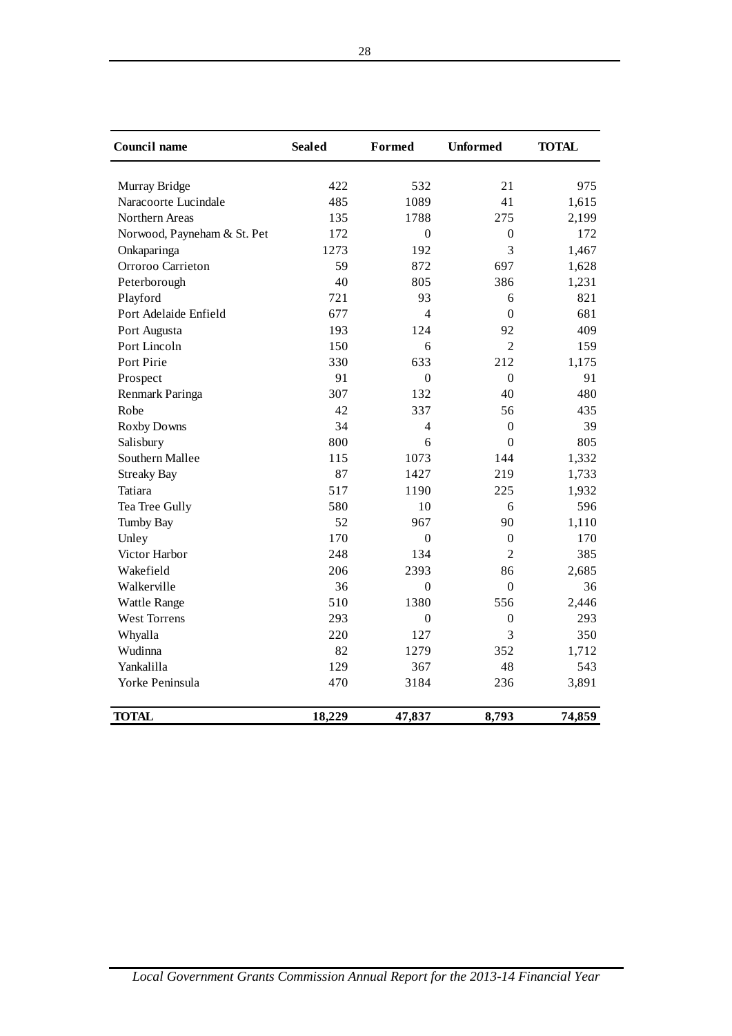| Council name | Sealed | Formed | Unformed | TOTAL |
|---|---|---|---|---|
| Murray Bridge | 422 | 532 | 21 | 975 |
| Naracoorte Lucindale | 485 | 1089 | 41 | 1,615 |
| Northern Areas | 135 | 1788 | 275 | 2,199 |
| Norwood, Payneham & St. Pet | 172 | 0 | 0 | 172 |
| Onkaparinga | 1273 | 192 | 3 | 1,467 |
| Orroroo Carrieton | 59 | 872 | 697 | 1,628 |
| Peterborough | 40 | 805 | 386 | 1,231 |
| Playford | 721 | 93 | 6 | 821 |
| Port Adelaide Enfield | 677 | 4 | 0 | 681 |
| Port Augusta | 193 | 124 | 92 | 409 |
| Port Lincoln | 150 | 6 | 2 | 159 |
| Port Pirie | 330 | 633 | 212 | 1,175 |
| Prospect | 91 | 0 | 0 | 91 |
| Renmark Paringa | 307 | 132 | 40 | 480 |
| Robe | 42 | 337 | 56 | 435 |
| Roxby Downs | 34 | 4 | 0 | 39 |
| Salisbury | 800 | 6 | 0 | 805 |
| Southern Mallee | 115 | 1073 | 144 | 1,332 |
| Streaky Bay | 87 | 1427 | 219 | 1,733 |
| Tatiara | 517 | 1190 | 225 | 1,932 |
| Tea Tree Gully | 580 | 10 | 6 | 596 |
| Tumby Bay | 52 | 967 | 90 | 1,110 |
| Unley | 170 | 0 | 0 | 170 |
| Victor Harbor | 248 | 134 | 2 | 385 |
| Wakefield | 206 | 2393 | 86 | 2,685 |
| Walkerville | 36 | 0 | 0 | 36 |
| Wattle Range | 510 | 1380 | 556 | 2,446 |
| West Torrens | 293 | 0 | 0 | 293 |
| Whyalla | 220 | 127 | 3 | 350 |
| Wudinna | 82 | 1279 | 352 | 1,712 |
| Yankalilla | 129 | 367 | 48 | 543 |
| Yorke Peninsula | 470 | 3184 | 236 | 3,891 |
| **TOTAL** | **18,229** | **47,837** | **8,793** | **74,859** |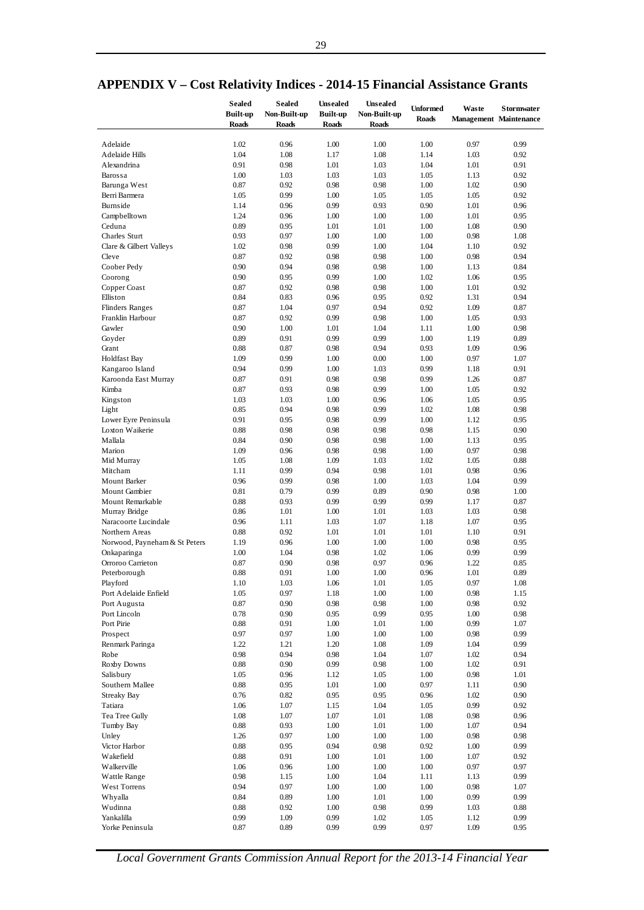## APPENDIX V – Cost Relativity Indices - 2014-15 Financial Assistance Grants

| | Sealed Built-up Roads | Sealed Non-Built-up Roads | Unsealed Built-up Roads | Unsealed Non-Built-up Roads | Unformed Roads | Waste Management | Stormwater Maintenance |
|---|---|---|---|---|---|---|---|
| Adelaide | 1.02 | 0.96 | 1.00 | 1.00 | 1.00 | 0.97 | 0.99 |
| Adelaide Hills | 1.04 | 1.08 | 1.17 | 1.08 | 1.14 | 1.03 | 0.92 |
| Alexandrina | 0.91 | 0.98 | 1.01 | 1.03 | 1.04 | 1.01 | 0.91 |
| Barossa | 1.00 | 1.03 | 1.03 | 1.03 | 1.05 | 1.13 | 0.92 |
| Barunga West | 0.87 | 0.92 | 0.98 | 0.98 | 1.00 | 1.02 | 0.90 |
| Berri Barmera | 1.05 | 0.99 | 1.00 | 1.05 | 1.05 | 1.05 | 0.92 |
| Burnside | 1.14 | 0.96 | 0.99 | 0.93 | 0.90 | 1.01 | 0.96 |
| Campbelltown | 1.24 | 0.96 | 1.00 | 1.00 | 1.00 | 1.01 | 0.95 |
| Ceduna | 0.89 | 0.95 | 1.01 | 1.01 | 1.00 | 1.08 | 0.90 |
| Charles Sturt | 0.93 | 0.97 | 1.00 | 1.00 | 1.00 | 0.98 | 1.08 |
| Clare & Gilbert Valleys | 1.02 | 0.98 | 0.99 | 1.00 | 1.04 | 1.10 | 0.92 |
| Cleve | 0.87 | 0.92 | 0.98 | 0.98 | 1.00 | 0.98 | 0.94 |
| Coober Pedy | 0.90 | 0.94 | 0.98 | 0.98 | 1.00 | 1.13 | 0.84 |
| Coorong | 0.90 | 0.95 | 0.99 | 1.00 | 1.02 | 1.06 | 0.95 |
| Copper Coast | 0.87 | 0.92 | 0.98 | 0.98 | 1.00 | 1.01 | 0.92 |
| Elliston | 0.84 | 0.83 | 0.96 | 0.95 | 0.92 | 1.31 | 0.94 |
| Flinders Ranges | 0.87 | 1.04 | 0.97 | 0.94 | 0.92 | 1.09 | 0.87 |
| Franklin Harbour | 0.87 | 0.92 | 0.99 | 0.98 | 1.00 | 1.05 | 0.93 |
| Gawler | 0.90 | 1.00 | 1.01 | 1.04 | 1.11 | 1.00 | 0.98 |
| Goyder | 0.89 | 0.91 | 0.99 | 0.99 | 1.00 | 1.19 | 0.89 |
| Grant | 0.88 | 0.87 | 0.98 | 0.94 | 0.93 | 1.09 | 0.96 |
| Holdfast Bay | 1.09 | 0.99 | 1.00 | 0.00 | 1.00 | 0.97 | 1.07 |
| Kangaroo Island | 0.94 | 0.99 | 1.00 | 1.03 | 0.99 | 1.18 | 0.91 |
| Karoonda East Murray | 0.87 | 0.91 | 0.98 | 0.98 | 0.99 | 1.26 | 0.87 |
| Kimba | 0.87 | 0.93 | 0.98 | 0.99 | 1.00 | 1.05 | 0.92 |
| Kingston | 1.03 | 1.03 | 1.00 | 0.96 | 1.06 | 1.05 | 0.95 |
| Light | 0.85 | 0.94 | 0.98 | 0.99 | 1.02 | 1.08 | 0.98 |
| Lower Eyre Peninsula | 0.91 | 0.95 | 0.98 | 0.99 | 1.00 | 1.12 | 0.95 |
| Loxton Waikerie | 0.88 | 0.98 | 0.98 | 0.98 | 0.98 | 1.15 | 0.90 |
| Mallala | 0.84 | 0.90 | 0.98 | 0.98 | 1.00 | 1.13 | 0.95 |
| Marion | 1.09 | 0.96 | 0.98 | 0.98 | 1.00 | 0.97 | 0.98 |
| Mid Murray | 1.05 | 1.08 | 1.09 | 1.03 | 1.02 | 1.05 | 0.88 |
| Mitcham | 1.11 | 0.99 | 0.94 | 0.98 | 1.01 | 0.98 | 0.96 |
| Mount Barker | 0.96 | 0.99 | 0.98 | 1.00 | 1.03 | 1.04 | 0.99 |
| Mount Gambier | 0.81 | 0.79 | 0.99 | 0.89 | 0.90 | 0.98 | 1.00 |
| Mount Remarkable | 0.88 | 0.93 | 0.99 | 0.99 | 0.99 | 1.17 | 0.87 |
| Murray Bridge | 0.86 | 1.01 | 1.00 | 1.01 | 1.03 | 1.03 | 0.98 |
| Naracoorte Lucindale | 0.96 | 1.11 | 1.03 | 1.07 | 1.18 | 1.07 | 0.95 |
| Northern Areas | 0.88 | 0.92 | 1.01 | 1.01 | 1.01 | 1.10 | 0.91 |
| Norwood, Payneham & St Peters | 1.19 | 0.96 | 1.00 | 1.00 | 1.00 | 0.98 | 0.95 |
| Onkaparinga | 1.00 | 1.04 | 0.98 | 1.02 | 1.06 | 0.99 | 0.99 |
| Orroroo Carrieton | 0.87 | 0.90 | 0.98 | 0.97 | 0.96 | 1.22 | 0.85 |
| Peterborough | 0.88 | 0.91 | 1.00 | 1.00 | 0.96 | 1.01 | 0.89 |
| Playford | 1.10 | 1.03 | 1.06 | 1.01 | 1.05 | 0.97 | 1.08 |
| Port Adelaide Enfield | 1.05 | 0.97 | 1.18 | 1.00 | 1.00 | 0.98 | 1.15 |
| Port Augusta | 0.87 | 0.90 | 0.98 | 0.98 | 1.00 | 0.98 | 0.92 |
| Port Lincoln | 0.78 | 0.90 | 0.95 | 0.99 | 0.95 | 1.00 | 0.98 |
| Port Pirie | 0.88 | 0.91 | 1.00 | 1.01 | 1.00 | 0.99 | 1.07 |
| Prospect | 0.97 | 0.97 | 1.00 | 1.00 | 1.00 | 0.98 | 0.99 |
| Renmark Paringa | 1.22 | 1.21 | 1.20 | 1.08 | 1.09 | 1.04 | 0.99 |
| Robe | 0.98 | 0.94 | 0.98 | 1.04 | 1.07 | 1.02 | 0.94 |
| Roxby Downs | 0.88 | 0.90 | 0.99 | 0.98 | 1.00 | 1.02 | 0.91 |
| Salisbury | 1.05 | 0.96 | 1.12 | 1.05 | 1.00 | 0.98 | 1.01 |
| Southern Mallee | 0.88 | 0.95 | 1.01 | 1.00 | 0.97 | 1.11 | 0.90 |
| Streaky Bay | 0.76 | 0.82 | 0.95 | 0.95 | 0.96 | 1.02 | 0.90 |
| Tatiara | 1.06 | 1.07 | 1.15 | 1.04 | 1.05 | 0.99 | 0.92 |
| Tea Tree Gully | 1.08 | 1.07 | 1.07 | 1.01 | 1.08 | 0.98 | 0.96 |
| Tumby Bay | 0.88 | 0.93 | 1.00 | 1.01 | 1.00 | 1.07 | 0.94 |
| Unley | 1.26 | 0.97 | 1.00 | 1.00 | 1.00 | 0.98 | 0.98 |
| Victor Harbor | 0.88 | 0.95 | 0.94 | 0.98 | 0.92 | 1.00 | 0.99 |
| Wakefield | 0.88 | 0.91 | 1.00 | 1.01 | 1.00 | 1.07 | 0.92 |
| Walkerville | 1.06 | 0.96 | 1.00 | 1.00 | 1.00 | 0.97 | 0.97 |
| Wattle Range | 0.98 | 1.15 | 1.00 | 1.04 | 1.11 | 1.13 | 0.99 |
| West Torrens | 0.94 | 0.97 | 1.00 | 1.00 | 1.00 | 0.98 | 1.07 |
| Whyalla | 0.84 | 0.89 | 1.00 | 1.01 | 1.00 | 0.99 | 0.99 |
| Wudinna | 0.88 | 0.92 | 1.00 | 0.98 | 0.99 | 1.03 | 0.88 |
| Yankalilla | 0.99 | 1.09 | 0.99 | 1.02 | 1.05 | 1.12 | 0.99 |
| Yorke Peninsula | 0.87 | 0.89 | 0.99 | 0.99 | 0.97 | 1.09 | 0.95 |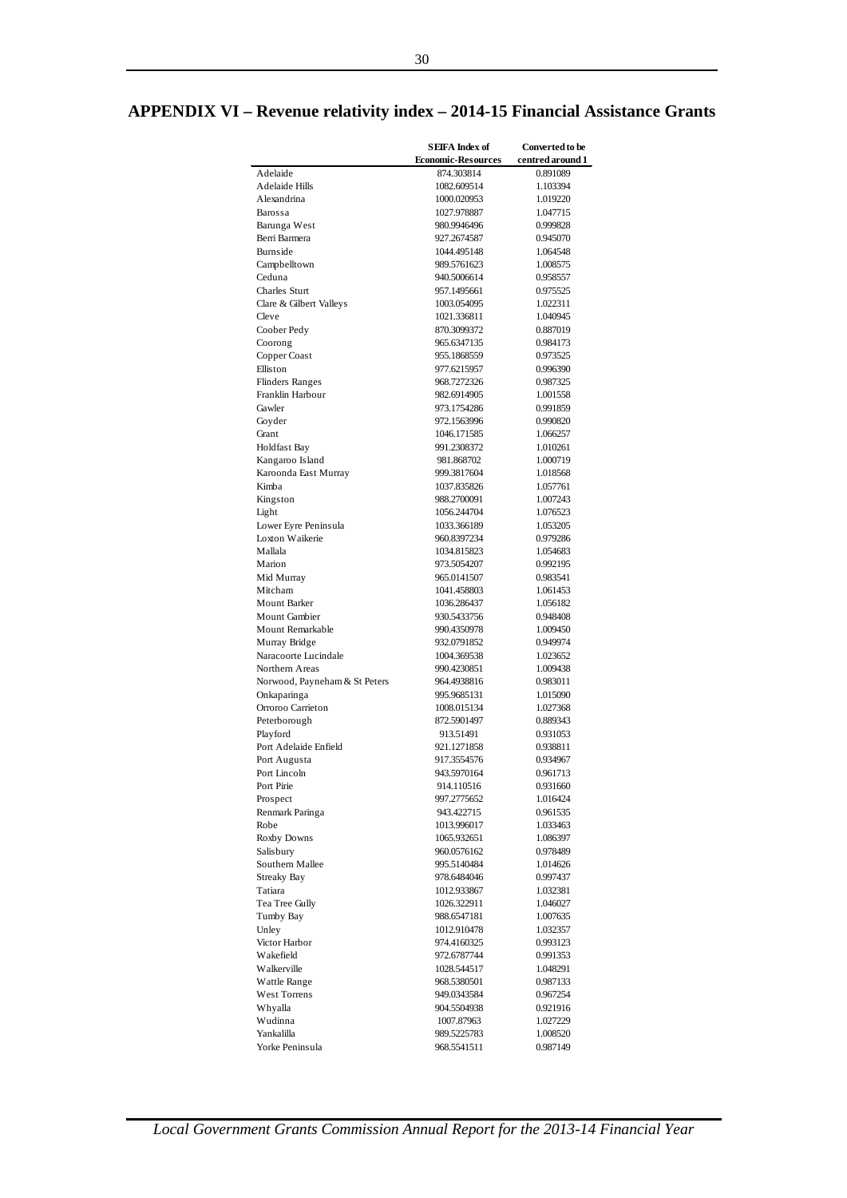# APPENDIX VI – Revenue relativity index – 2014-15 Financial Assistance Grants

| | SEIFA Index of Economic-Resources | Converted to be centred around 1 |
|---|---|---|
| Adelaide | 874.303814 | 0.891089 |
| Adelaide Hills | 1082.609514 | 1.103394 |
| Alexandrina | 1000.020953 | 1.019220 |
| Barossa | 1027.978887 | 1.047715 |
| Barunga West | 980.9946496 | 0.999828 |
| Berri Barmera | 927.2674587 | 0.945070 |
| Burnside | 1044.495148 | 1.064548 |
| Campbelltown | 989.5761623 | 1.008575 |
| Ceduna | 940.5006614 | 0.958557 |
| Charles Sturt | 957.1495661 | 0.975525 |
| Clare & Gilbert Valleys | 1003.054095 | 1.022311 |
| Cleve | 1021.336811 | 1.040945 |
| Coober Pedy | 870.3099372 | 0.887019 |
| Coorong | 965.6347135 | 0.984173 |
| Copper Coast | 955.1868559 | 0.973525 |
| Elliston | 977.6215957 | 0.996390 |
| Flinders Ranges | 968.7272326 | 0.987325 |
| Franklin Harbour | 982.6914905 | 1.001558 |
| Gawler | 973.1754286 | 0.991859 |
| Goyder | 972.1563996 | 0.990820 |
| Grant | 1046.171585 | 1.066257 |
| Holdfast Bay | 991.2308372 | 1.010261 |
| Kangaroo Island | 981.868702 | 1.000719 |
| Karoonda East Murray | 999.3817604 | 1.018568 |
| Kimba | 1037.835826 | 1.057761 |
| Kingston | 988.2700091 | 1.007243 |
| Light | 1056.244704 | 1.076523 |
| Lower Eyre Peninsula | 1033.366189 | 1.053205 |
| Loxton Waikerie | 960.8397234 | 0.979286 |
| Mallala | 1034.815823 | 1.054683 |
| Marion | 973.5054207 | 0.992195 |
| Mid Murray | 965.0141507 | 0.983541 |
| Mitcham | 1041.458803 | 1.061453 |
| Mount Barker | 1036.286437 | 1.056182 |
| Mount Gambier | 930.5433756 | 0.948408 |
| Mount Remarkable | 990.4350978 | 1.009450 |
| Murray Bridge | 932.0791852 | 0.949974 |
| Naracoorte Lucindale | 1004.369538 | 1.023652 |
| Northern Areas | 990.4230851 | 1.009438 |
| Norwood, Payneham & St Peters | 964.4938816 | 0.983011 |
| Onkaparinga | 995.9685131 | 1.015090 |
| Orroroo Carrieton | 1008.015134 | 1.027368 |
| Peterborough | 872.5901497 | 0.889343 |
| Playford | 913.51491 | 0.931053 |
| Port Adelaide Enfield | 921.1271858 | 0.938811 |
| Port Augusta | 917.3554576 | 0.934967 |
| Port Lincoln | 943.5970164 | 0.961713 |
| Port Pirie | 914.110516 | 0.931660 |
| Prospect | 997.2775652 | 1.016424 |
| Renmark Paringa | 943.422715 | 0.961535 |
| Robe | 1013.996017 | 1.033463 |
| Roxby Downs | 1065.932651 | 1.086397 |
| Salisbury | 960.0576162 | 0.978489 |
| Southern Mallee | 995.5140484 | 1.014626 |
| Streaky Bay | 978.6484046 | 0.997437 |
| Tatiara | 1012.933867 | 1.032381 |
| Tea Tree Gully | 1026.322911 | 1.046027 |
| Tumby Bay | 988.6547181 | 1.007635 |
| Unley | 1012.910478 | 1.032357 |
| Victor Harbor | 974.4160325 | 0.993123 |
| Wakefield | 972.6787744 | 0.991353 |
| Walkerville | 1028.544517 | 1.048291 |
| Wattle Range | 968.5380501 | 0.987133 |
| West Torrens | 949.0343584 | 0.967254 |
| Whyalla | 904.5504938 | 0.921916 |
| Wudinna | 1007.87963 | 1.027229 |
| Yankalilla | 989.5225783 | 1.008520 |
| Yorke Peninsula | 968.5541511 | 0.987149 |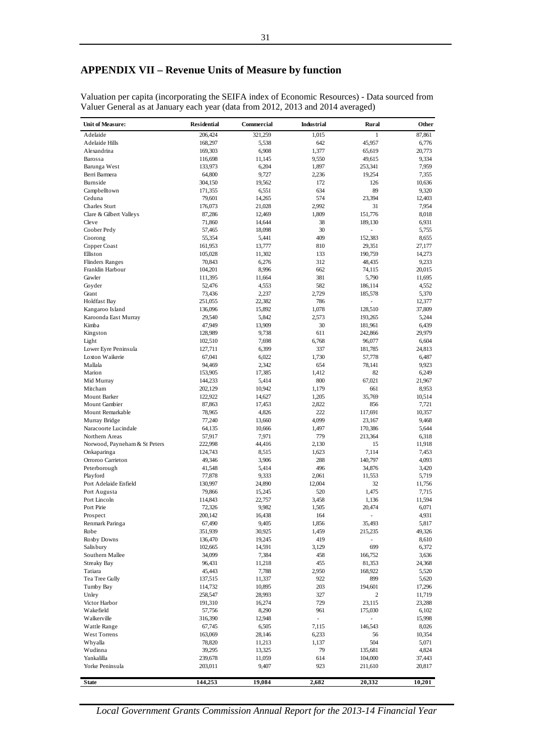# APPENDIX VII – Revenue Units of Measure by function

Valuation per capita (incorporating the SEIFA index of Economic Resources) - Data sourced from Valuer General as at January each year (data from 2012, 2013 and 2014 averaged)

| Unit of Measure: | Residential | Commercial | Industrial | Rural | Other |
|---|---|---|---|---|---|
| Adelaide | 206,424 | 321,259 | 1,015 | 1 | 87,861 |
| Adelaide Hills | 168,297 | 5,538 | 642 | 45,957 | 6,776 |
| Alexandrina | 169,303 | 6,908 | 1,377 | 65,619 | 20,773 |
| Barossa | 116,698 | 11,145 | 9,550 | 49,615 | 9,334 |
| Barunga West | 133,973 | 6,204 | 1,897 | 253,341 | 7,959 |
| Berri Barmera | 64,800 | 9,727 | 2,236 | 19,254 | 7,355 |
| Burnside | 304,150 | 19,562 | 172 | 126 | 10,636 |
| Campbelltown | 171,355 | 6,551 | 634 | 89 | 9,320 |
| Ceduna | 79,601 | 14,265 | 574 | 23,394 | 12,403 |
| Charles Sturt | 176,073 | 21,028 | 2,992 | 31 | 7,954 |
| Clare & Gilbert Valleys | 87,286 | 12,469 | 1,809 | 151,776 | 8,018 |
| Cleve | 71,860 | 14,644 | 38 | 189,130 | 6,931 |
| Coober Pedy | 57,465 | 18,098 | 30 | - | 5,755 |
| Coorong | 55,354 | 5,441 | 409 | 152,383 | 8,655 |
| Copper Coast | 161,953 | 13,777 | 810 | 29,351 | 27,177 |
| Elliston | 105,028 | 11,302 | 133 | 190,759 | 14,273 |
| Flinders Ranges | 70,843 | 6,276 | 312 | 48,435 | 9,233 |
| Franklin Harbour | 104,201 | 8,996 | 662 | 74,115 | 20,015 |
| Gawler | 111,395 | 11,664 | 381 | 5,790 | 11,695 |
| Goyder | 52,476 | 4,553 | 582 | 186,114 | 4,552 |
| Grant | 73,436 | 2,237 | 2,729 | 185,578 | 5,370 |
| Holdfast Bay | 251,055 | 22,382 | 786 | - | 12,377 |
| Kangaroo Island | 136,096 | 15,892 | 1,078 | 128,510 | 37,809 |
| Karoonda East Murray | 29,540 | 5,842 | 2,573 | 193,265 | 5,244 |
| Kimba | 47,949 | 13,909 | 30 | 181,961 | 6,439 |
| Kingston | 128,989 | 9,738 | 611 | 242,866 | 29,979 |
| Light | 102,510 | 7,698 | 6,768 | 96,077 | 6,604 |
| Lower Eyre Peninsula | 127,711 | 6,399 | 337 | 181,785 | 24,813 |
| Loxton Waikerie | 67,041 | 6,022 | 1,730 | 57,778 | 6,487 |
| Mallala | 94,469 | 2,342 | 654 | 78,141 | 9,923 |
| Marion | 153,905 | 17,385 | 1,412 | 82 | 6,249 |
| Mid Murray | 144,233 | 5,414 | 800 | 67,021 | 21,967 |
| Mitcham | 202,129 | 10,942 | 1,179 | 661 | 8,953 |
| Mount Barker | 122,922 | 14,627 | 1,205 | 35,769 | 10,514 |
| Mount Gambier | 87,863 | 17,453 | 2,822 | 856 | 7,721 |
| Mount Remarkable | 78,965 | 4,826 | 222 | 117,691 | 10,357 |
| Murray Bridge | 77,240 | 13,660 | 4,099 | 23,167 | 9,468 |
| Naracoorte Lucindale | 64,135 | 10,666 | 1,497 | 170,386 | 5,644 |
| Northern Areas | 57,917 | 7,971 | 779 | 213,364 | 6,318 |
| Norwood, Payneham & St Peters | 222,998 | 44,416 | 2,130 | 15 | 11,918 |
| Onkaparinga | 124,743 | 8,515 | 1,623 | 7,114 | 7,453 |
| Orroroo Carrieton | 49,346 | 3,906 | 288 | 140,797 | 4,093 |
| Peterborough | 41,548 | 5,414 | 496 | 34,876 | 3,420 |
| Playford | 77,878 | 9,333 | 2,061 | 11,553 | 5,719 |
| Port Adelaide Enfield | 130,997 | 24,890 | 12,004 | 32 | 11,756 |
| Port Augusta | 79,866 | 15,245 | 520 | 1,475 | 7,715 |
| Port Lincoln | 114,843 | 22,757 | 3,458 | 1,136 | 11,594 |
| Port Pirie | 72,326 | 9,982 | 1,505 | 20,474 | 6,071 |
| Prospect | 200,142 | 16,438 | 164 | - | 4,931 |
| Renmark Paringa | 67,490 | 9,405 | 1,856 | 35,493 | 5,817 |
| Robe | 351,939 | 30,925 | 1,459 | 215,235 | 49,326 |
| Roxby Downs | 136,470 | 19,245 | 419 | - | 8,610 |
| Salisbury | 102,665 | 14,591 | 3,129 | 699 | 6,372 |
| Southern Mallee | 34,099 | 7,384 | 458 | 166,752 | 3,636 |
| Streaky Bay | 96,431 | 11,218 | 455 | 81,353 | 24,368 |
| Tatiara | 45,443 | 7,788 | 2,950 | 168,922 | 5,520 |
| Tea Tree Gully | 137,515 | 11,337 | 922 | 899 | 5,620 |
| Tumby Bay | 114,732 | 10,895 | 203 | 194,601 | 17,296 |
| Unley | 258,547 | 28,993 | 327 | 2 | 11,719 |
| Victor Harbor | 191,310 | 16,274 | 729 | 23,115 | 23,288 |
| Wakefield | 57,756 | 8,290 | 961 | 175,030 | 6,102 |
| Walkerville | 316,390 | 12,948 | - | - | 15,998 |
| Wattle Range | 67,745 | 6,505 | 7,115 | 146,543 | 8,026 |
| West Torrens | 163,069 | 28,146 | 6,233 | 56 | 10,354 |
| Whyalla | 78,820 | 11,213 | 1,137 | 504 | 5,071 |
| Wudinna | 39,295 | 13,325 | 79 | 135,681 | 4,824 |
| Yankalilla | 239,678 | 11,059 | 614 | 104,000 | 37,443 |
| Yorke Peninsula | 203,011 | 9,407 | 923 | 211,610 | 20,817 |
| **State** | **144,253** | **19,084** | **2,682** | **20,332** | **10,201** |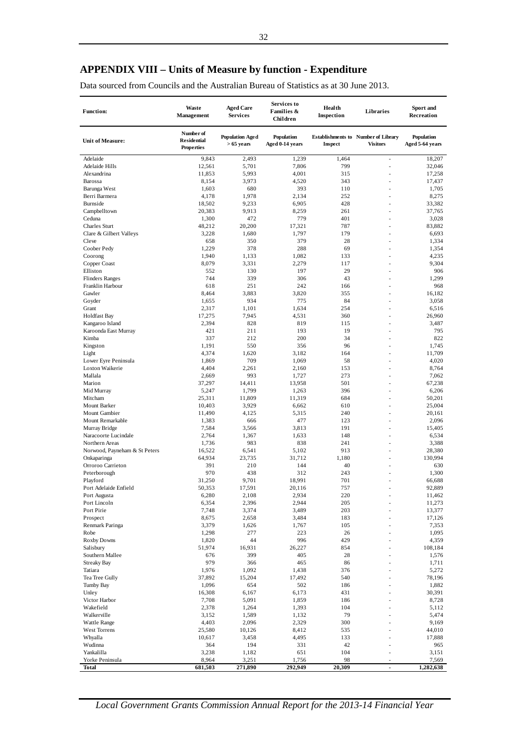# APPENDIX VIII – Units of Measure by function - Expenditure

Data sourced from Councils and the Australian Bureau of Statistics as at 30 June 2013.

| Function: | Waste Management | Aged Care Services | Services to Families & Children | Health Inspection | Libraries | Sport and Recreation |
|---|---|---|---|---|---|---|
| Unit of Measure: | Number of Residential Properties | Population Aged > 65 years | Population Aged 0-14 years | Establishments to Inspect | Number of Library Visitors | Population Aged 5-64 years |
| Adelaide | 9,843 | 2,493 | 1,239 | 1,464 | - | 18,207 |
| Adelaide Hills | 12,561 | 5,701 | 7,806 | 799 | - | 32,046 |
| Alexandrina | 11,853 | 5,993 | 4,001 | 315 | - | 17,258 |
| Barossa | 8,154 | 3,973 | 4,520 | 343 | - | 17,437 |
| Barunga West | 1,603 | 680 | 393 | 110 | - | 1,705 |
| Berri Barmera | 4,178 | 1,978 | 2,134 | 252 | - | 8,275 |
| Burnside | 18,502 | 9,233 | 6,905 | 428 | - | 33,382 |
| Campbelltown | 20,383 | 9,913 | 8,259 | 261 | - | 37,765 |
| Ceduna | 1,300 | 472 | 779 | 401 | - | 3,028 |
| Charles Sturt | 48,212 | 20,200 | 17,321 | 787 | - | 83,882 |
| Clare & Gilbert Valleys | 3,228 | 1,680 | 1,797 | 179 | - | 6,693 |
| Cleve | 658 | 350 | 379 | 28 | - | 1,334 |
| Coober Pedy | 1,229 | 378 | 288 | 69 | - | 1,354 |
| Coorong | 1,940 | 1,133 | 1,082 | 133 | - | 4,235 |
| Copper Coast | 8,079 | 3,331 | 2,279 | 117 | - | 9,304 |
| Elliston | 552 | 130 | 197 | 29 | - | 906 |
| Flinders Ranges | 744 | 339 | 306 | 43 | - | 1,299 |
| Franklin Harbour | 618 | 251 | 242 | 166 | - | 968 |
| Gawler | 8,464 | 3,883 | 3,820 | 355 | - | 16,182 |
| Goyder | 1,655 | 934 | 775 | 84 | - | 3,058 |
| Grant | 2,317 | 1,101 | 1,634 | 254 | - | 6,516 |
| Holdfast Bay | 17,275 | 7,945 | 4,531 | 360 | - | 26,960 |
| Kangaroo Island | 2,394 | 828 | 819 | 115 | - | 3,487 |
| Karoonda East Murray | 421 | 211 | 193 | 19 | - | 795 |
| Kimba | 337 | 212 | 200 | 34 | - | 822 |
| Kingston | 1,191 | 550 | 356 | 96 | - | 1,745 |
| Light | 4,374 | 1,620 | 3,182 | 164 | - | 11,709 |
| Lower Eyre Peninsula | 1,869 | 709 | 1,069 | 58 | - | 4,020 |
| Loxton Waikerie | 4,404 | 2,261 | 2,160 | 153 | - | 8,764 |
| Mallala | 2,669 | 993 | 1,727 | 273 | - | 7,062 |
| Marion | 37,297 | 14,411 | 13,958 | 501 | - | 67,238 |
| Mid Murray | 5,247 | 1,799 | 1,263 | 396 | - | 6,206 |
| Mitcham | 25,311 | 11,809 | 11,319 | 684 | - | 50,201 |
| Mount Barker | 10,403 | 3,929 | 6,662 | 610 | - | 25,004 |
| Mount Gambier | 11,490 | 4,125 | 5,315 | 240 | - | 20,161 |
| Mount Remarkable | 1,383 | 666 | 477 | 123 | - | 2,096 |
| Murray Bridge | 7,584 | 3,566 | 3,813 | 191 | - | 15,405 |
| Naracoorte Lucindale | 2,764 | 1,367 | 1,633 | 148 | - | 6,534 |
| Northern Areas | 1,736 | 983 | 838 | 241 | - | 3,388 |
| Norwood, Payneham & St Peters | 16,522 | 6,541 | 5,102 | 913 | - | 28,380 |
| Onkaparinga | 64,934 | 23,735 | 31,712 | 1,180 | - | 130,994 |
| Orroroo Carrieton | 391 | 210 | 144 | 40 | - | 630 |
| Peterborough | 970 | 438 | 312 | 243 | - | 1,300 |
| Playford | 31,250 | 9,701 | 18,991 | 701 | - | 66,688 |
| Port Adelaide Enfield | 50,353 | 17,591 | 20,116 | 757 | - | 92,889 |
| Port Augusta | 6,280 | 2,108 | 2,934 | 220 | - | 11,462 |
| Port Lincoln | 6,354 | 2,396 | 2,944 | 205 | - | 11,273 |
| Port Pirie | 7,748 | 3,374 | 3,489 | 203 | - | 13,377 |
| Prospect | 8,675 | 2,658 | 3,484 | 183 | - | 17,126 |
| Renmark Paringa | 3,379 | 1,626 | 1,767 | 105 | - | 7,353 |
| Robe | 1,298 | 277 | 223 | 26 | - | 1,095 |
| Roxby Downs | 1,820 | 44 | 996 | 429 | - | 4,359 |
| Salisbury | 51,974 | 16,931 | 26,227 | 854 | - | 108,184 |
| Southern Mallee | 676 | 399 | 405 | 28 | - | 1,576 |
| Streaky Bay | 979 | 366 | 465 | 86 | - | 1,711 |
| Tatiara | 1,976 | 1,092 | 1,438 | 376 | - | 5,272 |
| Tea Tree Gully | 37,892 | 15,204 | 17,492 | 540 | - | 78,196 |
| Tumby Bay | 1,096 | 654 | 502 | 186 | - | 1,882 |
| Unley | 16,308 | 6,167 | 6,173 | 431 | - | 30,391 |
| Victor Harbor | 7,708 | 5,091 | 1,859 | 186 | - | 8,728 |
| Wakefield | 2,378 | 1,264 | 1,393 | 104 | - | 5,112 |
| Walkerville | 3,152 | 1,589 | 1,132 | 79 | - | 5,474 |
| Wattle Range | 4,403 | 2,096 | 2,329 | 300 | - | 9,169 |
| West Torrens | 25,580 | 10,126 | 8,412 | 535 | - | 44,010 |
| Whyalla | 10,617 | 3,458 | 4,495 | 133 | - | 17,888 |
| Wudinna | 364 | 194 | 331 | 42 | - | 965 |
| Yankalilla | 3,238 | 1,182 | 651 | 104 | - | 3,151 |
| Yorke Peninsula | 8,964 | 3,251 | 1,756 | 98 | - | 7,569 |
| **Total** | **681,503** | **271,890** | **292,949** | **20,309** | **-** | **1,282,638** |

*Local Government Grants Commission Annual Report for the 2013-14 Financial Year*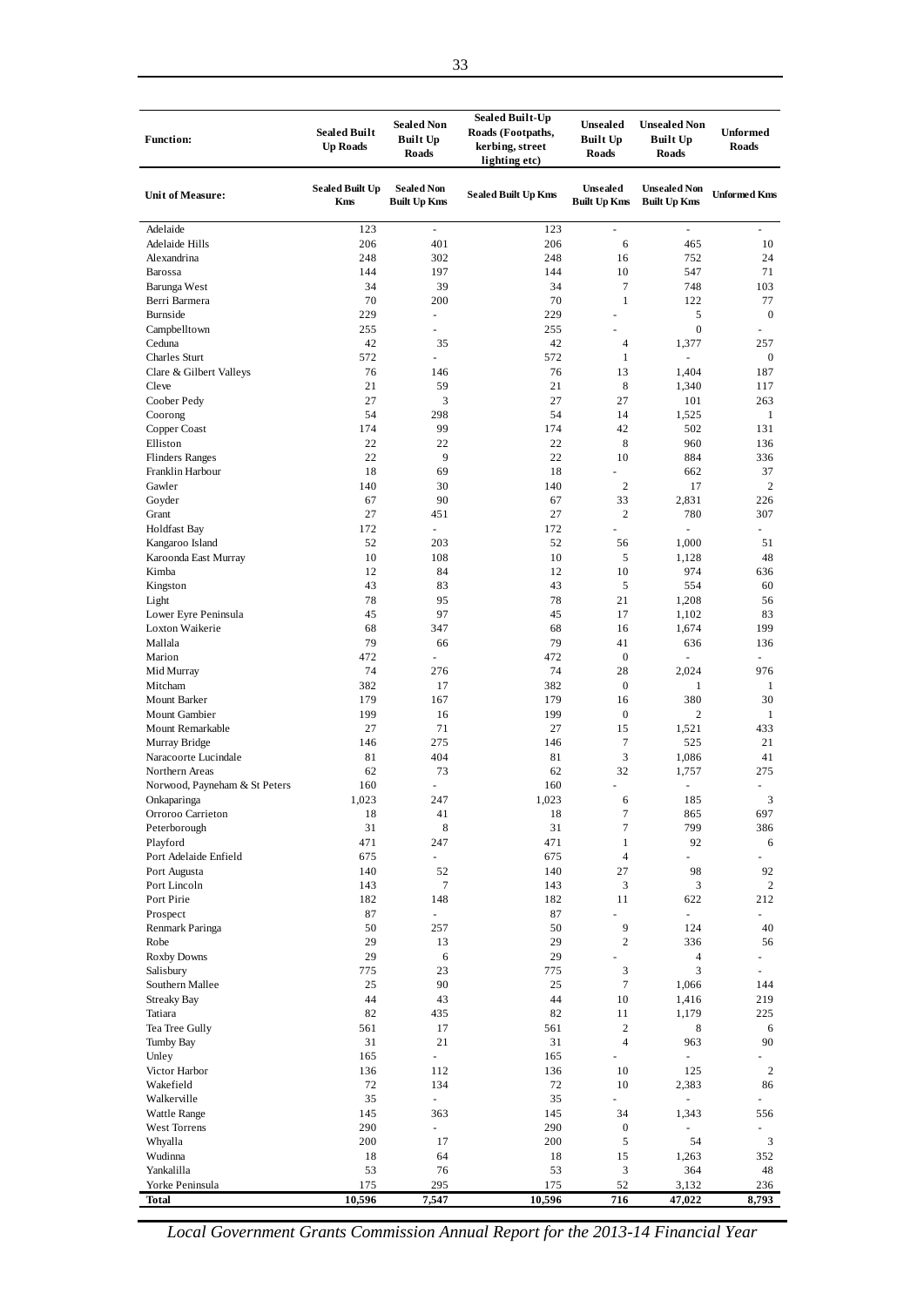| Function: | Sealed Built Up Roads | Sealed Non Built Up Roads | Sealed Built-Up Roads (Footpaths, kerbing, street lighting etc) | Unsealed Built Up Roads | Unsealed Non Built Up Roads | Unformed Roads |
|---|---|---|---|---|---|---|
| **Unit of Measure:** | **Sealed Built Up Kms** | **Sealed Non Built Up Kms** | **Sealed Built Up Kms** | **Unsealed Built Up Kms** | **Unsealed Non Built Up Kms** | **Unformed Kms** |
| Adelaide | 123 | - | 123 | - | - | - |
| Adelaide Hills | 206 | 401 | 206 | 6 | 465 | 10 |
| Alexandrina | 248 | 302 | 248 | 16 | 752 | 24 |
| Barossa | 144 | 197 | 144 | 10 | 547 | 71 |
| Barunga West | 34 | 39 | 34 | 7 | 748 | 103 |
| Berri Barmera | 70 | 200 | 70 | 1 | 122 | 77 |
| Burnside | 229 | - | 229 | - | 5 | 0 |
| Campbelltown | 255 | - | 255 | - | 0 | - |
| Ceduna | 42 | 35 | 42 | 4 | 1,377 | 257 |
| Charles Sturt | 572 | - | 572 | 1 | - | 0 |
| Clare & Gilbert Valleys | 76 | 146 | 76 | 13 | 1,404 | 187 |
| Cleve | 21 | 59 | 21 | 8 | 1,340 | 117 |
| Coober Pedy | 27 | 3 | 27 | 27 | 101 | 263 |
| Coorong | 54 | 298 | 54 | 14 | 1,525 | 1 |
| Copper Coast | 174 | 99 | 174 | 42 | 502 | 131 |
| Elliston | 22 | 22 | 22 | 8 | 960 | 136 |
| Flinders Ranges | 22 | 9 | 22 | 10 | 884 | 336 |
| Franklin Harbour | 18 | 69 | 18 | - | 662 | 37 |
| Gawler | 140 | 30 | 140 | 2 | 17 | 2 |
| Goyder | 67 | 90 | 67 | 33 | 2,831 | 226 |
| Grant | 27 | 451 | 27 | 2 | 780 | 307 |
| Holdfast Bay | 172 | - | 172 | - | - | - |
| Kangaroo Island | 52 | 203 | 52 | 56 | 1,000 | 51 |
| Karoonda East Murray | 10 | 108 | 10 | 5 | 1,128 | 48 |
| Kimba | 12 | 84 | 12 | 10 | 974 | 636 |
| Kingston | 43 | 83 | 43 | 5 | 554 | 60 |
| Light | 78 | 95 | 78 | 21 | 1,208 | 56 |
| Lower Eyre Peninsula | 45 | 97 | 45 | 17 | 1,102 | 83 |
| Loxton Waikerie | 68 | 347 | 68 | 16 | 1,674 | 199 |
| Mallala | 79 | 66 | 79 | 41 | 636 | 136 |
| Marion | 472 | - | 472 | 0 | - | - |
| Mid Murray | 74 | 276 | 74 | 28 | 2,024 | 976 |
| Mitcham | 382 | 17 | 382 | 0 | 1 | 1 |
| Mount Barker | 179 | 167 | 179 | 16 | 380 | 30 |
| Mount Gambier | 199 | 16 | 199 | 0 | 2 | 1 |
| Mount Remarkable | 27 | 71 | 27 | 15 | 1,521 | 433 |
| Murray Bridge | 146 | 275 | 146 | 7 | 525 | 21 |
| Naracoorte Lucindale | 81 | 404 | 81 | 3 | 1,086 | 41 |
| Northern Areas | 62 | 73 | 62 | 32 | 1,757 | 275 |
| Norwood, Payneham & St Peters | 160 | - | 160 | - | - | - |
| Onkaparinga | 1,023 | 247 | 1,023 | 6 | 185 | 3 |
| Orroroo Carrieton | 18 | 41 | 18 | 7 | 865 | 697 |
| Peterborough | 31 | 8 | 31 | 7 | 799 | 386 |
| Playford | 471 | 247 | 471 | 1 | 92 | 6 |
| Port Adelaide Enfield | 675 | - | 675 | 4 | - | - |
| Port Augusta | 140 | 52 | 140 | 27 | 98 | 92 |
| Port Lincoln | 143 | 7 | 143 | 3 | 3 | 2 |
| Port Pirie | 182 | 148 | 182 | 11 | 622 | 212 |
| Prospect | 87 | - | 87 | - | - | - |
| Renmark Paringa | 50 | 257 | 50 | 9 | 124 | 40 |
| Robe | 29 | 13 | 29 | 2 | 336 | 56 |
| Roxby Downs | 29 | 6 | 29 | - | 4 | - |
| Salisbury | 775 | 23 | 775 | 3 | 3 | - |
| Southern Mallee | 25 | 90 | 25 | 7 | 1,066 | 144 |
| Streaky Bay | 44 | 43 | 44 | 10 | 1,416 | 219 |
| Tatiara | 82 | 435 | 82 | 11 | 1,179 | 225 |
| Tea Tree Gully | 561 | 17 | 561 | 2 | 8 | 6 |
| Tumby Bay | 31 | 21 | 31 | 4 | 963 | 90 |
| Unley | 165 | - | 165 | - | - | - |
| Victor Harbor | 136 | 112 | 136 | 10 | 125 | 2 |
| Wakefield | 72 | 134 | 72 | 10 | 2,383 | 86 |
| Walkerville | 35 | - | 35 | - | - | - |
| Wattle Range | 145 | 363 | 145 | 34 | 1,343 | 556 |
| West Torrens | 290 | - | 290 | 0 | - | - |
| Whyalla | 200 | 17 | 200 | 5 | 54 | 3 |
| Wudinna | 18 | 64 | 18 | 15 | 1,263 | 352 |
| Yankalilla | 53 | 76 | 53 | 3 | 364 | 48 |
| Yorke Peninsula | 175 | 295 | 175 | 52 | 3,132 | 236 |
| **Total** | **10,596** | **7,547** | **10,596** | **716** | **47,022** | **8,793** |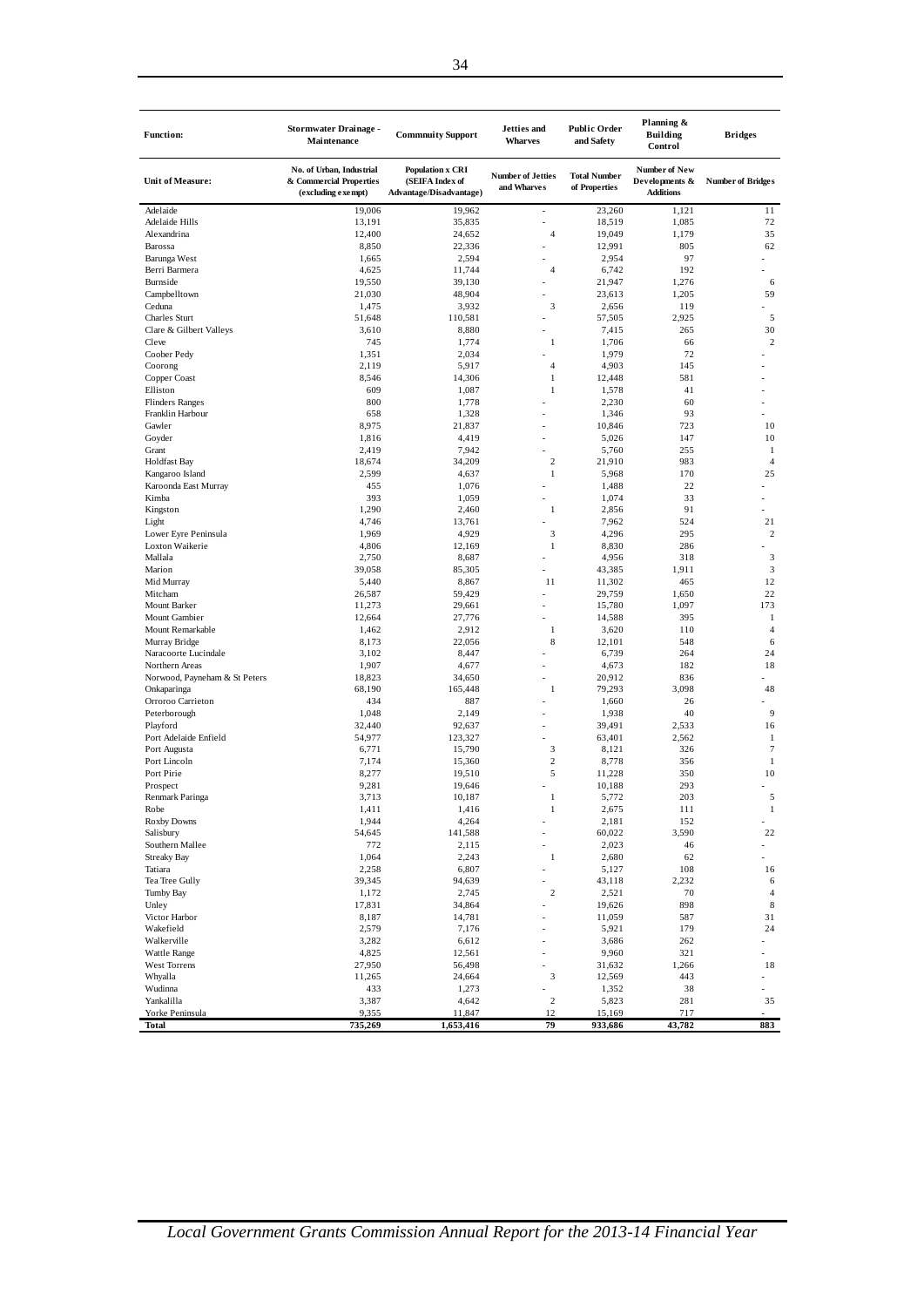| Function: | Stormwater Drainage - Maintenance | Community Support | Jetties and Wharves | Public Order and Safety | Planning & Building Control | Bridges |
|---|---|---|---|---|---|---|
| Unit of Measure: | No. of Urban, Industrial & Commercial Properties (excluding exempt) | Population x CRI (SEIFA Index of Advantage/Disadvantage) | Number of Jetties and Wharves | Total Number of Properties | Number of New Developments & Additions | Number of Bridges |
| Adelaide | 19,006 | 19,962 | - | 23,260 | 1,121 | 11 |
| Adelaide Hills | 13,191 | 35,835 | - | 18,519 | 1,085 | 72 |
| Alexandrina | 12,400 | 24,652 | 4 | 19,049 | 1,179 | 35 |
| Barossa | 8,850 | 22,336 | - | 12,991 | 805 | 62 |
| Barunga West | 1,665 | 2,594 | - | 2,954 | 97 | - |
| Berri Barmera | 4,625 | 11,744 | 4 | 6,742 | 192 | - |
| Burnside | 19,550 | 39,130 | - | 21,947 | 1,276 | 6 |
| Campbelltown | 21,030 | 48,904 | - | 23,613 | 1,205 | 59 |
| Ceduna | 1,475 | 3,932 | 3 | 2,656 | 119 | - |
| Charles Sturt | 51,648 | 110,581 | - | 57,505 | 2,925 | 5 |
| Clare & Gilbert Valleys | 3,610 | 8,880 | - | 7,415 | 265 | 30 |
| Cleve | 745 | 1,774 | 1 | 1,706 | 66 | 2 |
| Coober Pedy | 1,351 | 2,034 | - | 1,979 | 72 | - |
| Coorong | 2,119 | 5,917 | 4 | 4,903 | 145 | - |
| Copper Coast | 8,546 | 14,306 | 1 | 12,448 | 581 | - |
| Elliston | 609 | 1,087 | 1 | 1,578 | 41 | - |
| Flinders Ranges | 800 | 1,778 | - | 2,230 | 60 | - |
| Franklin Harbour | 658 | 1,328 | - | 1,346 | 93 | - |
| Gawler | 8,975 | 21,837 | - | 10,846 | 723 | 10 |
| Goyder | 1,816 | 4,419 | - | 5,026 | 147 | 10 |
| Grant | 2,419 | 7,942 | - | 5,760 | 255 | 1 |
| Holdfast Bay | 18,674 | 34,209 | 2 | 21,910 | 983 | 4 |
| Kangaroo Island | 2,599 | 4,637 | 1 | 5,968 | 170 | 25 |
| Karoonda East Murray | 455 | 1,076 | - | 1,488 | 22 | - |
| Kimba | 393 | 1,059 | - | 1,074 | 33 | - |
| Kingston | 1,290 | 2,460 | 1 | 2,856 | 91 | - |
| Light | 4,746 | 13,761 | - | 7,962 | 524 | 21 |
| Lower Eyre Peninsula | 1,969 | 4,929 | 3 | 4,296 | 295 | 2 |
| Loxton Waikerie | 4,806 | 12,169 | 1 | 8,830 | 286 | - |
| Mallala | 2,750 | 8,687 | - | 4,956 | 318 | 3 |
| Marion | 39,058 | 85,305 | - | 43,385 | 1,911 | 3 |
| Mid Murray | 5,440 | 8,867 | 11 | 11,302 | 465 | 12 |
| Mitcham | 26,587 | 59,429 | - | 29,759 | 1,650 | 22 |
| Mount Barker | 11,273 | 29,661 | - | 15,780 | 1,097 | 173 |
| Mount Gambier | 12,664 | 27,776 | - | 14,588 | 395 | 1 |
| Mount Remarkable | 1,462 | 2,912 | 1 | 3,620 | 110 | 4 |
| Murray Bridge | 8,173 | 22,056 | 8 | 12,101 | 548 | 6 |
| Naracoorte Lucindale | 3,102 | 8,447 | - | 6,739 | 264 | 24 |
| Northern Areas | 1,907 | 4,677 | - | 4,673 | 182 | 18 |
| Norwood, Payneham & St Peters | 18,823 | 34,650 | - | 20,912 | 836 | - |
| Onkaparinga | 68,190 | 165,448 | 1 | 79,293 | 3,098 | 48 |
| Orroroo Carrieton | 434 | 887 | - | 1,660 | 26 | - |
| Peterborough | 1,048 | 2,149 | - | 1,938 | 40 | 9 |
| Playford | 32,440 | 92,637 | - | 39,491 | 2,533 | 16 |
| Port Adelaide Enfield | 54,977 | 123,327 | - | 63,401 | 2,562 | 1 |
| Port Augusta | 6,771 | 15,790 | 3 | 8,121 | 326 | 7 |
| Port Lincoln | 7,174 | 15,360 | 2 | 8,778 | 356 | 1 |
| Port Pirie | 8,277 | 19,510 | 5 | 11,228 | 350 | 10 |
| Prospect | 9,281 | 19,646 | - | 10,188 | 293 | - |
| Renmark Paringa | 3,713 | 10,187 | 1 | 5,772 | 203 | 5 |
| Robe | 1,411 | 1,416 | 1 | 2,675 | 111 | 1 |
| Roxby Downs | 1,944 | 4,264 | - | 2,181 | 152 | - |
| Salisbury | 54,645 | 141,588 | - | 60,022 | 3,590 | 22 |
| Southern Mallee | 772 | 2,115 | - | 2,023 | 46 | - |
| Streaky Bay | 1,064 | 2,243 | 1 | 2,680 | 62 | - |
| Tatiara | 2,258 | 6,807 | - | 5,127 | 108 | 16 |
| Tea Tree Gully | 39,345 | 94,639 | - | 43,118 | 2,232 | 6 |
| Tumby Bay | 1,172 | 2,745 | 2 | 2,521 | 70 | 4 |
| Unley | 17,831 | 34,864 | - | 19,626 | 898 | 8 |
| Victor Harbor | 8,187 | 14,781 | - | 11,059 | 587 | 31 |
| Wakefield | 2,579 | 7,176 | - | 5,921 | 179 | 24 |
| Walkerville | 3,282 | 6,612 | - | 3,686 | 262 | - |
| Wattle Range | 4,825 | 12,561 | - | 9,960 | 321 | - |
| West Torrens | 27,950 | 56,498 | - | 31,632 | 1,266 | 18 |
| Whyalla | 11,265 | 24,664 | 3 | 12,569 | 443 | - |
| Wudinna | 433 | 1,273 | - | 1,352 | 38 | - |
| Yankalilla | 3,387 | 4,642 | 2 | 5,823 | 281 | 35 |
| Yorke Peninsula | 9,355 | 11,847 | 12 | 15,169 | 717 | - |
| **Total** | **735,269** | **1,653,416** | **79** | **933,686** | **43,782** | **883** |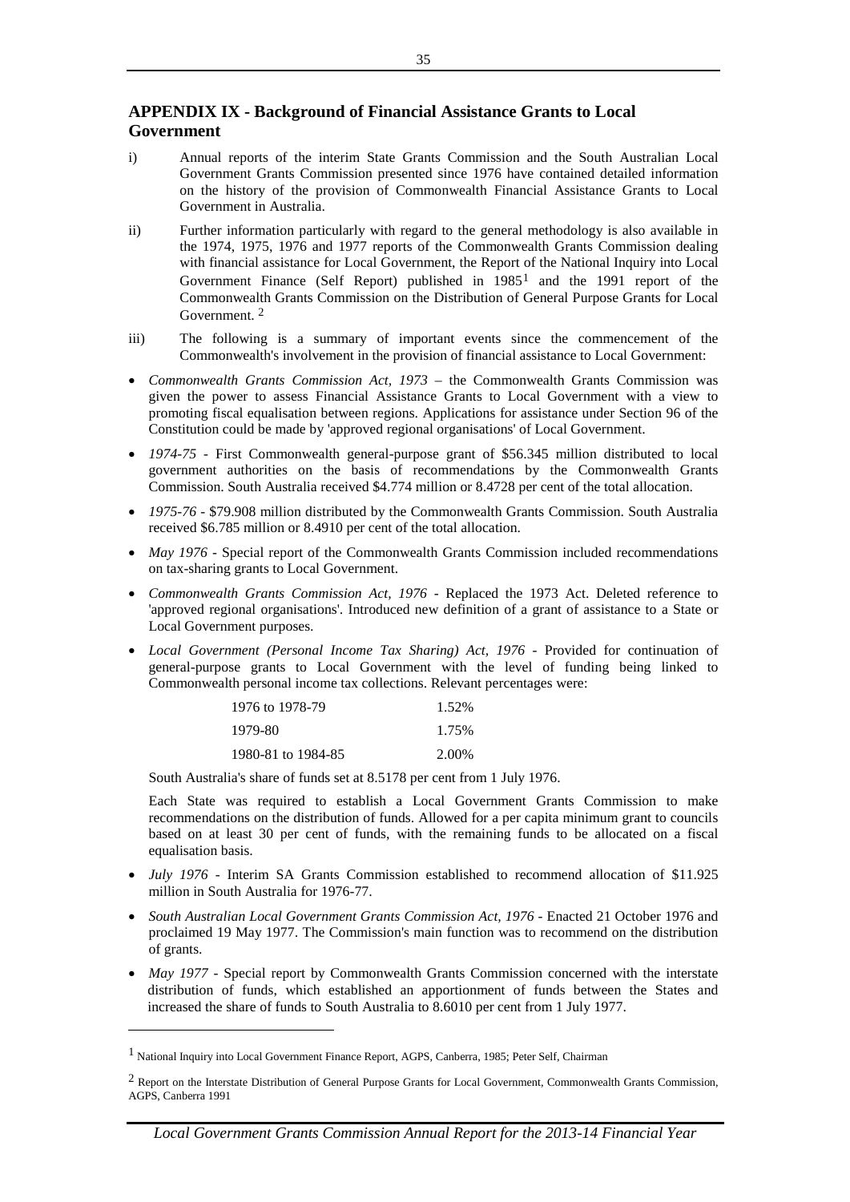## APPENDIX IX - Background of Financial Assistance Grants to Local Government

i) Annual reports of the interim State Grants Commission and the South Australian Local Government Grants Commission presented since 1976 have contained detailed information on the history of the provision of Commonwealth Financial Assistance Grants to Local Government in Australia.

ii) Further information particularly with regard to the general methodology is also available in the 1974, 1975, 1976 and 1977 reports of the Commonwealth Grants Commission dealing with financial assistance for Local Government, the Report of the National Inquiry into Local Government Finance (Self Report) published in 1985[1] and the 1991 report of the Commonwealth Grants Commission on the Distribution of General Purpose Grants for Local Government. [2]

iii) The following is a summary of important events since the commencement of the Commonwealth's involvement in the provision of financial assistance to Local Government:

- *Commonwealth Grants Commission Act, 1973* – the Commonwealth Grants Commission was given the power to assess Financial Assistance Grants to Local Government with a view to promoting fiscal equalisation between regions. Applications for assistance under Section 96 of the Constitution could be made by 'approved regional organisations' of Local Government.
- *1974-75* - First Commonwealth general-purpose grant of $56.345 million distributed to local government authorities on the basis of recommendations by the Commonwealth Grants Commission. South Australia received $4.774 million or 8.4728 per cent of the total allocation.
- *1975-76* - $79.908 million distributed by the Commonwealth Grants Commission. South Australia received $6.785 million or 8.4910 per cent of the total allocation.
- *May 1976* - Special report of the Commonwealth Grants Commission included recommendations on tax-sharing grants to Local Government.
- *Commonwealth Grants Commission Act, 1976* - Replaced the 1973 Act. Deleted reference to 'approved regional organisations'. Introduced new definition of a grant of assistance to a State or Local Government purposes.
- *Local Government (Personal Income Tax Sharing) Act, 1976* - Provided for continuation of general-purpose grants to Local Government with the level of funding being linked to Commonwealth personal income tax collections. Relevant percentages were:

  | | |
  |---|---|
  | 1976 to 1978-79 | 1.52% |
  | 1979-80 | 1.75% |
  | 1980-81 to 1984-85 | 2.00% |

  South Australia's share of funds set at 8.5178 per cent from 1 July 1976.

  Each State was required to establish a Local Government Grants Commission to make recommendations on the distribution of funds. Allowed for a per capita minimum grant to councils based on at least 30 per cent of funds, with the remaining funds to be allocated on a fiscal equalisation basis.
- *July 1976* - Interim SA Grants Commission established to recommend allocation of $11.925 million in South Australia for 1976-77.
- *South Australian Local Government Grants Commission Act, 1976* - Enacted 21 October 1976 and proclaimed 19 May 1977. The Commission's main function was to recommend on the distribution of grants.
- *May 1977* - Special report by Commonwealth Grants Commission concerned with the interstate distribution of funds, which established an apportionment of funds between the States and increased the share of funds to South Australia to 8.6010 per cent from 1 July 1977.

---

[1] National Inquiry into Local Government Finance Report, AGPS, Canberra, 1985; Peter Self, Chairman

[2] Report on the Interstate Distribution of General Purpose Grants for Local Government, Commonwealth Grants Commission, AGPS, Canberra 1991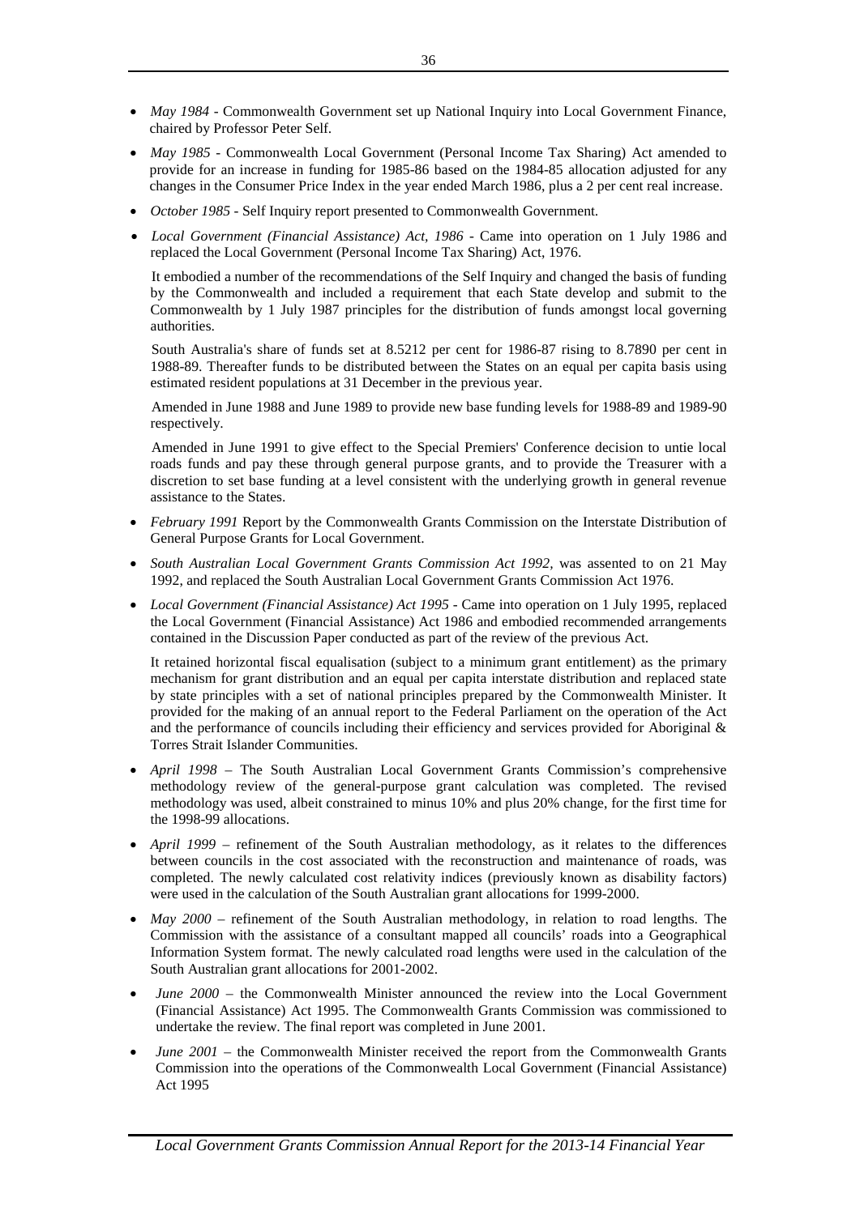- *May 1984* - Commonwealth Government set up National Inquiry into Local Government Finance, chaired by Professor Peter Self.

- *May 1985* - Commonwealth Local Government (Personal Income Tax Sharing) Act amended to provide for an increase in funding for 1985-86 based on the 1984-85 allocation adjusted for any changes in the Consumer Price Index in the year ended March 1986, plus a 2 per cent real increase.

- *October 1985* - Self Inquiry report presented to Commonwealth Government.

- *Local Government (Financial Assistance) Act, 1986* - Came into operation on 1 July 1986 and replaced the Local Government (Personal Income Tax Sharing) Act, 1976.

  It embodied a number of the recommendations of the Self Inquiry and changed the basis of funding by the Commonwealth and included a requirement that each State develop and submit to the Commonwealth by 1 July 1987 principles for the distribution of funds amongst local governing authorities.

  South Australia's share of funds set at 8.5212 per cent for 1986-87 rising to 8.7890 per cent in 1988-89. Thereafter funds to be distributed between the States on an equal per capita basis using estimated resident populations at 31 December in the previous year.

  Amended in June 1988 and June 1989 to provide new base funding levels for 1988-89 and 1989-90 respectively.

  Amended in June 1991 to give effect to the Special Premiers' Conference decision to untie local roads funds and pay these through general purpose grants, and to provide the Treasurer with a discretion to set base funding at a level consistent with the underlying growth in general revenue assistance to the States.

- *February 1991* Report by the Commonwealth Grants Commission on the Interstate Distribution of General Purpose Grants for Local Government.

- *South Australian Local Government Grants Commission Act 1992*, was assented to on 21 May 1992, and replaced the South Australian Local Government Grants Commission Act 1976.

- *Local Government (Financial Assistance) Act 1995* - Came into operation on 1 July 1995, replaced the Local Government (Financial Assistance) Act 1986 and embodied recommended arrangements contained in the Discussion Paper conducted as part of the review of the previous Act.

  It retained horizontal fiscal equalisation (subject to a minimum grant entitlement) as the primary mechanism for grant distribution and an equal per capita interstate distribution and replaced state by state principles with a set of national principles prepared by the Commonwealth Minister. It provided for the making of an annual report to the Federal Parliament on the operation of the Act and the performance of councils including their efficiency and services provided for Aboriginal & Torres Strait Islander Communities.

- *April 1998* – The South Australian Local Government Grants Commission's comprehensive methodology review of the general-purpose grant calculation was completed. The revised methodology was used, albeit constrained to minus 10% and plus 20% change, for the first time for the 1998-99 allocations.

- *April 1999* – refinement of the South Australian methodology, as it relates to the differences between councils in the cost associated with the reconstruction and maintenance of roads, was completed. The newly calculated cost relativity indices (previously known as disability factors) were used in the calculation of the South Australian grant allocations for 1999-2000.

- *May 2000* – refinement of the South Australian methodology, in relation to road lengths. The Commission with the assistance of a consultant mapped all councils' roads into a Geographical Information System format. The newly calculated road lengths were used in the calculation of the South Australian grant allocations for 2001-2002.

- *June 2000* – the Commonwealth Minister announced the review into the Local Government (Financial Assistance) Act 1995. The Commonwealth Grants Commission was commissioned to undertake the review. The final report was completed in June 2001.

- *June 2001* – the Commonwealth Minister received the report from the Commonwealth Grants Commission into the operations of the Commonwealth Local Government (Financial Assistance) Act 1995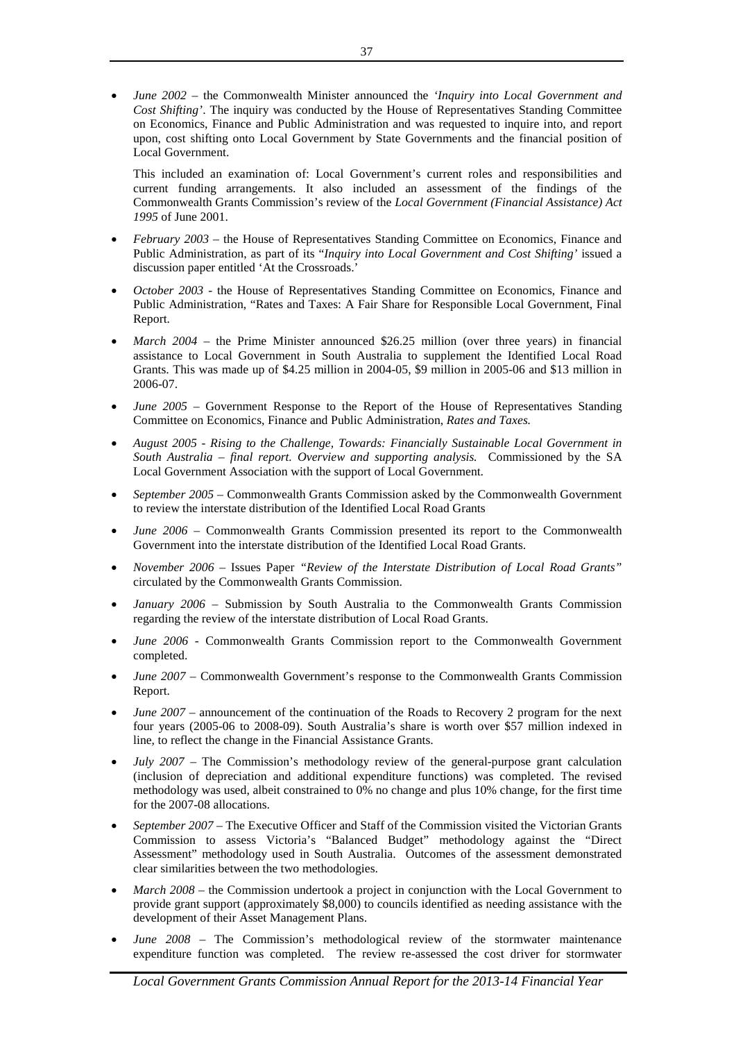- *June 2002* – the Commonwealth Minister announced the *'Inquiry into Local Government and Cost Shifting'*. The inquiry was conducted by the House of Representatives Standing Committee on Economics, Finance and Public Administration and was requested to inquire into, and report upon, cost shifting onto Local Government by State Governments and the financial position of Local Government.

  This included an examination of: Local Government's current roles and responsibilities and current funding arrangements. It also included an assessment of the findings of the Commonwealth Grants Commission's review of the *Local Government (Financial Assistance) Act 1995* of June 2001.

- *February 2003* – the House of Representatives Standing Committee on Economics, Finance and Public Administration, as part of its "*Inquiry into Local Government and Cost Shifting'* issued a discussion paper entitled 'At the Crossroads.'

- *October 2003* - the House of Representatives Standing Committee on Economics, Finance and Public Administration, "Rates and Taxes: A Fair Share for Responsible Local Government, Final Report.

- *March 2004* – the Prime Minister announced $26.25 million (over three years) in financial assistance to Local Government in South Australia to supplement the Identified Local Road Grants. This was made up of $4.25 million in 2004-05, $9 million in 2005-06 and $13 million in 2006-07.

- *June 2005* – Government Response to the Report of the House of Representatives Standing Committee on Economics, Finance and Public Administration, *Rates and Taxes.*

- *August 2005 - Rising to the Challenge, Towards: Financially Sustainable Local Government in South Australia – final report. Overview and supporting analysis.* Commissioned by the SA Local Government Association with the support of Local Government.

- *September 2005* – Commonwealth Grants Commission asked by the Commonwealth Government to review the interstate distribution of the Identified Local Road Grants

- *June 2006* – Commonwealth Grants Commission presented its report to the Commonwealth Government into the interstate distribution of the Identified Local Road Grants.

- *November 2006* – Issues Paper *"Review of the Interstate Distribution of Local Road Grants"* circulated by the Commonwealth Grants Commission.

- *January 2006* – Submission by South Australia to the Commonwealth Grants Commission regarding the review of the interstate distribution of Local Road Grants.

- *June 2006* - Commonwealth Grants Commission report to the Commonwealth Government completed.

- *June 2007* – Commonwealth Government's response to the Commonwealth Grants Commission Report.

- *June 2007* – announcement of the continuation of the Roads to Recovery 2 program for the next four years (2005-06 to 2008-09). South Australia's share is worth over $57 million indexed in line, to reflect the change in the Financial Assistance Grants.

- *July 2007* – The Commission's methodology review of the general-purpose grant calculation (inclusion of depreciation and additional expenditure functions) was completed. The revised methodology was used, albeit constrained to 0% no change and plus 10% change, for the first time for the 2007-08 allocations.

- *September 2007* – The Executive Officer and Staff of the Commission visited the Victorian Grants Commission to assess Victoria's "Balanced Budget" methodology against the "Direct Assessment" methodology used in South Australia. Outcomes of the assessment demonstrated clear similarities between the two methodologies.

- *March 2008* – the Commission undertook a project in conjunction with the Local Government to provide grant support (approximately $8,000) to councils identified as needing assistance with the development of their Asset Management Plans.

- *June 2008* – The Commission's methodological review of the stormwater maintenance expenditure function was completed. The review re-assessed the cost driver for stormwater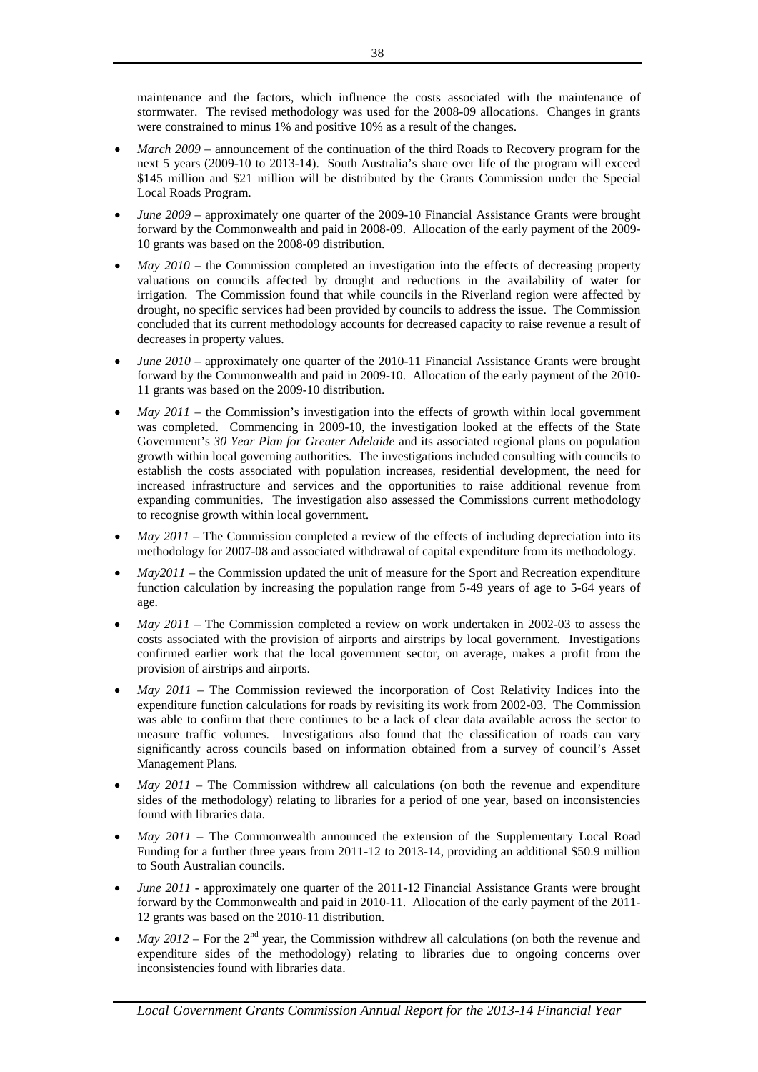maintenance and the factors, which influence the costs associated with the maintenance of stormwater. The revised methodology was used for the 2008-09 allocations. Changes in grants were constrained to minus 1% and positive 10% as a result of the changes.

- *March 2009* – announcement of the continuation of the third Roads to Recovery program for the next 5 years (2009-10 to 2013-14). South Australia's share over life of the program will exceed \$145 million and \$21 million will be distributed by the Grants Commission under the Special Local Roads Program.
- *June 2009* – approximately one quarter of the 2009-10 Financial Assistance Grants were brought forward by the Commonwealth and paid in 2008-09. Allocation of the early payment of the 2009-10 grants was based on the 2008-09 distribution.
- *May 2010* – the Commission completed an investigation into the effects of decreasing property valuations on councils affected by drought and reductions in the availability of water for irrigation. The Commission found that while councils in the Riverland region were affected by drought, no specific services had been provided by councils to address the issue. The Commission concluded that its current methodology accounts for decreased capacity to raise revenue a result of decreases in property values.
- *June 2010* – approximately one quarter of the 2010-11 Financial Assistance Grants were brought forward by the Commonwealth and paid in 2009-10. Allocation of the early payment of the 2010-11 grants was based on the 2009-10 distribution.
- *May 2011* – the Commission's investigation into the effects of growth within local government was completed. Commencing in 2009-10, the investigation looked at the effects of the State Government's *30 Year Plan for Greater Adelaide* and its associated regional plans on population growth within local governing authorities. The investigations included consulting with councils to establish the costs associated with population increases, residential development, the need for increased infrastructure and services and the opportunities to raise additional revenue from expanding communities. The investigation also assessed the Commissions current methodology to recognise growth within local government.
- *May 2011* – The Commission completed a review of the effects of including depreciation into its methodology for 2007-08 and associated withdrawal of capital expenditure from its methodology.
- *May2011* – the Commission updated the unit of measure for the Sport and Recreation expenditure function calculation by increasing the population range from 5-49 years of age to 5-64 years of age.
- *May 2011* – The Commission completed a review on work undertaken in 2002-03 to assess the costs associated with the provision of airports and airstrips by local government. Investigations confirmed earlier work that the local government sector, on average, makes a profit from the provision of airstrips and airports.
- *May 2011* – The Commission reviewed the incorporation of Cost Relativity Indices into the expenditure function calculations for roads by revisiting its work from 2002-03. The Commission was able to confirm that there continues to be a lack of clear data available across the sector to measure traffic volumes. Investigations also found that the classification of roads can vary significantly across councils based on information obtained from a survey of council's Asset Management Plans.
- *May 2011* – The Commission withdrew all calculations (on both the revenue and expenditure sides of the methodology) relating to libraries for a period of one year, based on inconsistencies found with libraries data.
- *May 2011* – The Commonwealth announced the extension of the Supplementary Local Road Funding for a further three years from 2011-12 to 2013-14, providing an additional \$50.9 million to South Australian councils.
- *June 2011* - approximately one quarter of the 2011-12 Financial Assistance Grants were brought forward by the Commonwealth and paid in 2010-11. Allocation of the early payment of the 2011-12 grants was based on the 2010-11 distribution.
- *May 2012* – For the 2nd year, the Commission withdrew all calculations (on both the revenue and expenditure sides of the methodology) relating to libraries due to ongoing concerns over inconsistencies found with libraries data.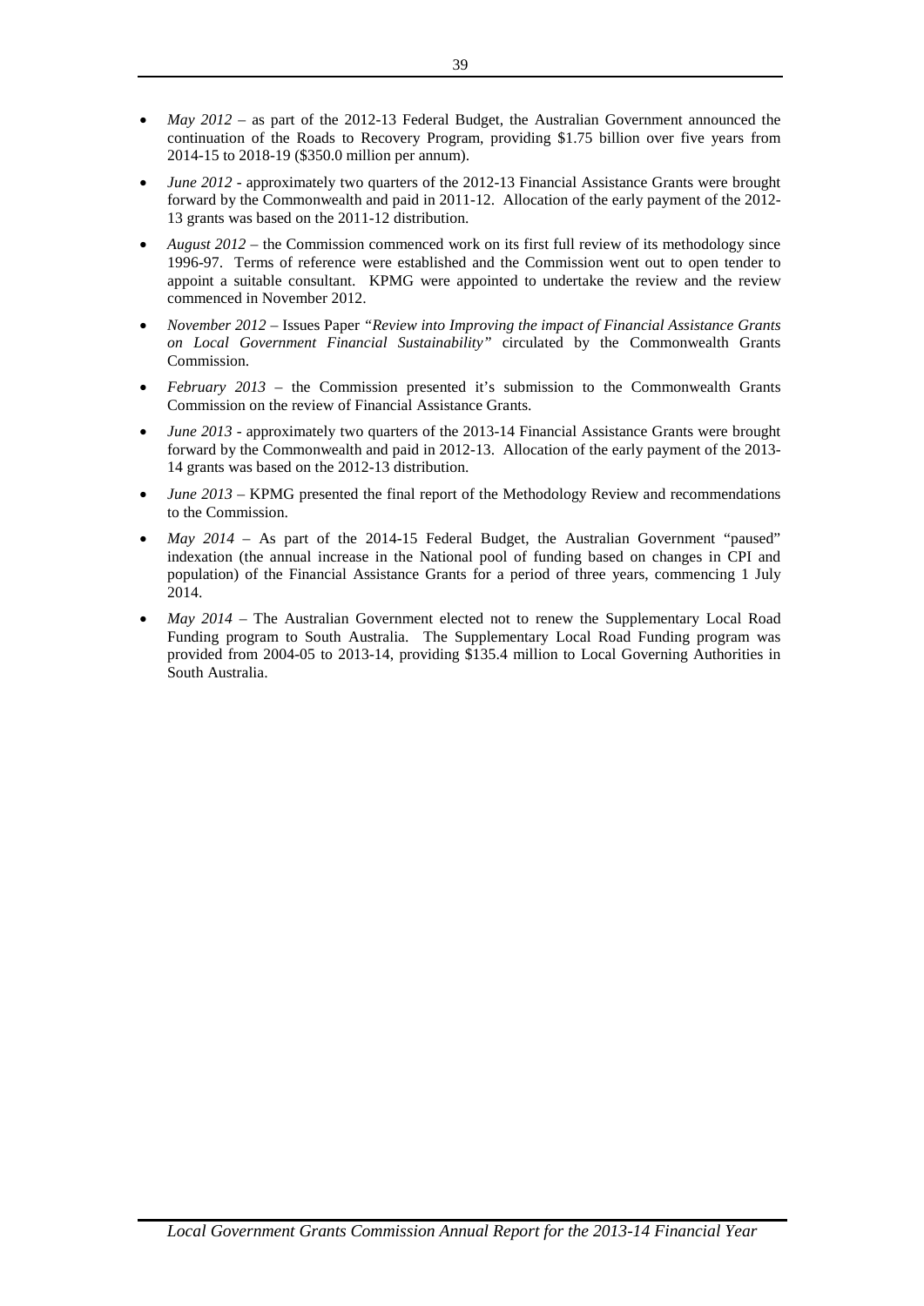- *May 2012* – as part of the 2012-13 Federal Budget, the Australian Government announced the continuation of the Roads to Recovery Program, providing $1.75 billion over five years from 2014-15 to 2018-19 ($350.0 million per annum).
- *June 2012* - approximately two quarters of the 2012-13 Financial Assistance Grants were brought forward by the Commonwealth and paid in 2011-12. Allocation of the early payment of the 2012-13 grants was based on the 2011-12 distribution.
- *August 2012* – the Commission commenced work on its first full review of its methodology since 1996-97. Terms of reference were established and the Commission went out to open tender to appoint a suitable consultant. KPMG were appointed to undertake the review and the review commenced in November 2012.
- *November 2012* – Issues Paper *"Review into Improving the impact of Financial Assistance Grants on Local Government Financial Sustainability"* circulated by the Commonwealth Grants Commission.
- *February 2013* – the Commission presented it's submission to the Commonwealth Grants Commission on the review of Financial Assistance Grants.
- *June 2013* - approximately two quarters of the 2013-14 Financial Assistance Grants were brought forward by the Commonwealth and paid in 2012-13. Allocation of the early payment of the 2013-14 grants was based on the 2012-13 distribution.
- *June 2013* – KPMG presented the final report of the Methodology Review and recommendations to the Commission.
- *May 2014* – As part of the 2014-15 Federal Budget, the Australian Government "paused" indexation (the annual increase in the National pool of funding based on changes in CPI and population) of the Financial Assistance Grants for a period of three years, commencing 1 July 2014.
- *May 2014* – The Australian Government elected not to renew the Supplementary Local Road Funding program to South Australia. The Supplementary Local Road Funding program was provided from 2004-05 to 2013-14, providing $135.4 million to Local Governing Authorities in South Australia.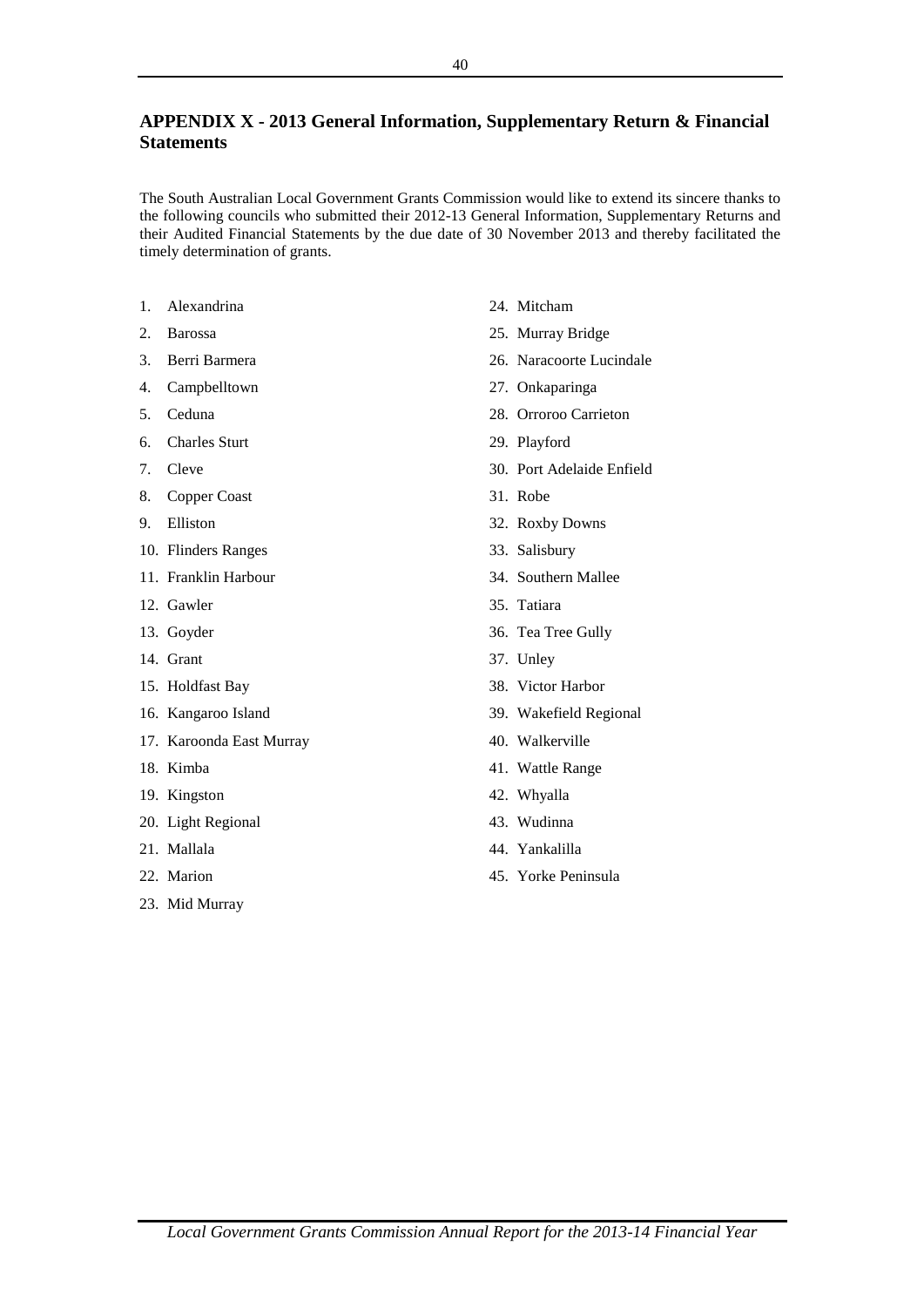## APPENDIX X - 2013 General Information, Supplementary Return & Financial Statements

The South Australian Local Government Grants Commission would like to extend its sincere thanks to the following councils who submitted their 2012-13 General Information, Supplementary Returns and their Audited Financial Statements by the due date of 30 November 2013 and thereby facilitated the timely determination of grants.

1. Alexandrina
2. Barossa
3. Berri Barmera
4. Campbelltown
5. Ceduna
6. Charles Sturt
7. Cleve
8. Copper Coast
9. Elliston
10. Flinders Ranges
11. Franklin Harbour
12. Gawler
13. Goyder
14. Grant
15. Holdfast Bay
16. Kangaroo Island
17. Karoonda East Murray
18. Kimba
19. Kingston
20. Light Regional
21. Mallala
22. Marion
23. Mid Murray
24. Mitcham
25. Murray Bridge
26. Naracoorte Lucindale
27. Onkaparinga
28. Orroroo Carrieton
29. Playford
30. Port Adelaide Enfield
31. Robe
32. Roxby Downs
33. Salisbury
34. Southern Mallee
35. Tatiara
36. Tea Tree Gully
37. Unley
38. Victor Harbor
39. Wakefield Regional
40. Walkerville
41. Wattle Range
42. Whyalla
43. Wudinna
44. Yankalilla
45. Yorke Peninsula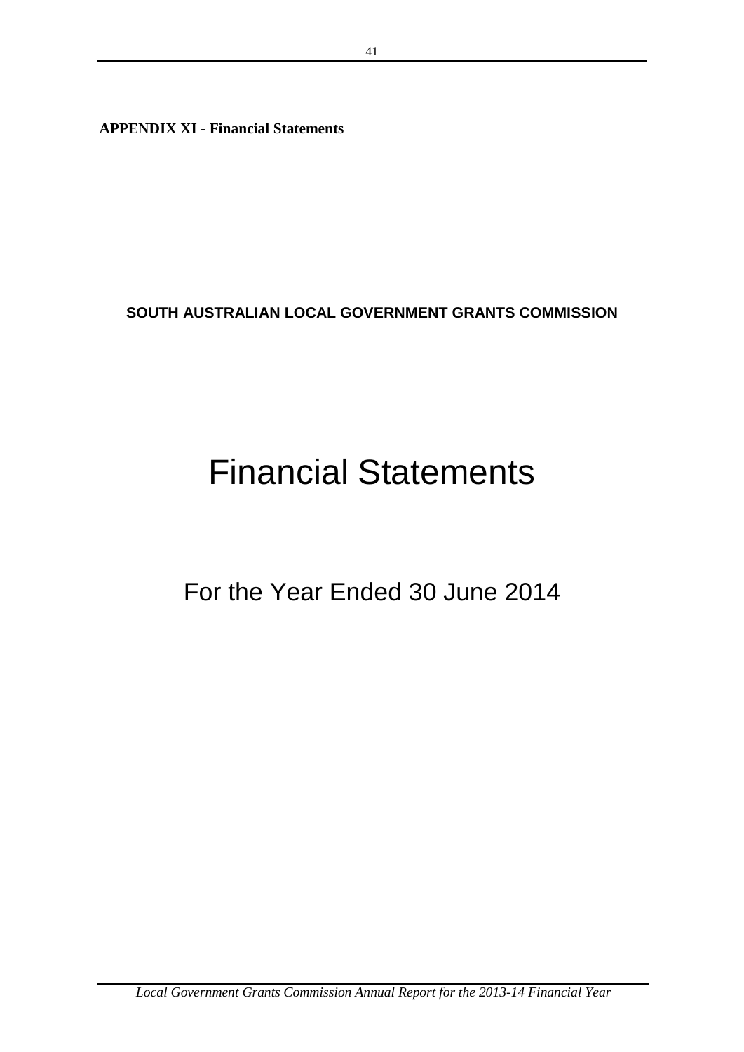**APPENDIX XI - Financial Statements**

**SOUTH AUSTRALIAN LOCAL GOVERNMENT GRANTS COMMISSION**

# Financial Statements

## For the Year Ended 30 June 2014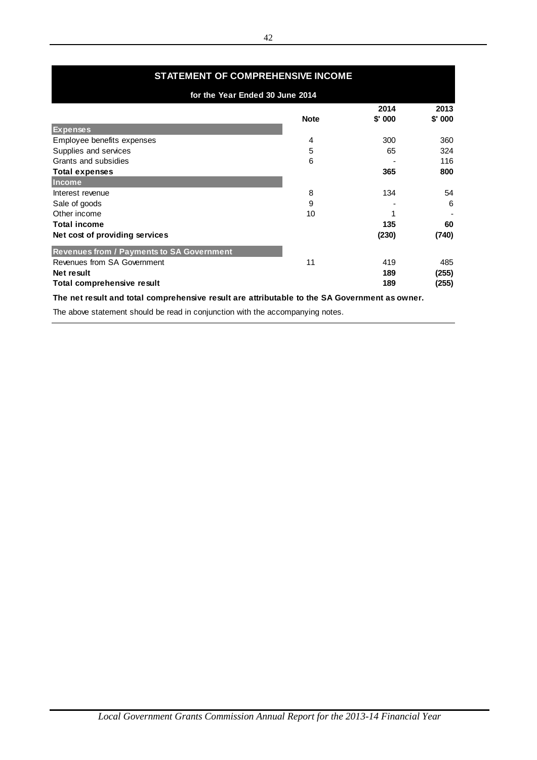## STATEMENT OF COMPREHENSIVE INCOME

**for the Year Ended 30 June 2014**

| | Note | 2014 $' 000 | 2013 $' 000 |
|---|---|---|---|
| **Expenses** | | | |
| Employee benefits expenses | 4 | 300 | 360 |
| Supplies and services | 5 | 65 | 324 |
| Grants and subsidies | 6 | - | 116 |
| **Total expenses** | | **365** | **800** |
| **Income** | | | |
| Interest revenue | 8 | 134 | 54 |
| Sale of goods | 9 | - | 6 |
| Other income | 10 | 1 | - |
| **Total income** | | **135** | **60** |
| **Net cost of providing services** | | **(230)** | **(740)** |
| **Revenues from / Payments to SA Government** | | | |
| Revenues from SA Government | 11 | 419 | 485 |
| **Net result** | | **189** | **(255)** |
| **Total comprehensive result** | | **189** | **(255)** |

**The net result and total comprehensive result are attributable to the SA Government as owner.**

The above statement should be read in conjunction with the accompanying notes.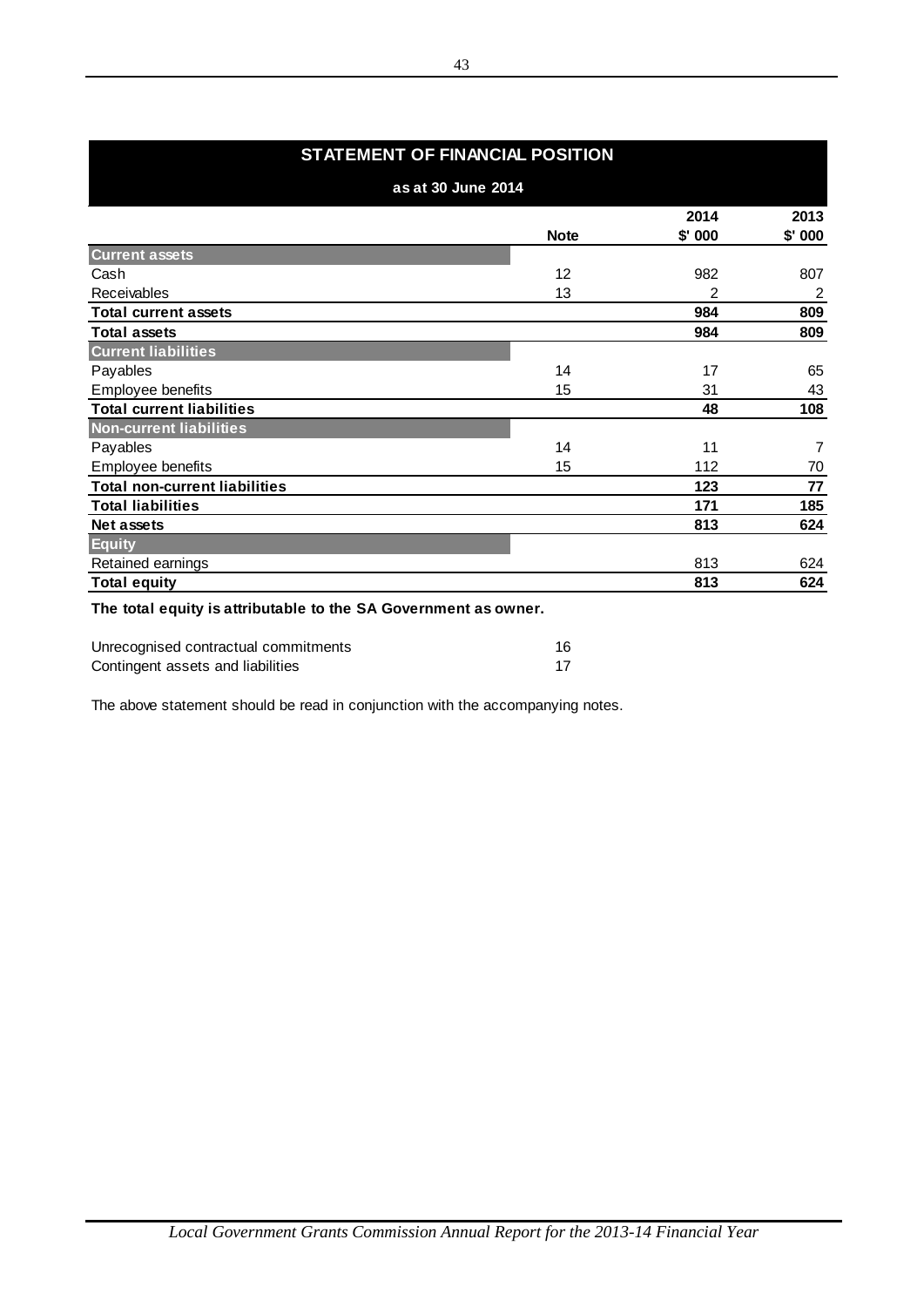## STATEMENT OF FINANCIAL POSITION

**as at 30 June 2014**

| | Note | 2014 $' 000 | 2013 $' 000 |
|---|---|---|---|
| **Current assets** | | | |
| Cash | 12 | 982 | 807 |
| Receivables | 13 | 2 | 2 |
| **Total current assets** | | **984** | **809** |
| **Total assets** | | **984** | **809** |
| **Current liabilities** | | | |
| Payables | 14 | 17 | 65 |
| Employee benefits | 15 | 31 | 43 |
| **Total current liabilities** | | **48** | **108** |
| **Non-current liabilities** | | | |
| Payables | 14 | 11 | 7 |
| Employee benefits | 15 | 112 | 70 |
| **Total non-current liabilities** | | **123** | **77** |
| **Total liabilities** | | **171** | **185** |
| **Net assets** | | **813** | **624** |
| **Equity** | | | |
| Retained earnings | | 813 | 624 |
| **Total equity** | | **813** | **624** |

**The total equity is attributable to the SA Government as owner.**

| | |
|---|---|
| Unrecognised contractual commitments | 16 |
| Contingent assets and liabilities | 17 |

The above statement should be read in conjunction with the accompanying notes.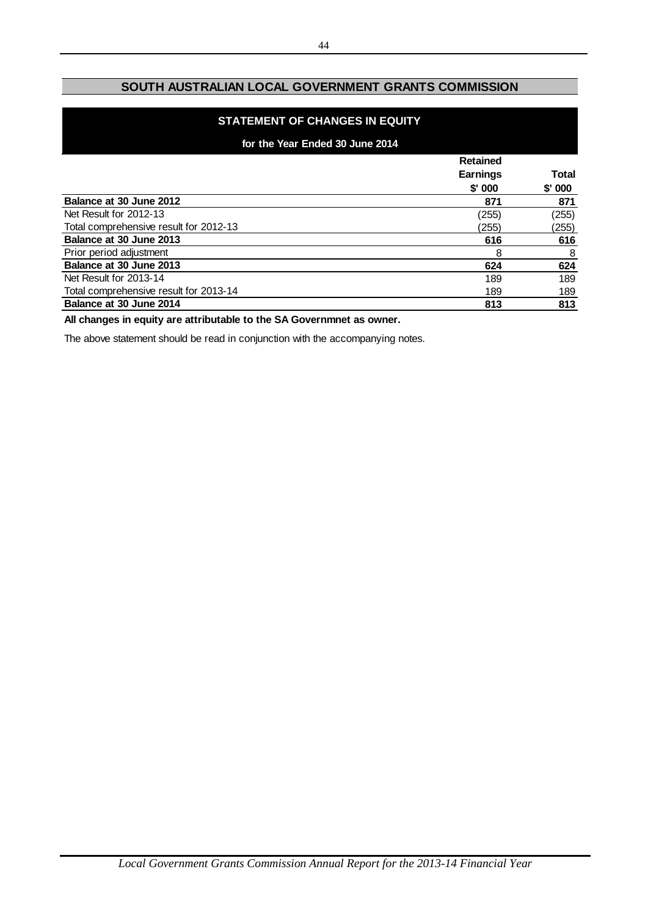## SOUTH AUSTRALIAN LOCAL GOVERNMENT GRANTS COMMISSION

### STATEMENT OF CHANGES IN EQUITY

**for the Year Ended 30 June 2014**

| | Retained Earnings $' 000 | Total $' 000 |
|---|---|---|
| **Balance at 30 June 2012** | **871** | **871** |
| Net Result for 2012-13 | (255) | (255) |
| Total comprehensive result for 2012-13 | (255) | (255) |
| **Balance at 30 June 2013** | **616** | **616** |
| Prior period adjustment | 8 | 8 |
| **Balance at 30 June 2013** | **624** | **624** |
| Net Result for 2013-14 | 189 | 189 |
| Total comprehensive result for 2013-14 | 189 | 189 |
| **Balance at 30 June 2014** | **813** | **813** |

**All changes in equity are attributable to the SA Governmnet as owner.**

The above statement should be read in conjunction with the accompanying notes.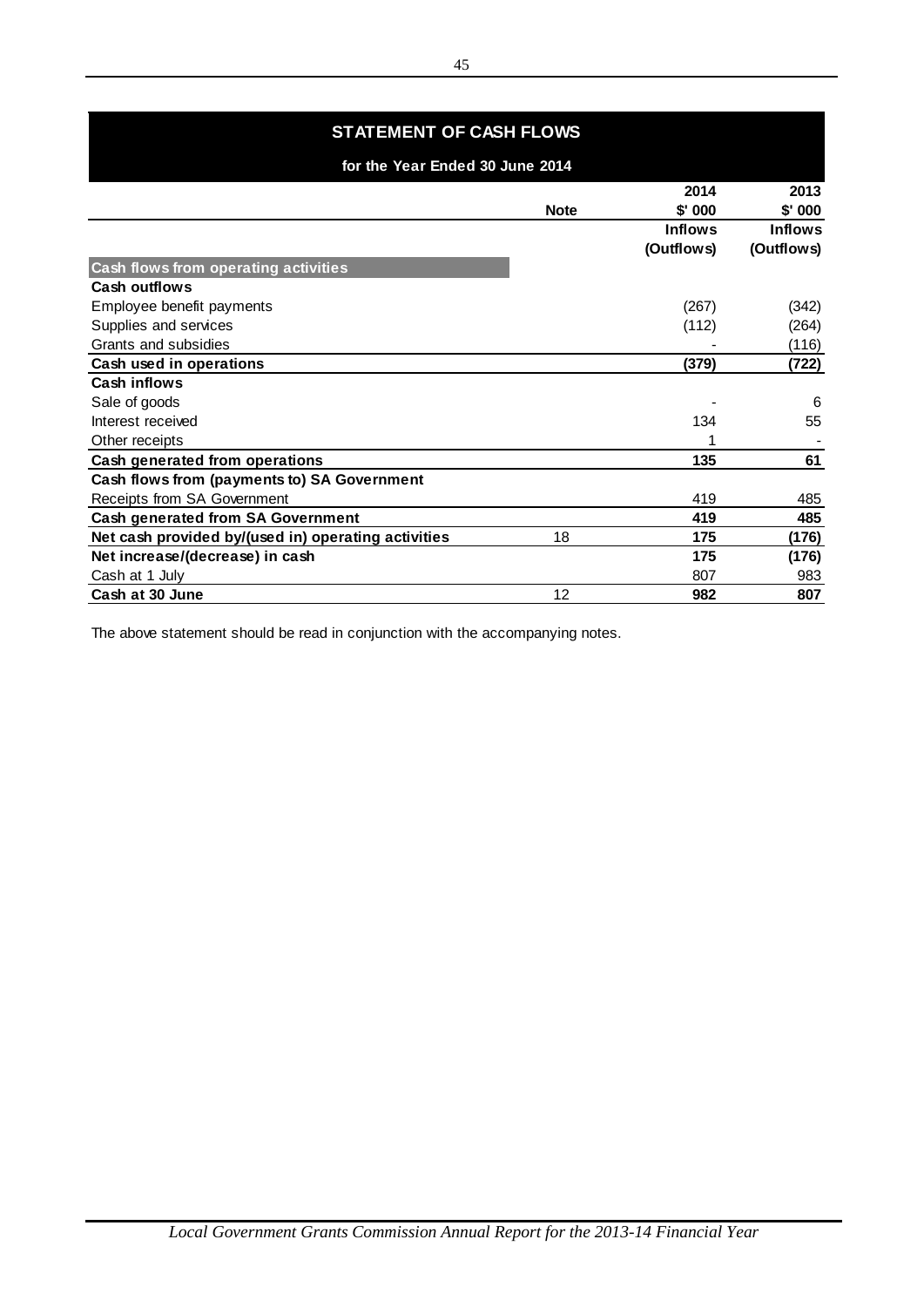## STATEMENT OF CASH FLOWS

### for the Year Ended 30 June 2014

| | Note | 2014 $' 000 Inflows (Outflows) | 2013 $' 000 Inflows (Outflows) |
|---|---|---|---|
| **Cash flows from operating activities** | | | |
| **Cash outflows** | | | |
| Employee benefit payments | | (267) | (342) |
| Supplies and services | | (112) | (264) |
| Grants and subsidies | | - | (116) |
| **Cash used in operations** | | **(379)** | **(722)** |
| **Cash inflows** | | | |
| Sale of goods | | - | 6 |
| Interest received | | 134 | 55 |
| Other receipts | | 1 | - |
| **Cash generated from operations** | | **135** | **61** |
| **Cash flows from (payments to) SA Government** | | | |
| Receipts from SA Government | | 419 | 485 |
| **Cash generated from SA Government** | | **419** | **485** |
| **Net cash provided by/(used in) operating activities** | 18 | **175** | **(176)** |
| **Net increase/(decrease) in cash** | | **175** | **(176)** |
| Cash at 1 July | | 807 | 983 |
| **Cash at 30 June** | 12 | **982** | **807** |

The above statement should be read in conjunction with the accompanying notes.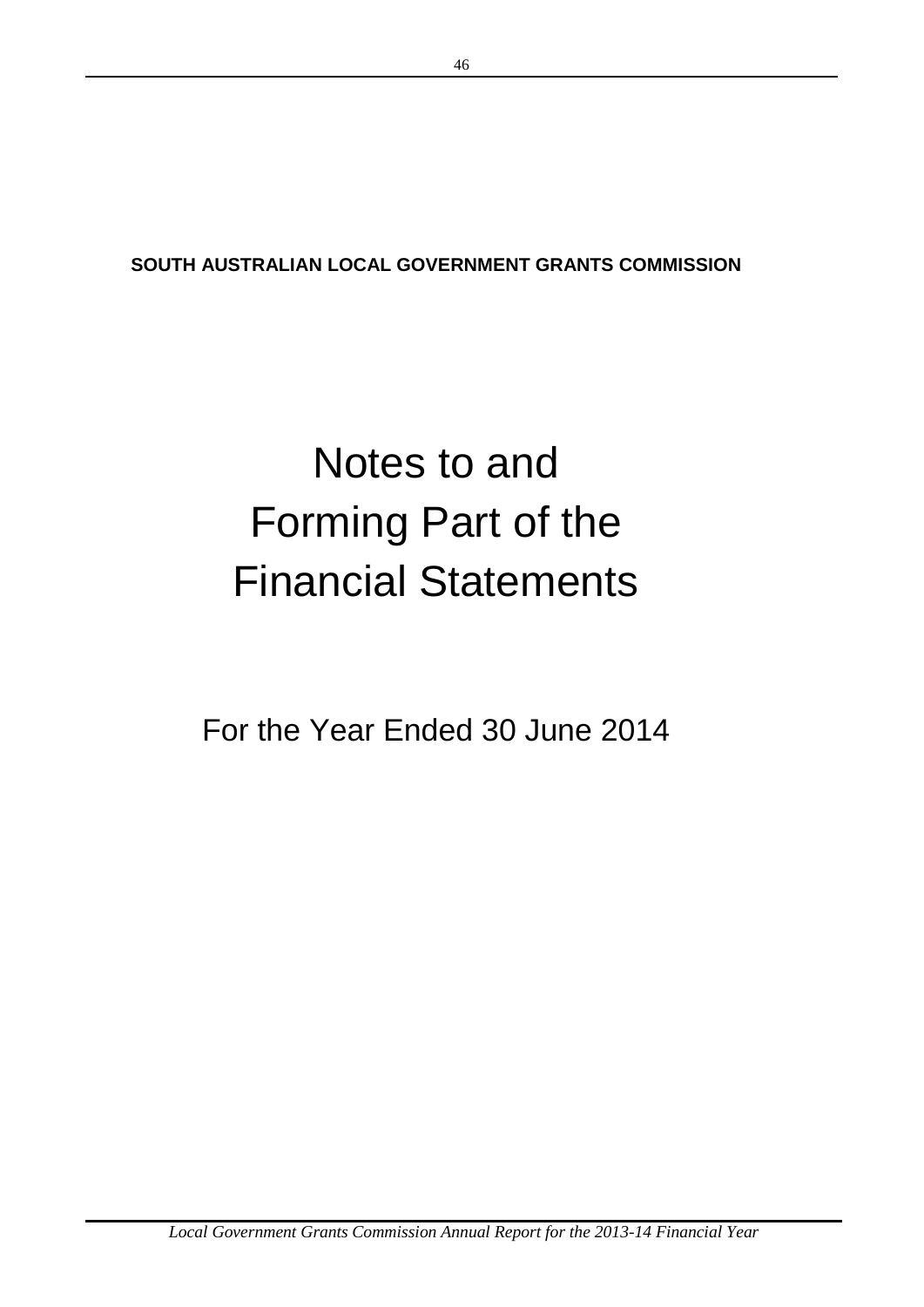**SOUTH AUSTRALIAN LOCAL GOVERNMENT GRANTS COMMISSION**

# Notes to and Forming Part of the Financial Statements

For the Year Ended 30 June 2014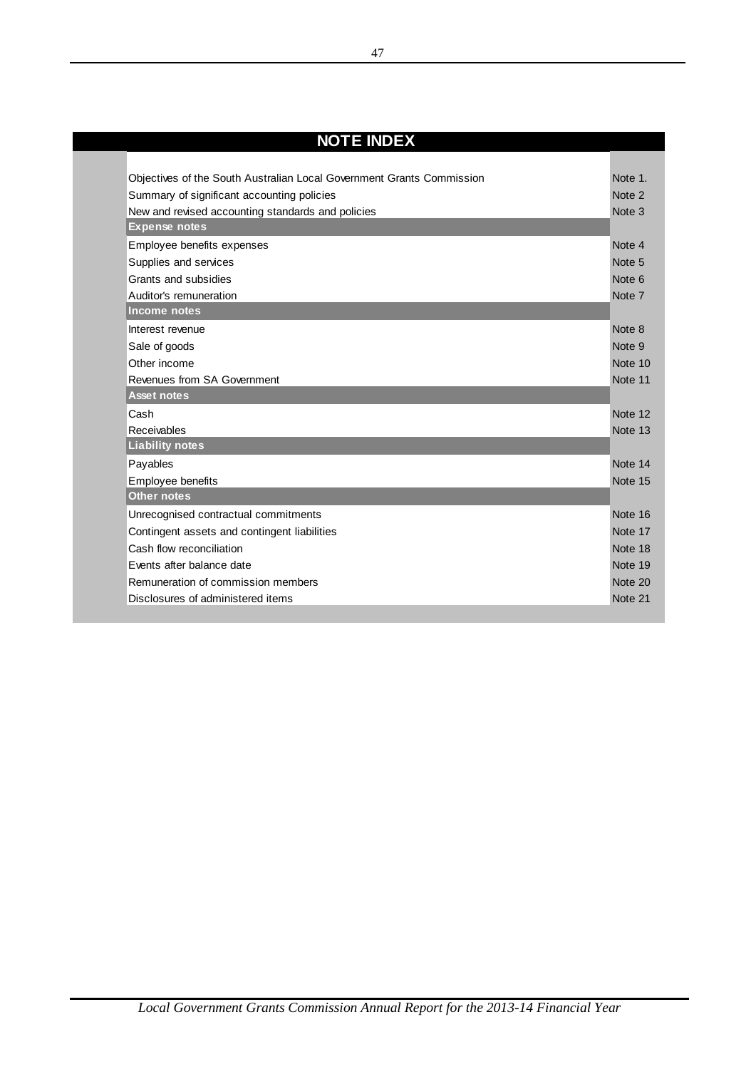## NOTE INDEX

| | |
|---|---|
| Objectives of the South Australian Local Government Grants Commission | Note 1. |
| Summary of significant accounting policies | Note 2 |
| New and revised accounting standards and policies | Note 3 |
| **Expense notes** | |
| Employee benefits expenses | Note 4 |
| Supplies and services | Note 5 |
| Grants and subsidies | Note 6 |
| Auditor's remuneration | Note 7 |
| **Income notes** | |
| Interest revenue | Note 8 |
| Sale of goods | Note 9 |
| Other income | Note 10 |
| Revenues from SA Government | Note 11 |
| **Asset notes** | |
| Cash | Note 12 |
| Receivables | Note 13 |
| **Liability notes** | |
| Payables | Note 14 |
| Employee benefits | Note 15 |
| **Other notes** | |
| Unrecognised contractual commitments | Note 16 |
| Contingent assets and contingent liabilities | Note 17 |
| Cash flow reconciliation | Note 18 |
| Events after balance date | Note 19 |
| Remuneration of commission members | Note 20 |
| Disclosures of administered items | Note 21 |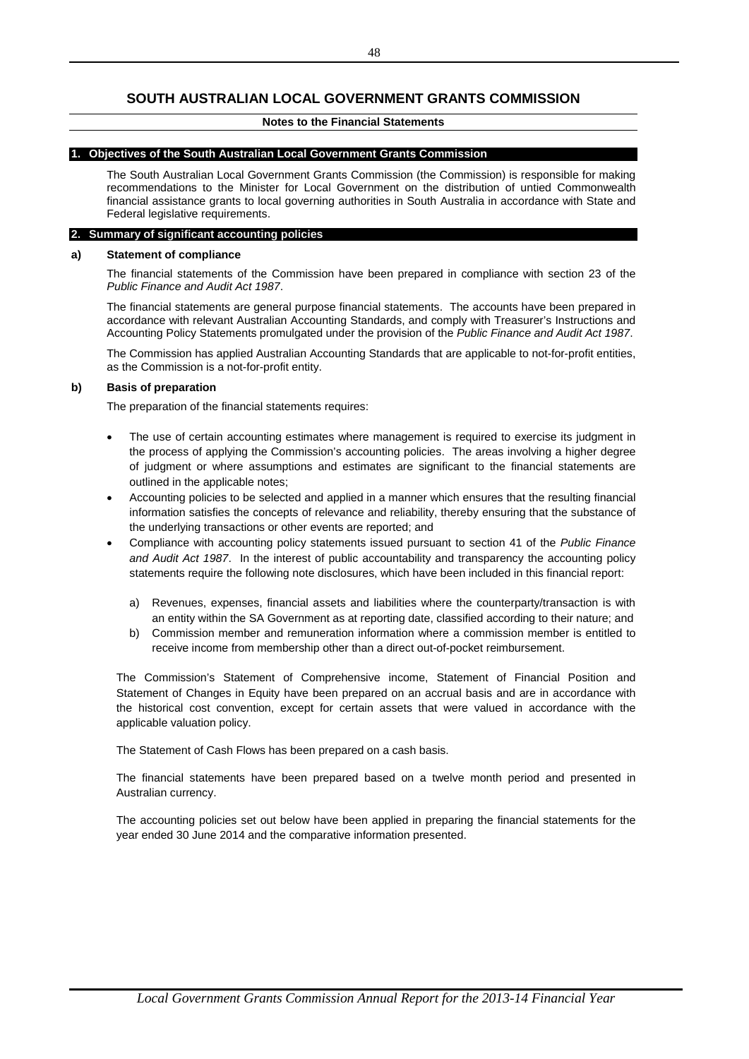# SOUTH AUSTRALIAN LOCAL GOVERNMENT GRANTS COMMISSION

**Notes to the Financial Statements**

## 1. Objectives of the South Australian Local Government Grants Commission

The South Australian Local Government Grants Commission (the Commission) is responsible for making recommendations to the Minister for Local Government on the distribution of untied Commonwealth financial assistance grants to local governing authorities in South Australia in accordance with State and Federal legislative requirements.

## 2. Summary of significant accounting policies

### a) Statement of compliance

The financial statements of the Commission have been prepared in compliance with section 23 of the *Public Finance and Audit Act 1987*.

The financial statements are general purpose financial statements. The accounts have been prepared in accordance with relevant Australian Accounting Standards, and comply with Treasurer's Instructions and Accounting Policy Statements promulgated under the provision of the *Public Finance and Audit Act 1987*.

The Commission has applied Australian Accounting Standards that are applicable to not-for-profit entities, as the Commission is a not-for-profit entity.

### b) Basis of preparation

The preparation of the financial statements requires:

- The use of certain accounting estimates where management is required to exercise its judgment in the process of applying the Commission's accounting policies. The areas involving a higher degree of judgment or where assumptions and estimates are significant to the financial statements are outlined in the applicable notes;
- Accounting policies to be selected and applied in a manner which ensures that the resulting financial information satisfies the concepts of relevance and reliability, thereby ensuring that the substance of the underlying transactions or other events are reported; and
- Compliance with accounting policy statements issued pursuant to section 41 of the *Public Finance and Audit Act 1987*. In the interest of public accountability and transparency the accounting policy statements require the following note disclosures, which have been included in this financial report:

    a) Revenues, expenses, financial assets and liabilities where the counterparty/transaction is with an entity within the SA Government as at reporting date, classified according to their nature; and
    b) Commission member and remuneration information where a commission member is entitled to receive income from membership other than a direct out-of-pocket reimbursement.

The Commission's Statement of Comprehensive income, Statement of Financial Position and Statement of Changes in Equity have been prepared on an accrual basis and are in accordance with the historical cost convention, except for certain assets that were valued in accordance with the applicable valuation policy.

The Statement of Cash Flows has been prepared on a cash basis.

The financial statements have been prepared based on a twelve month period and presented in Australian currency.

The accounting policies set out below have been applied in preparing the financial statements for the year ended 30 June 2014 and the comparative information presented.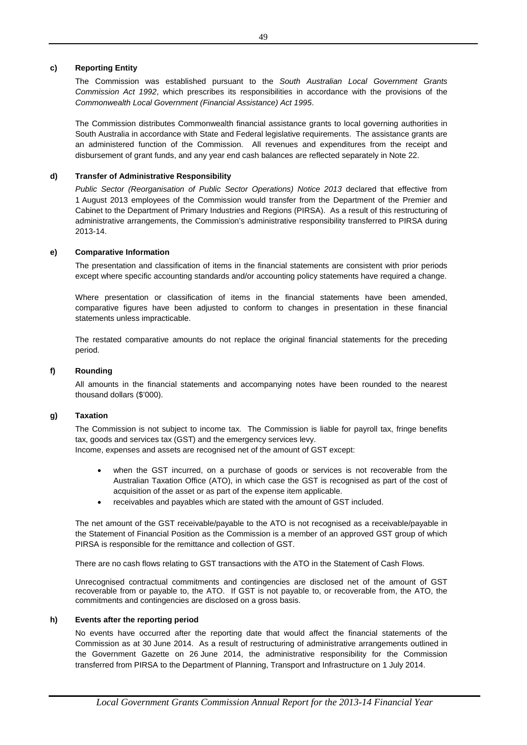#### c) Reporting Entity

The Commission was established pursuant to the *South Australian Local Government Grants Commission Act 1992*, which prescribes its responsibilities in accordance with the provisions of the *Commonwealth Local Government (Financial Assistance) Act 1995*.

The Commission distributes Commonwealth financial assistance grants to local governing authorities in South Australia in accordance with State and Federal legislative requirements. The assistance grants are an administered function of the Commission. All revenues and expenditures from the receipt and disbursement of grant funds, and any year end cash balances are reflected separately in Note 22.

#### d) Transfer of Administrative Responsibility

*Public Sector (Reorganisation of Public Sector Operations) Notice 2013* declared that effective from 1 August 2013 employees of the Commission would transfer from the Department of the Premier and Cabinet to the Department of Primary Industries and Regions (PIRSA). As a result of this restructuring of administrative arrangements, the Commission's administrative responsibility transferred to PIRSA during 2013-14.

#### e) Comparative Information

The presentation and classification of items in the financial statements are consistent with prior periods except where specific accounting standards and/or accounting policy statements have required a change.

Where presentation or classification of items in the financial statements have been amended, comparative figures have been adjusted to conform to changes in presentation in these financial statements unless impracticable.

The restated comparative amounts do not replace the original financial statements for the preceding period.

#### f) Rounding

All amounts in the financial statements and accompanying notes have been rounded to the nearest thousand dollars ($'000).

#### g) Taxation

The Commission is not subject to income tax. The Commission is liable for payroll tax, fringe benefits tax, goods and services tax (GST) and the emergency services levy.
Income, expenses and assets are recognised net of the amount of GST except:

- when the GST incurred, on a purchase of goods or services is not recoverable from the Australian Taxation Office (ATO), in which case the GST is recognised as part of the cost of acquisition of the asset or as part of the expense item applicable.
- receivables and payables which are stated with the amount of GST included.

The net amount of the GST receivable/payable to the ATO is not recognised as a receivable/payable in the Statement of Financial Position as the Commission is a member of an approved GST group of which PIRSA is responsible for the remittance and collection of GST.

There are no cash flows relating to GST transactions with the ATO in the Statement of Cash Flows.

Unrecognised contractual commitments and contingencies are disclosed net of the amount of GST recoverable from or payable to, the ATO. If GST is not payable to, or recoverable from, the ATO, the commitments and contingencies are disclosed on a gross basis.

#### h) Events after the reporting period

No events have occurred after the reporting date that would affect the financial statements of the Commission as at 30 June 2014. As a result of restructuring of administrative arrangements outlined in the Government Gazette on 26 June 2014, the administrative responsibility for the Commission transferred from PIRSA to the Department of Planning, Transport and Infrastructure on 1 July 2014.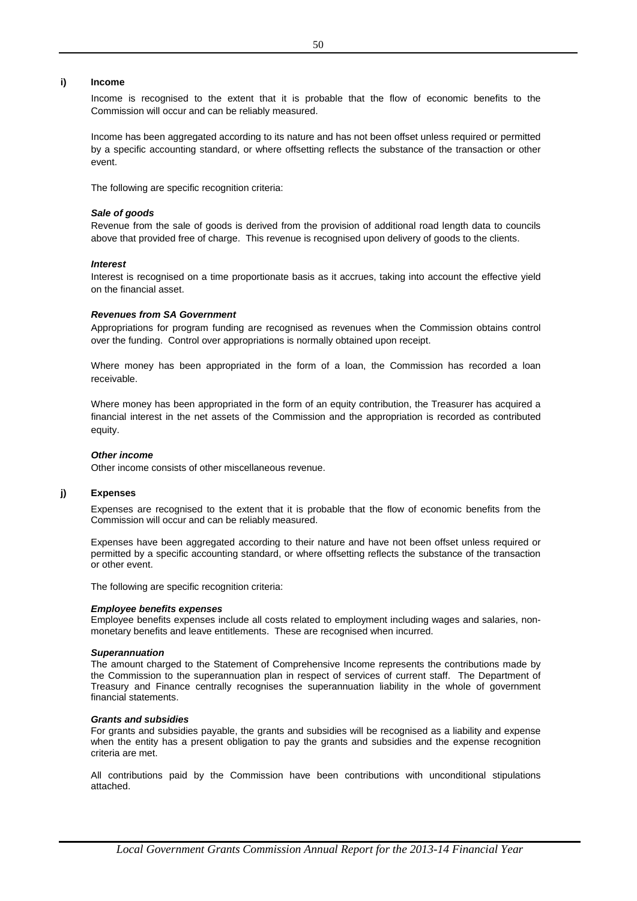### i) Income

Income is recognised to the extent that it is probable that the flow of economic benefits to the Commission will occur and can be reliably measured.

Income has been aggregated according to its nature and has not been offset unless required or permitted by a specific accounting standard, or where offsetting reflects the substance of the transaction or other event.

The following are specific recognition criteria:

***Sale of goods***

Revenue from the sale of goods is derived from the provision of additional road length data to councils above that provided free of charge. This revenue is recognised upon delivery of goods to the clients.

***Interest***

Interest is recognised on a time proportionate basis as it accrues, taking into account the effective yield on the financial asset.

***Revenues from SA Government***

Appropriations for program funding are recognised as revenues when the Commission obtains control over the funding. Control over appropriations is normally obtained upon receipt.

Where money has been appropriated in the form of a loan, the Commission has recorded a loan receivable.

Where money has been appropriated in the form of an equity contribution, the Treasurer has acquired a financial interest in the net assets of the Commission and the appropriation is recorded as contributed equity.

***Other income***

Other income consists of other miscellaneous revenue.

### j) Expenses

Expenses are recognised to the extent that it is probable that the flow of economic benefits from the Commission will occur and can be reliably measured.

Expenses have been aggregated according to their nature and have not been offset unless required or permitted by a specific accounting standard, or where offsetting reflects the substance of the transaction or other event.

The following are specific recognition criteria:

***Employee benefits expenses***

Employee benefits expenses include all costs related to employment including wages and salaries, non-monetary benefits and leave entitlements. These are recognised when incurred.

***Superannuation***

The amount charged to the Statement of Comprehensive Income represents the contributions made by the Commission to the superannuation plan in respect of services of current staff. The Department of Treasury and Finance centrally recognises the superannuation liability in the whole of government financial statements.

***Grants and subsidies***

For grants and subsidies payable, the grants and subsidies will be recognised as a liability and expense when the entity has a present obligation to pay the grants and subsidies and the expense recognition criteria are met.

All contributions paid by the Commission have been contributions with unconditional stipulations attached.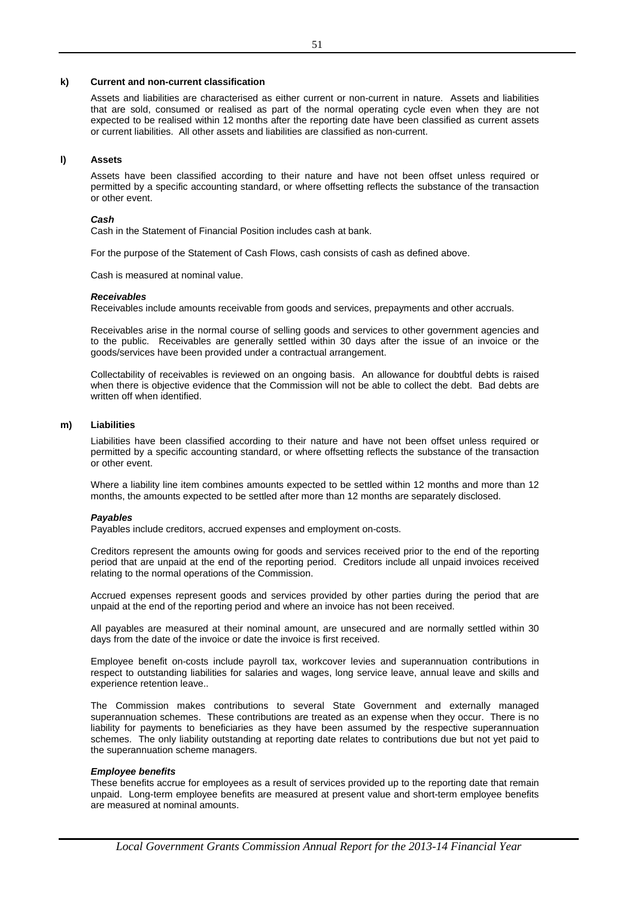### k) Current and non-current classification

Assets and liabilities are characterised as either current or non-current in nature. Assets and liabilities that are sold, consumed or realised as part of the normal operating cycle even when they are not expected to be realised within 12 months after the reporting date have been classified as current assets or current liabilities. All other assets and liabilities are classified as non-current.

### l) Assets

Assets have been classified according to their nature and have not been offset unless required or permitted by a specific accounting standard, or where offsetting reflects the substance of the transaction or other event.

***Cash***

Cash in the Statement of Financial Position includes cash at bank.

For the purpose of the Statement of Cash Flows, cash consists of cash as defined above.

Cash is measured at nominal value.

***Receivables***

Receivables include amounts receivable from goods and services, prepayments and other accruals.

Receivables arise in the normal course of selling goods and services to other government agencies and to the public. Receivables are generally settled within 30 days after the issue of an invoice or the goods/services have been provided under a contractual arrangement.

Collectability of receivables is reviewed on an ongoing basis. An allowance for doubtful debts is raised when there is objective evidence that the Commission will not be able to collect the debt. Bad debts are written off when identified.

### m) Liabilities

Liabilities have been classified according to their nature and have not been offset unless required or permitted by a specific accounting standard, or where offsetting reflects the substance of the transaction or other event.

Where a liability line item combines amounts expected to be settled within 12 months and more than 12 months, the amounts expected to be settled after more than 12 months are separately disclosed.

***Payables***

Payables include creditors, accrued expenses and employment on-costs.

Creditors represent the amounts owing for goods and services received prior to the end of the reporting period that are unpaid at the end of the reporting period. Creditors include all unpaid invoices received relating to the normal operations of the Commission.

Accrued expenses represent goods and services provided by other parties during the period that are unpaid at the end of the reporting period and where an invoice has not been received.

All payables are measured at their nominal amount, are unsecured and are normally settled within 30 days from the date of the invoice or date the invoice is first received.

Employee benefit on-costs include payroll tax, workcover levies and superannuation contributions in respect to outstanding liabilities for salaries and wages, long service leave, annual leave and skills and experience retention leave..

The Commission makes contributions to several State Government and externally managed superannuation schemes. These contributions are treated as an expense when they occur. There is no liability for payments to beneficiaries as they have been assumed by the respective superannuation schemes. The only liability outstanding at reporting date relates to contributions due but not yet paid to the superannuation scheme managers.

***Employee benefits***

These benefits accrue for employees as a result of services provided up to the reporting date that remain unpaid. Long-term employee benefits are measured at present value and short-term employee benefits are measured at nominal amounts.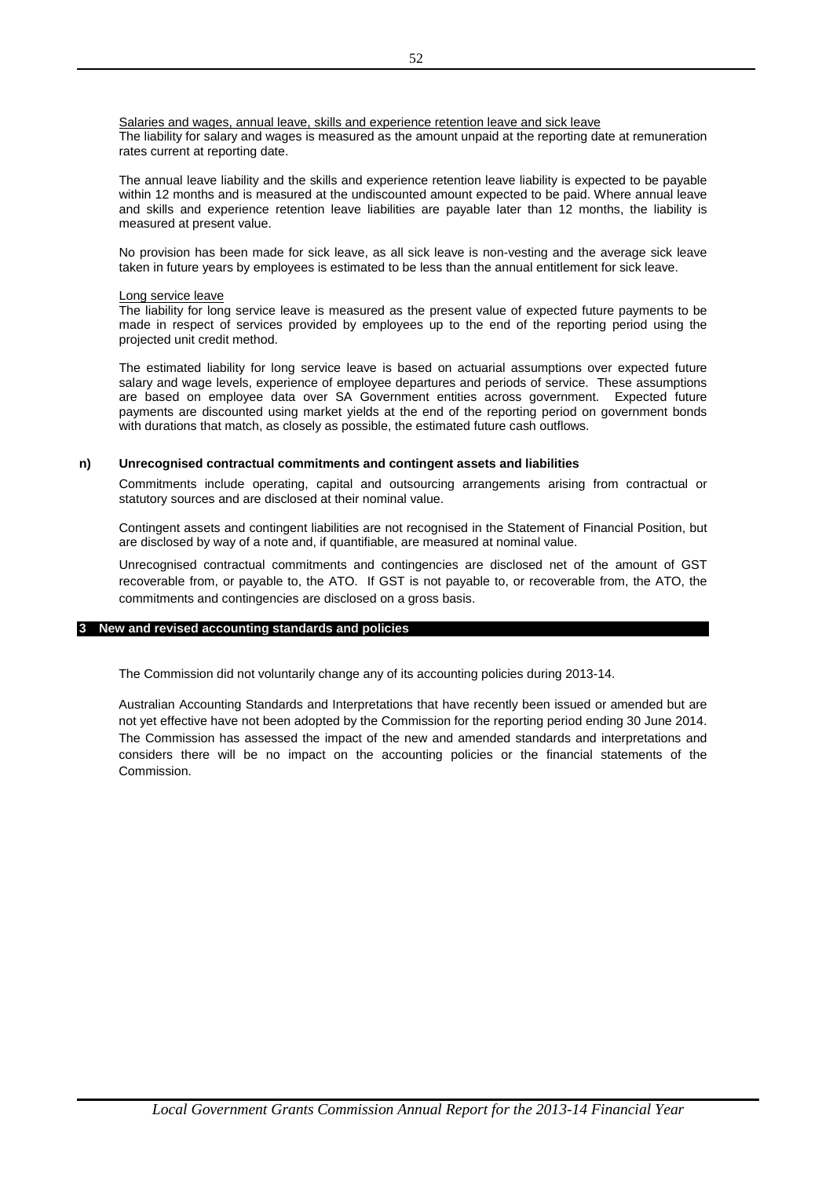Salaries and wages, annual leave, skills and experience retention leave and sick leave

The liability for salary and wages is measured as the amount unpaid at the reporting date at remuneration rates current at reporting date.

The annual leave liability and the skills and experience retention leave liability is expected to be payable within 12 months and is measured at the undiscounted amount expected to be paid. Where annual leave and skills and experience retention leave liabilities are payable later than 12 months, the liability is measured at present value.

No provision has been made for sick leave, as all sick leave is non-vesting and the average sick leave taken in future years by employees is estimated to be less than the annual entitlement for sick leave.

Long service leave

The liability for long service leave is measured as the present value of expected future payments to be made in respect of services provided by employees up to the end of the reporting period using the projected unit credit method.

The estimated liability for long service leave is based on actuarial assumptions over expected future salary and wage levels, experience of employee departures and periods of service. These assumptions are based on employee data over SA Government entities across government. Expected future payments are discounted using market yields at the end of the reporting period on government bonds with durations that match, as closely as possible, the estimated future cash outflows.

**n) Unrecognised contractual commitments and contingent assets and liabilities**

Commitments include operating, capital and outsourcing arrangements arising from contractual or statutory sources and are disclosed at their nominal value.

Contingent assets and contingent liabilities are not recognised in the Statement of Financial Position, but are disclosed by way of a note and, if quantifiable, are measured at nominal value.

Unrecognised contractual commitments and contingencies are disclosed net of the amount of GST recoverable from, or payable to, the ATO. If GST is not payable to, or recoverable from, the ATO, the commitments and contingencies are disclosed on a gross basis.

## 3 New and revised accounting standards and policies

The Commission did not voluntarily change any of its accounting policies during 2013-14.

Australian Accounting Standards and Interpretations that have recently been issued or amended but are not yet effective have not been adopted by the Commission for the reporting period ending 30 June 2014. The Commission has assessed the impact of the new and amended standards and interpretations and considers there will be no impact on the accounting policies or the financial statements of the Commission.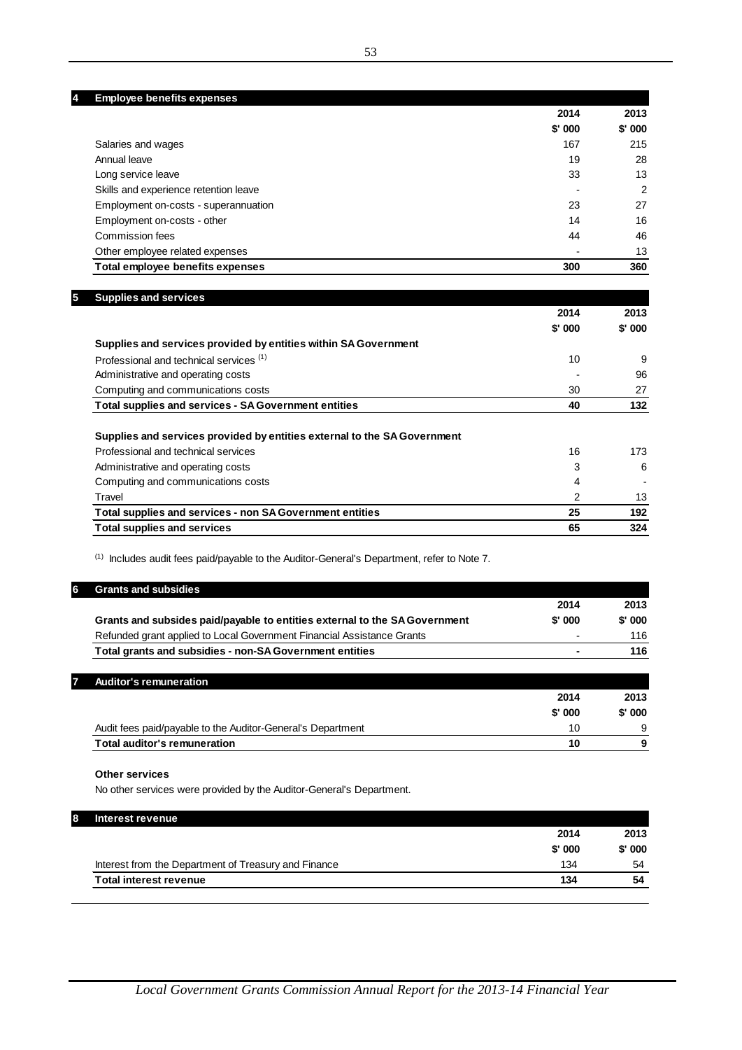## 4 Employee benefits expenses

| | 2014 | 2013 |
|---|---|---|
| | $' 000 | $' 000 |
| Salaries and wages | 167 | 215 |
| Annual leave | 19 | 28 |
| Long service leave | 33 | 13 |
| Skills and experience retention leave | - | 2 |
| Employment on-costs - superannuation | 23 | 27 |
| Employment on-costs - other | 14 | 16 |
| Commission fees | 44 | 46 |
| Other employee related expenses | - | 13 |
| **Total employee benefits expenses** | **300** | **360** |

## 5 Supplies and services

| | 2014 | 2013 |
|---|---|---|
| | $' 000 | $' 000 |
| **Supplies and services provided by entities within SA Government** | | |
| Professional and technical services [1] | 10 | 9 |
| Administrative and operating costs | - | 96 |
| Computing and communications costs | 30 | 27 |
| **Total supplies and services - SA Government entities** | **40** | **132** |
| | | |
| **Supplies and services provided by entities external to the SA Government** | | |
| Professional and technical services | 16 | 173 |
| Administrative and operating costs | 3 | 6 |
| Computing and communications costs | 4 | - |
| Travel | 2 | 13 |
| **Total supplies and services - non SA Government entities** | **25** | **192** |
| **Total supplies and services** | **65** | **324** |

[1] Includes audit fees paid/payable to the Auditor-General's Department, refer to Note 7.

## 6 Grants and subsidies

| | 2014 | 2013 |
|---|---|---|
| **Grants and subsides paid/payable to entities external to the SA Government** | **$' 000** | **$' 000** |
| Refunded grant applied to Local Government Financial Assistance Grants | - | 116 |
| **Total grants and subsidies - non-SA Government entities** | **-** | **116** |

## 7 Auditor's remuneration

| | 2014 | 2013 |
|---|---|---|
| | $' 000 | $' 000 |
| Audit fees paid/payable to the Auditor-General's Department | 10 | 9 |
| **Total auditor's remuneration** | **10** | **9** |

**Other services**

No other services were provided by the Auditor-General's Department.

## 8 Interest revenue

| | 2014 | 2013 |
|---|---|---|
| | $' 000 | $' 000 |
| Interest from the Department of Treasury and Finance | 134 | 54 |
| **Total interest revenue** | **134** | **54** |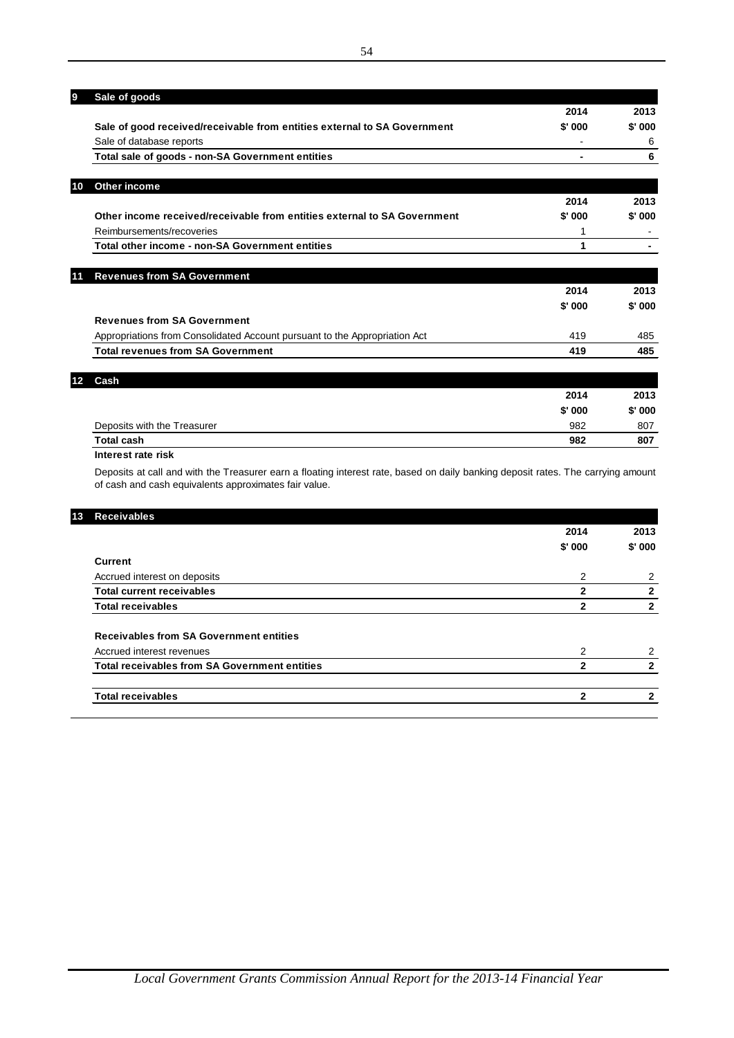## 9 Sale of goods

| | 2014 | 2013 |
|---|---|---|
| **Sale of good received/receivable from entities external to SA Government** | **$' 000** | **$' 000** |
| Sale of database reports | - | 6 |
| **Total sale of goods - non-SA Government entities** | **-** | **6** |

## 10 Other income

| | 2014 | 2013 |
|---|---|---|
| **Other income received/receivable from entities external to SA Government** | **$' 000** | **$' 000** |
| Reimbursements/recoveries | 1 | - |
| **Total other income - non-SA Government entities** | **1** | **-** |

## 11 Revenues from SA Government

| | 2014 | 2013 |
|---|---|---|
| | **$' 000** | **$' 000** |
| **Revenues from SA Government** | | |
| Appropriations from Consolidated Account pursuant to the Appropriation Act | 419 | 485 |
| **Total revenues from SA Government** | **419** | **485** |

## 12 Cash

| | 2014 | 2013 |
|---|---|---|
| | **$' 000** | **$' 000** |
| Deposits with the Treasurer | 982 | 807 |
| **Total cash** | **982** | **807** |

**Interest rate risk**

Deposits at call and with the Treasurer earn a floating interest rate, based on daily banking deposit rates. The carrying amount of cash and cash equivalents approximates fair value.

## 13 Receivables

| | 2014 | 2013 |
|---|---|---|
| | **$' 000** | **$' 000** |
| **Current** | | |
| Accrued interest on deposits | 2 | 2 |
| **Total current receivables** | **2** | **2** |
| **Total receivables** | **2** | **2** |
| | | |
| **Receivables from SA Government entities** | | |
| Accrued interest revenues | 2 | 2 |
| **Total receivables from SA Government entities** | **2** | **2** |
| | | |
| **Total receivables** | **2** | **2** |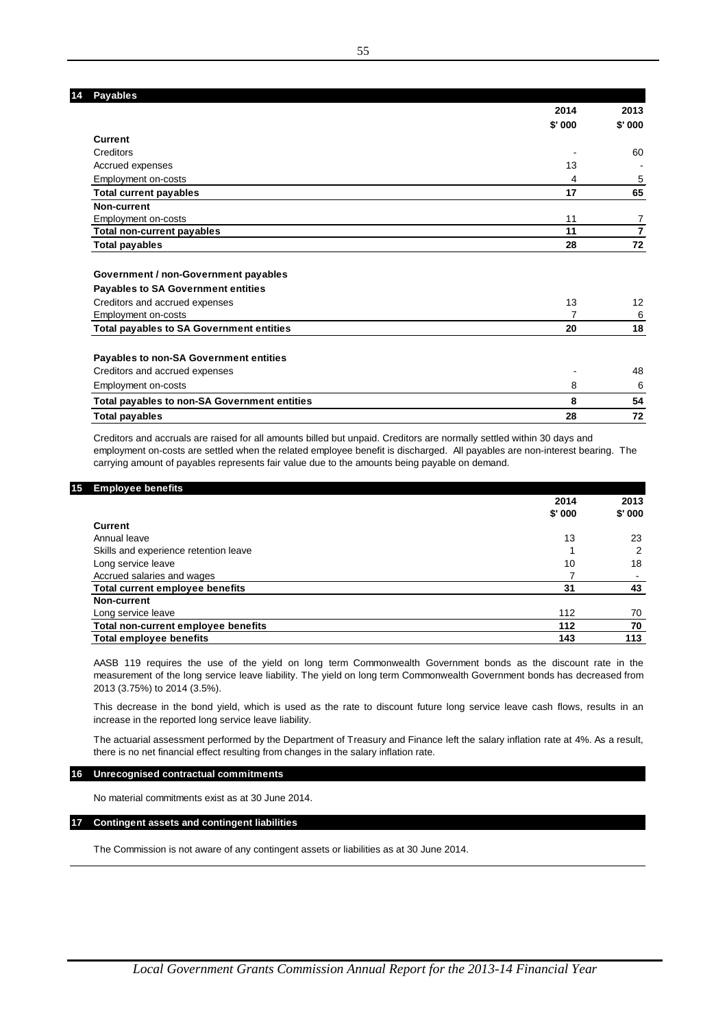## 14 Payables

| | 2014<br>$' 000 | 2013<br>$' 000 |
|---|---|---|
| **Current** | | |
| Creditors | - | 60 |
| Accrued expenses | 13 | - |
| Employment on-costs | 4 | 5 |
| **Total current payables** | **17** | **65** |
| **Non-current** | | |
| Employment on-costs | 11 | 7 |
| **Total non-current payables** | **11** | **7** |
| **Total payables** | **28** | **72** |
| | | |
| **Government / non-Government payables** | | |
| **Payables to SA Government entities** | | |
| Creditors and accrued expenses | 13 | 12 |
| Employment on-costs | 7 | 6 |
| **Total payables to SA Government entities** | **20** | **18** |
| | | |
| **Payables to non-SA Government entities** | | |
| Creditors and accrued expenses | - | 48 |
| Employment on-costs | 8 | 6 |
| **Total payables to non-SA Government entities** | **8** | **54** |
| **Total payables** | **28** | **72** |

Creditors and accruals are raised for all amounts billed but unpaid. Creditors are normally settled within 30 days and employment on-costs are settled when the related employee benefit is discharged. All payables are non-interest bearing. The carrying amount of payables represents fair value due to the amounts being payable on demand.

## 15 Employee benefits

| | 2014<br>$' 000 | 2013<br>$' 000 |
|---|---|---|
| **Current** | | |
| Annual leave | 13 | 23 |
| Skills and experience retention leave | 1 | 2 |
| Long service leave | 10 | 18 |
| Accrued salaries and wages | 7 | - |
| **Total current employee benefits** | **31** | **43** |
| **Non-current** | | |
| Long service leave | 112 | 70 |
| **Total non-current employee benefits** | **112** | **70** |
| **Total employee benefits** | **143** | **113** |

AASB 119 requires the use of the yield on long term Commonwealth Government bonds as the discount rate in the measurement of the long service leave liability. The yield on long term Commonwealth Government bonds has decreased from 2013 (3.75%) to 2014 (3.5%).

This decrease in the bond yield, which is used as the rate to discount future long service leave cash flows, results in an increase in the reported long service leave liability.

The actuarial assessment performed by the Department of Treasury and Finance left the salary inflation rate at 4%. As a result, there is no net financial effect resulting from changes in the salary inflation rate.

## 16 Unrecognised contractual commitments

No material commitments exist as at 30 June 2014.

## 17 Contingent assets and contingent liabilities

The Commission is not aware of any contingent assets or liabilities as at 30 June 2014.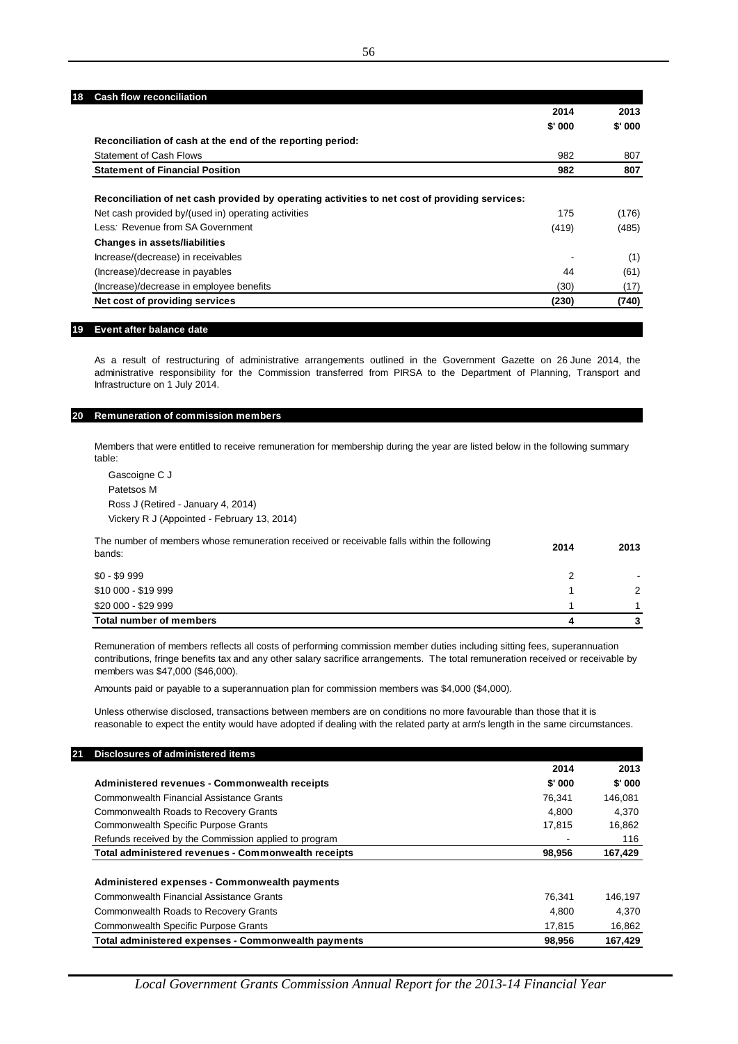## 18 Cash flow reconciliation

| | 2014 | 2013 |
|---|---|---|
| | $' 000 | $' 000 |
| **Reconciliation of cash at the end of the reporting period:** | | |
| Statement of Cash Flows | 982 | 807 |
| **Statement of Financial Position** | **982** | **807** |
| | | |
| **Reconciliation of net cash provided by operating activities to net cost of providing services:** | | |
| Net cash provided by/(used in) operating activities | 175 | (176) |
| Less: Revenue from SA Government | (419) | (485) |
| **Changes in assets/liabilities** | | |
| Increase/(decrease) in receivables | - | (1) |
| (Increase)/decrease in payables | 44 | (61) |
| (Increase)/decrease in employee benefits | (30) | (17) |
| **Net cost of providing services** | **(230)** | **(740)** |

## 19 Event after balance date

As a result of restructuring of administrative arrangements outlined in the Government Gazette on 26 June 2014, the administrative responsibility for the Commission transferred from PIRSA to the Department of Planning, Transport and Infrastructure on 1 July 2014.

## 20 Remuneration of commission members

Members that were entitled to receive remuneration for membership during the year are listed below in the following summary table:

Gascoigne C J
Patetsos M
Ross J (Retired - January 4, 2014)
Vickery R J (Appointed - February 13, 2014)

| The number of members whose remuneration received or receivable falls within the following bands: | 2014 | 2013 |
|---|---|---|
| $0 - $9 999 | 2 | - |
| $10 000 - $19 999 | 1 | 2 |
| $20 000 - $29 999 | 1 | 1 |
| **Total number of members** | **4** | **3** |

Remuneration of members reflects all costs of performing commission member duties including sitting fees, superannuation contributions, fringe benefits tax and any other salary sacrifice arrangements. The total remuneration received or receivable by members was $47,000 ($46,000).

Amounts paid or payable to a superannuation plan for commission members was $4,000 ($4,000).

Unless otherwise disclosed, transactions between members are on conditions no more favourable than those that it is reasonable to expect the entity would have adopted if dealing with the related party at arm's length in the same circumstances.

## 21 Disclosures of administered items

| | 2014 | 2013 |
|---|---|---|
| **Administered revenues - Commonwealth receipts** | **$' 000** | **$' 000** |
| Commonwealth Financial Assistance Grants | 76,341 | 146,081 |
| Commonwealth Roads to Recovery Grants | 4,800 | 4,370 |
| Commonwealth Specific Purpose Grants | 17,815 | 16,862 |
| Refunds received by the Commission applied to program | - | 116 |
| **Total administered revenues - Commonwealth receipts** | **98,956** | **167,429** |
| | | |
| **Administered expenses - Commonwealth payments** | | |
| Commonwealth Financial Assistance Grants | 76,341 | 146,197 |
| Commonwealth Roads to Recovery Grants | 4,800 | 4,370 |
| Commonwealth Specific Purpose Grants | 17,815 | 16,862 |
| **Total administered expenses - Commonwealth payments** | **98,956** | **167,429** |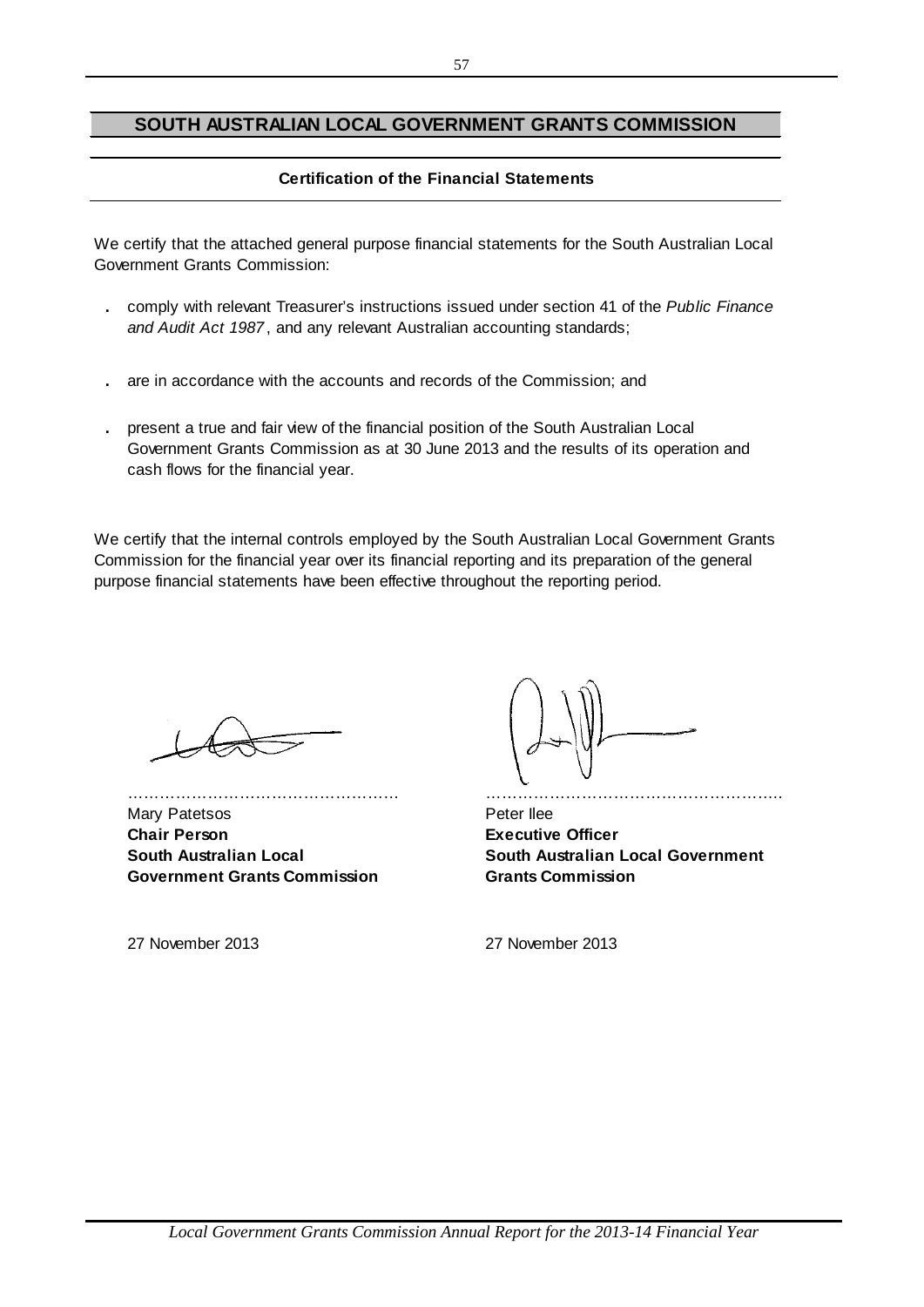## SOUTH AUSTRALIAN LOCAL GOVERNMENT GRANTS COMMISSION

### Certification of the Financial Statements

We certify that the attached general purpose financial statements for the South Australian Local Government Grants Commission:

- comply with relevant Treasurer's instructions issued under section 41 of the *Public Finance and Audit Act 1987*, and any relevant Australian accounting standards;
- are in accordance with the accounts and records of the Commission; and
- present a true and fair view of the financial position of the South Australian Local Government Grants Commission as at 30 June 2013 and the results of its operation and cash flows for the financial year.

We certify that the internal controls employed by the South Australian Local Government Grants Commission for the financial year over its financial reporting and its preparation of the general purpose financial statements have been effective throughout the reporting period.

……………………………………………
Mary Patetsos
**Chair Person**
**South Australian Local Government Grants Commission**

27 November 2013

……………………………………………
Peter Ilee
**Executive Officer**
**South Australian Local Government Grants Commission**

27 November 2013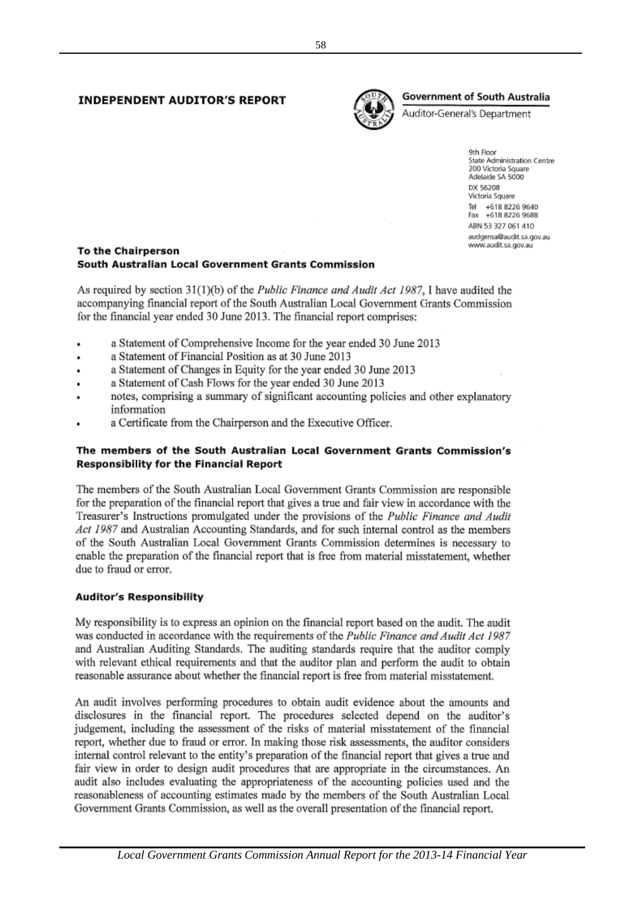# INDEPENDENT AUDITOR'S REPORT

**Government of South Australia**
Auditor-General's Department

9th Floor
State Administration Centre
200 Victoria Square
Adelaide SA 5000
DX 56208
Victoria Square
Tel +618 8226 9640
Fax +618 8226 9688
ABN 53 327 061 410
audgensa@audit.sa.gov.au
www.audit.sa.gov.au

**To the Chairperson**
**South Australian Local Government Grants Commission**

As required by section 31(1)(b) of the *Public Finance and Audit Act 1987*, I have audited the accompanying financial report of the South Australian Local Government Grants Commission for the financial year ended 30 June 2013. The financial report comprises:

- a Statement of Comprehensive Income for the year ended 30 June 2013
- a Statement of Financial Position as at 30 June 2013
- a Statement of Changes in Equity for the year ended 30 June 2013
- a Statement of Cash Flows for the year ended 30 June 2013
- notes, comprising a summary of significant accounting policies and other explanatory information
- a Certificate from the Chairperson and the Executive Officer.

### The members of the South Australian Local Government Grants Commission's Responsibility for the Financial Report

The members of the South Australian Local Government Grants Commission are responsible for the preparation of the financial report that gives a true and fair view in accordance with the Treasurer's Instructions promulgated under the provisions of the *Public Finance and Audit Act 1987* and Australian Accounting Standards, and for such internal control as the members of the South Australian Local Government Grants Commission determines is necessary to enable the preparation of the financial report that is free from material misstatement, whether due to fraud or error.

### Auditor's Responsibility

My responsibility is to express an opinion on the financial report based on the audit. The audit was conducted in accordance with the requirements of the *Public Finance and Audit Act 1987* and Australian Auditing Standards. The auditing standards require that the auditor comply with relevant ethical requirements and that the auditor plan and perform the audit to obtain reasonable assurance about whether the financial report is free from material misstatement.

An audit involves performing procedures to obtain audit evidence about the amounts and disclosures in the financial report. The procedures selected depend on the auditor's judgement, including the assessment of the risks of material misstatement of the financial report, whether due to fraud or error. In making those risk assessments, the auditor considers internal control relevant to the entity's preparation of the financial report that gives a true and fair view in order to design audit procedures that are appropriate in the circumstances. An audit also includes evaluating the appropriateness of the accounting policies used and the reasonableness of accounting estimates made by the members of the South Australian Local Government Grants Commission, as well as the overall presentation of the financial report.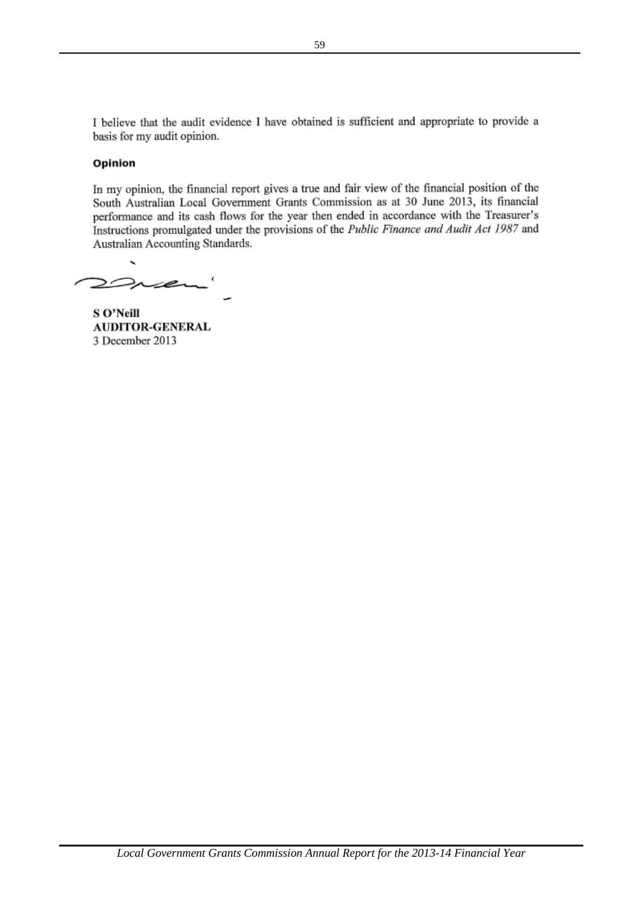I believe that the audit evidence I have obtained is sufficient and appropriate to provide a basis for my audit opinion.

## Opinion

In my opinion, the financial report gives a true and fair view of the financial position of the South Australian Local Government Grants Commission as at 30 June 2013, its financial performance and its cash flows for the year then ended in accordance with the Treasurer's Instructions promulgated under the provisions of the *Public Finance and Audit Act 1987* and Australian Accounting Standards.

**S O'Neill**
**AUDITOR-GENERAL**
3 December 2013